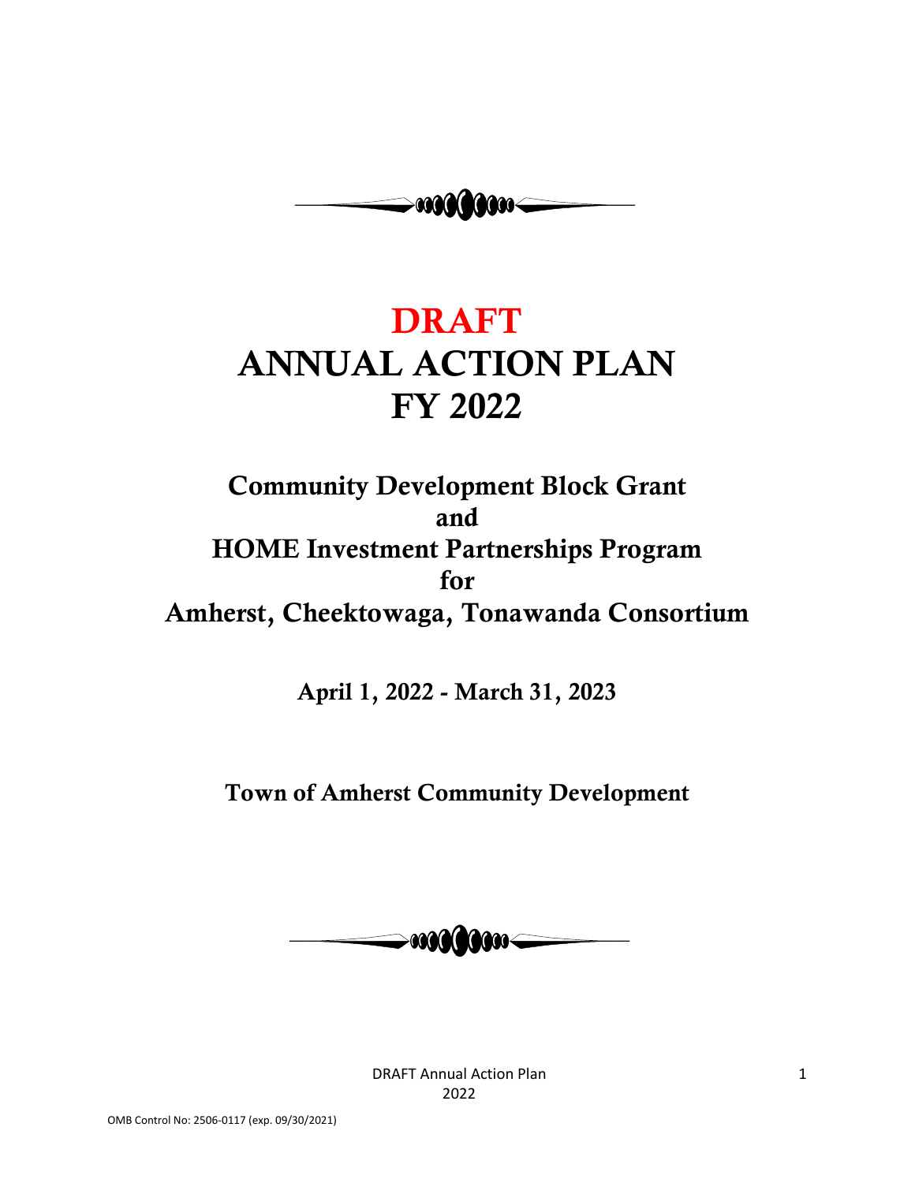# DRAFT

# ANNUAL ACTION PLAN

# FY 2022

## Community Development Block Grant

## and

## HOME Investment Partnerships Program

## for

## Amherst, Cheektowaga, Tonawanda Consortium

**April 1, 2022 - March 31, 2023**

**Town of Amherst Community Development**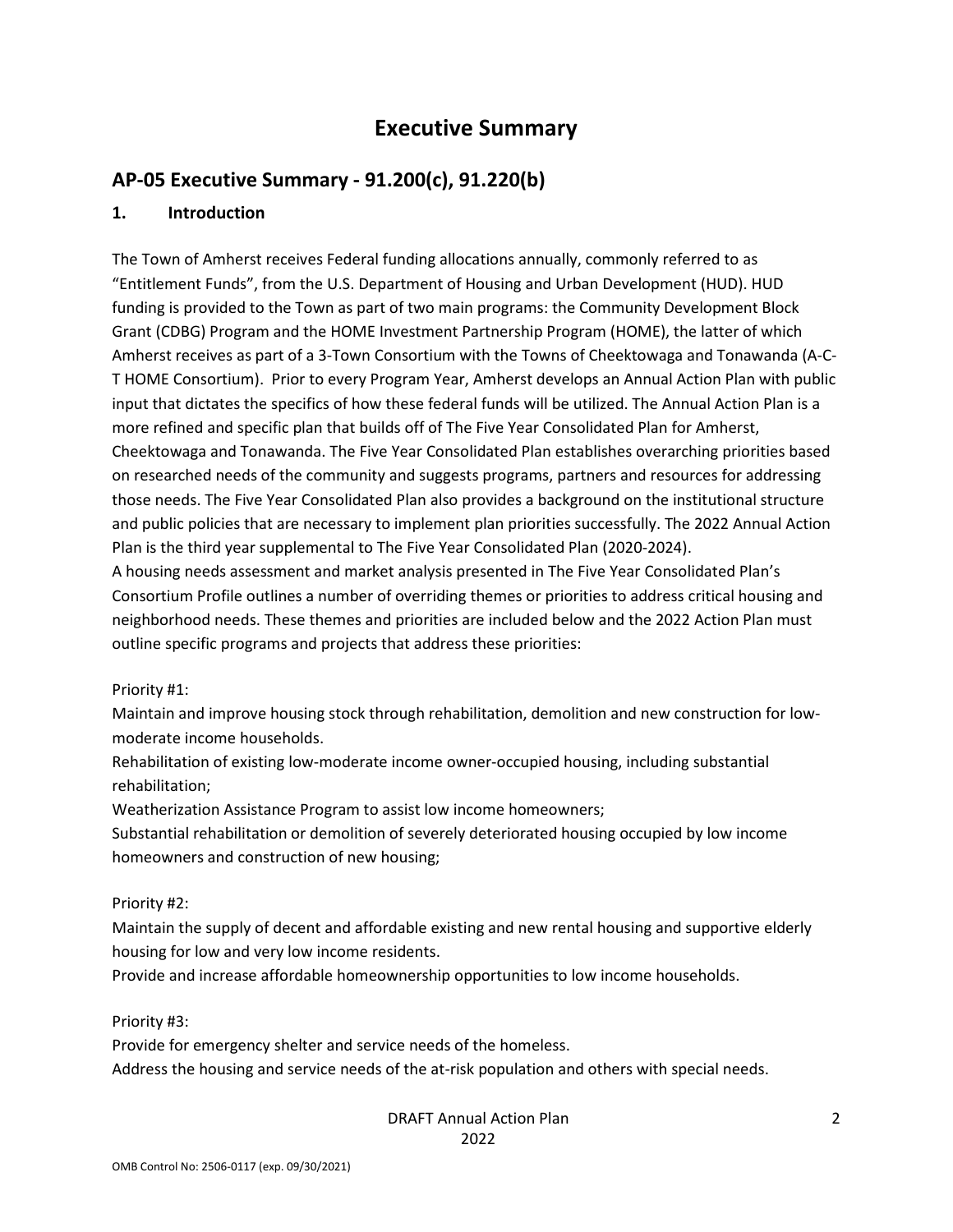# Executive Summary

## AP-05 Executive Summary - 91.200(c), 91.220(b)

### 1. Introduction

The Town of Amherst receives Federal funding allocations annually, commonly referred to as "Entitlement Funds", from the U.S. Department of Housing and Urban Development (HUD). HUD funding is provided to the Town as part of two main programs: the Community Development Block Grant (CDBG) Program and the HOME Investment Partnership Program (HOME), the latter of which Amherst receives as part of a 3-Town Consortium with the Towns of Cheektowaga and Tonawanda (A-C-T HOME Consortium). Prior to every Program Year, Amherst develops an Annual Action Plan with public input that dictates the specifics of how these federal funds will be utilized. The Annual Action Plan is a more refined and specific plan that builds off of The Five Year Consolidated Plan for Amherst, Cheektowaga and Tonawanda. The Five Year Consolidated Plan establishes overarching priorities based on researched needs of the community and suggests programs, partners and resources for addressing those needs. The Five Year Consolidated Plan also provides a background on the institutional structure and public policies that are necessary to implement plan priorities successfully. The 2022 Annual Action Plan is the third year supplemental to The Five Year Consolidated Plan (2020-2024).

A housing needs assessment and market analysis presented in The Five Year Consolidated Plan's Consortium Profile outlines a number of overriding themes or priorities to address critical housing and neighborhood needs. These themes and priorities are included below and the 2022 Action Plan must outline specific programs and projects that address these priorities:

Priority #1:

Maintain and improve housing stock through rehabilitation, demolition and new construction for low-moderate income households.

Rehabilitation of existing low-moderate income owner-occupied housing, including substantial rehabilitation;

Weatherization Assistance Program to assist low income homeowners;

Substantial rehabilitation or demolition of severely deteriorated housing occupied by low income homeowners and construction of new housing;

Priority #2:

Maintain the supply of decent and affordable existing and new rental housing and supportive elderly housing for low and very low income residents.

Provide and increase affordable homeownership opportunities to low income households.

Priority #3:

Provide for emergency shelter and service needs of the homeless.

Address the housing and service needs of the at-risk population and others with special needs.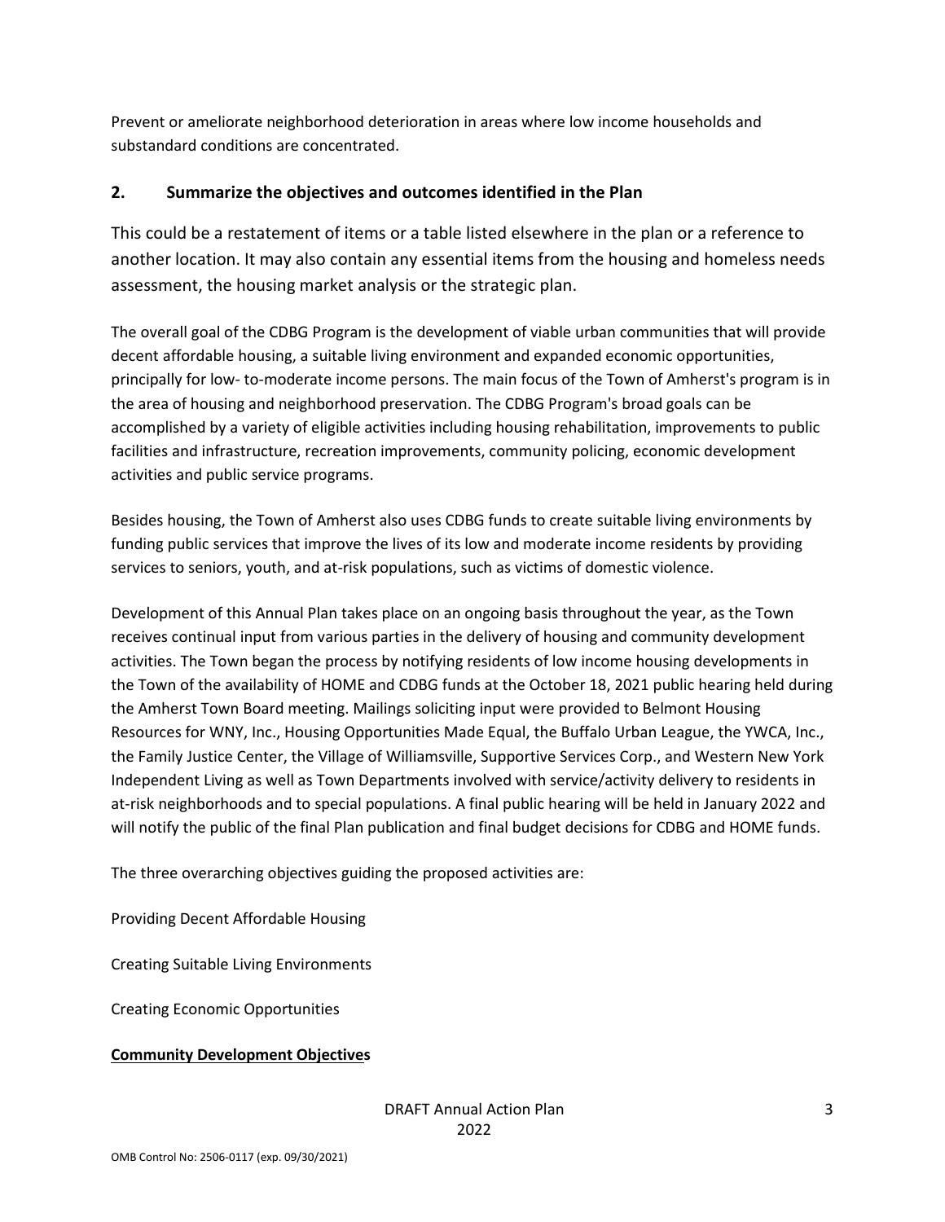Prevent or ameliorate neighborhood deterioration in areas where low income households and substandard conditions are concentrated.

## 2. Summarize the objectives and outcomes identified in the Plan

This could be a restatement of items or a table listed elsewhere in the plan or a reference to another location. It may also contain any essential items from the housing and homeless needs assessment, the housing market analysis or the strategic plan.

The overall goal of the CDBG Program is the development of viable urban communities that will provide decent affordable housing, a suitable living environment and expanded economic opportunities, principally for low- to-moderate income persons. The main focus of the Town of Amherst's program is in the area of housing and neighborhood preservation. The CDBG Program's broad goals can be accomplished by a variety of eligible activities including housing rehabilitation, improvements to public facilities and infrastructure, recreation improvements, community policing, economic development activities and public service programs.

Besides housing, the Town of Amherst also uses CDBG funds to create suitable living environments by funding public services that improve the lives of its low and moderate income residents by providing services to seniors, youth, and at-risk populations, such as victims of domestic violence.

Development of this Annual Plan takes place on an ongoing basis throughout the year, as the Town receives continual input from various parties in the delivery of housing and community development activities. The Town began the process by notifying residents of low income housing developments in the Town of the availability of HOME and CDBG funds at the October 18, 2021 public hearing held during the Amherst Town Board meeting. Mailings soliciting input were provided to Belmont Housing Resources for WNY, Inc., Housing Opportunities Made Equal, the Buffalo Urban League, the YWCA, Inc., the Family Justice Center, the Village of Williamsville, Supportive Services Corp., and Western New York Independent Living as well as Town Departments involved with service/activity delivery to residents in at-risk neighborhoods and to special populations. A final public hearing will be held in January 2022 and will notify the public of the final Plan publication and final budget decisions for CDBG and HOME funds.

The three overarching objectives guiding the proposed activities are:

Providing Decent Affordable Housing

Creating Suitable Living Environments

Creating Economic Opportunities

**Community Development Objectives**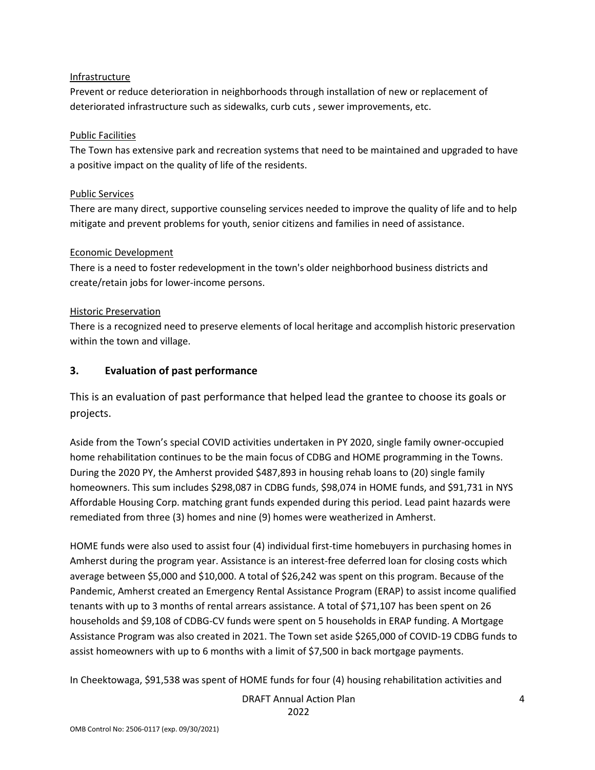Infrastructure

Prevent or reduce deterioration in neighborhoods through installation of new or replacement of deteriorated infrastructure such as sidewalks, curb cuts , sewer improvements, etc.

Public Facilities

The Town has extensive park and recreation systems that need to be maintained and upgraded to have a positive impact on the quality of life of the residents.

Public Services

There are many direct, supportive counseling services needed to improve the quality of life and to help mitigate and prevent problems for youth, senior citizens and families in need of assistance.

Economic Development

There is a need to foster redevelopment in the town's older neighborhood business districts and create/retain jobs for lower-income persons.

Historic Preservation

There is a recognized need to preserve elements of local heritage and accomplish historic preservation within the town and village.

## 3. Evaluation of past performance

This is an evaluation of past performance that helped lead the grantee to choose its goals or projects.

Aside from the Town's special COVID activities undertaken in PY 2020, single family owner-occupied home rehabilitation continues to be the main focus of CDBG and HOME programming in the Towns. During the 2020 PY, the Amherst provided $487,893 in housing rehab loans to (20) single family homeowners. This sum includes $298,087 in CDBG funds, $98,074 in HOME funds, and $91,731 in NYS Affordable Housing Corp. matching grant funds expended during this period. Lead paint hazards were remediated from three (3) homes and nine (9) homes were weatherized in Amherst.

HOME funds were also used to assist four (4) individual first-time homebuyers in purchasing homes in Amherst during the program year. Assistance is an interest-free deferred loan for closing costs which average between $5,000 and $10,000. A total of $26,242 was spent on this program. Because of the Pandemic, Amherst created an Emergency Rental Assistance Program (ERAP) to assist income qualified tenants with up to 3 months of rental arrears assistance. A total of $71,107 has been spent on 26 households and $9,108 of CDBG-CV funds were spent on 5 households in ERAP funding. A Mortgage Assistance Program was also created in 2021. The Town set aside $265,000 of COVID-19 CDBG funds to assist homeowners with up to 6 months with a limit of $7,500 in back mortgage payments.

In Cheektowaga, $91,538 was spent of HOME funds for four (4) housing rehabilitation activities and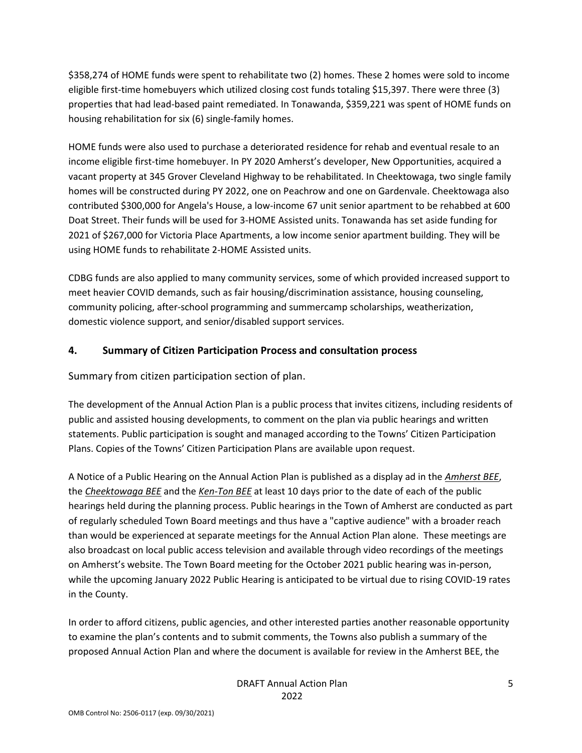$358,274 of HOME funds were spent to rehabilitate two (2) homes. These 2 homes were sold to income eligible first-time homebuyers which utilized closing cost funds totaling $15,397. There were three (3) properties that had lead-based paint remediated. In Tonawanda, $359,221 was spent of HOME funds on housing rehabilitation for six (6) single-family homes.

HOME funds were also used to purchase a deteriorated residence for rehab and eventual resale to an income eligible first-time homebuyer. In PY 2020 Amherst's developer, New Opportunities, acquired a vacant property at 345 Grover Cleveland Highway to be rehabilitated. In Cheektowaga, two single family homes will be constructed during PY 2022, one on Peachrow and one on Gardenvale. Cheektowaga also contributed $300,000 for Angela's House, a low-income 67 unit senior apartment to be rehabbed at 600 Doat Street. Their funds will be used for 3-HOME Assisted units. Tonawanda has set aside funding for 2021 of $267,000 for Victoria Place Apartments, a low income senior apartment building. They will be using HOME funds to rehabilitate 2-HOME Assisted units.

CDBG funds are also applied to many community services, some of which provided increased support to meet heavier COVID demands, such as fair housing/discrimination assistance, housing counseling, community policing, after-school programming and summercamp scholarships, weatherization, domestic violence support, and senior/disabled support services.

## 4. Summary of Citizen Participation Process and consultation process

Summary from citizen participation section of plan.

The development of the Annual Action Plan is a public process that invites citizens, including residents of public and assisted housing developments, to comment on the plan via public hearings and written statements. Public participation is sought and managed according to the Towns' Citizen Participation Plans. Copies of the Towns' Citizen Participation Plans are available upon request.

A Notice of a Public Hearing on the Annual Action Plan is published as a display ad in the ***Amherst BEE***, the ***Cheektowaga BEE*** and the ***Ken-Ton BEE*** at least 10 days prior to the date of each of the public hearings held during the planning process. Public hearings in the Town of Amherst are conducted as part of regularly scheduled Town Board meetings and thus have a "captive audience" with a broader reach than would be experienced at separate meetings for the Annual Action Plan alone. These meetings are also broadcast on local public access television and available through video recordings of the meetings on Amherst's website. The Town Board meeting for the October 2021 public hearing was in-person, while the upcoming January 2022 Public Hearing is anticipated to be virtual due to rising COVID-19 rates in the County.

In order to afford citizens, public agencies, and other interested parties another reasonable opportunity to examine the plan's contents and to submit comments, the Towns also publish a summary of the proposed Annual Action Plan and where the document is available for review in the Amherst BEE, the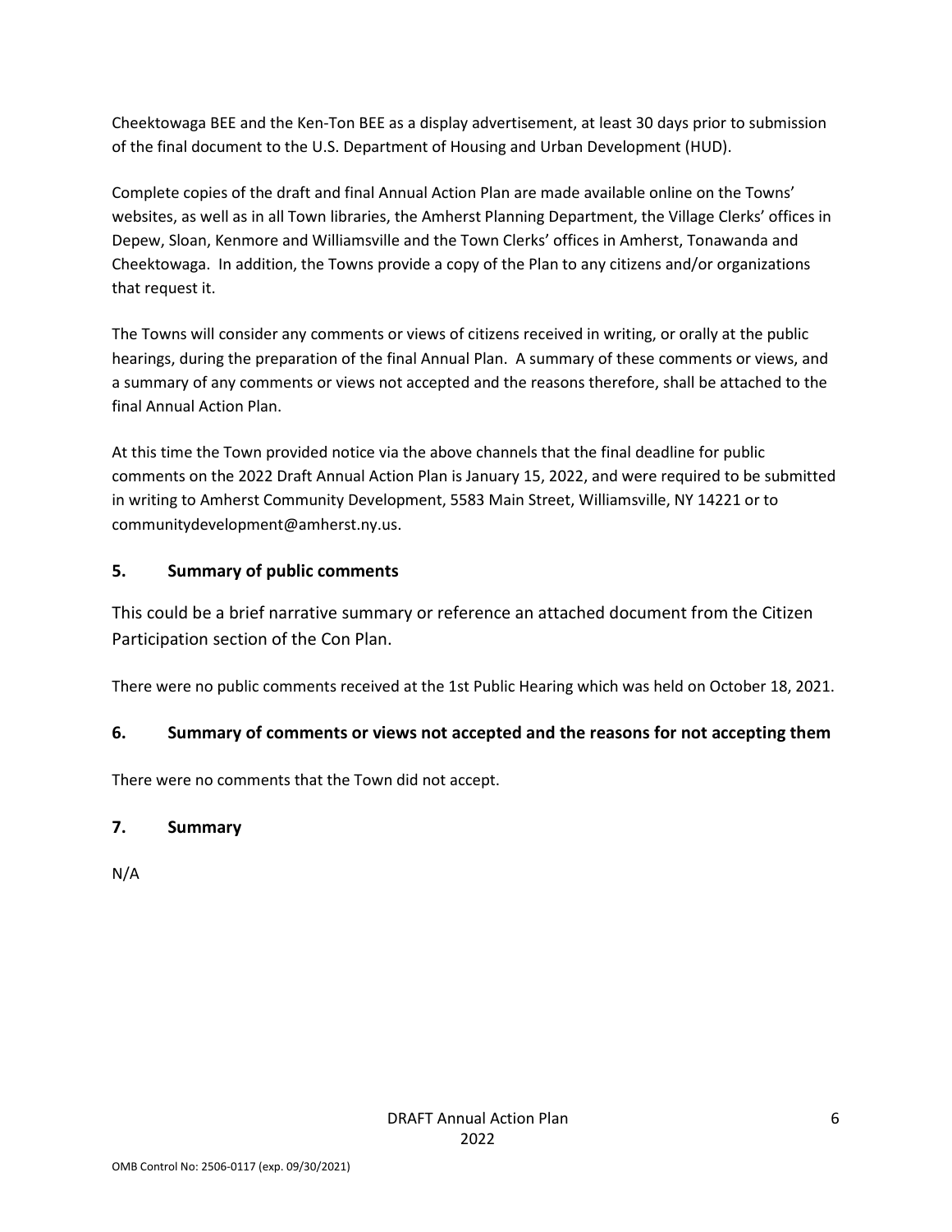Cheektowaga BEE and the Ken-Ton BEE as a display advertisement, at least 30 days prior to submission of the final document to the U.S. Department of Housing and Urban Development (HUD).

Complete copies of the draft and final Annual Action Plan are made available online on the Towns' websites, as well as in all Town libraries, the Amherst Planning Department, the Village Clerks' offices in Depew, Sloan, Kenmore and Williamsville and the Town Clerks' offices in Amherst, Tonawanda and Cheektowaga. In addition, the Towns provide a copy of the Plan to any citizens and/or organizations that request it.

The Towns will consider any comments or views of citizens received in writing, or orally at the public hearings, during the preparation of the final Annual Plan. A summary of these comments or views, and a summary of any comments or views not accepted and the reasons therefore, shall be attached to the final Annual Action Plan.

At this time the Town provided notice via the above channels that the final deadline for public comments on the 2022 Draft Annual Action Plan is January 15, 2022, and were required to be submitted in writing to Amherst Community Development, 5583 Main Street, Williamsville, NY 14221 or to communitydevelopment@amherst.ny.us.

## 5. Summary of public comments

This could be a brief narrative summary or reference an attached document from the Citizen Participation section of the Con Plan.

There were no public comments received at the 1st Public Hearing which was held on October 18, 2021.

## 6. Summary of comments or views not accepted and the reasons for not accepting them

There were no comments that the Town did not accept.

## 7. Summary

N/A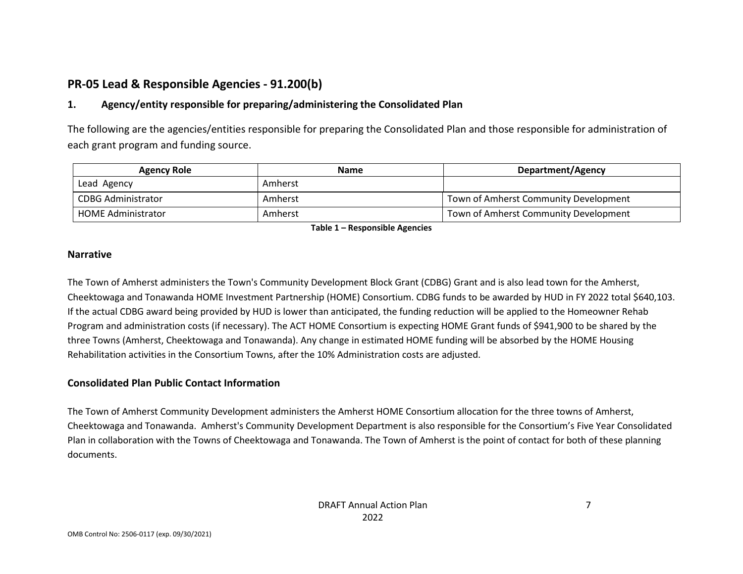## PR-05 Lead & Responsible Agencies - 91.200(b)

### 1. Agency/entity responsible for preparing/administering the Consolidated Plan

The following are the agencies/entities responsible for preparing the Consolidated Plan and those responsible for administration of each grant program and funding source.

| Agency Role | Name | Department/Agency |
|---|---|---|
| Lead Agency | Amherst | |
| CDBG Administrator | Amherst | Town of Amherst Community Development |
| HOME Administrator | Amherst | Town of Amherst Community Development |

**Table 1 – Responsible Agencies**

### Narrative

The Town of Amherst administers the Town's Community Development Block Grant (CDBG) Grant and is also lead town for the Amherst, Cheektowaga and Tonawanda HOME Investment Partnership (HOME) Consortium. CDBG funds to be awarded by HUD in FY 2022 total $640,103. If the actual CDBG award being provided by HUD is lower than anticipated, the funding reduction will be applied to the Homeowner Rehab Program and administration costs (if necessary). The ACT HOME Consortium is expecting HOME Grant funds of $941,900 to be shared by the three Towns (Amherst, Cheektowaga and Tonawanda). Any change in estimated HOME funding will be absorbed by the HOME Housing Rehabilitation activities in the Consortium Towns, after the 10% Administration costs are adjusted.

### Consolidated Plan Public Contact Information

The Town of Amherst Community Development administers the Amherst HOME Consortium allocation for the three towns of Amherst, Cheektowaga and Tonawanda. Amherst's Community Development Department is also responsible for the Consortium's Five Year Consolidated Plan in collaboration with the Towns of Cheektowaga and Tonawanda. The Town of Amherst is the point of contact for both of these planning documents.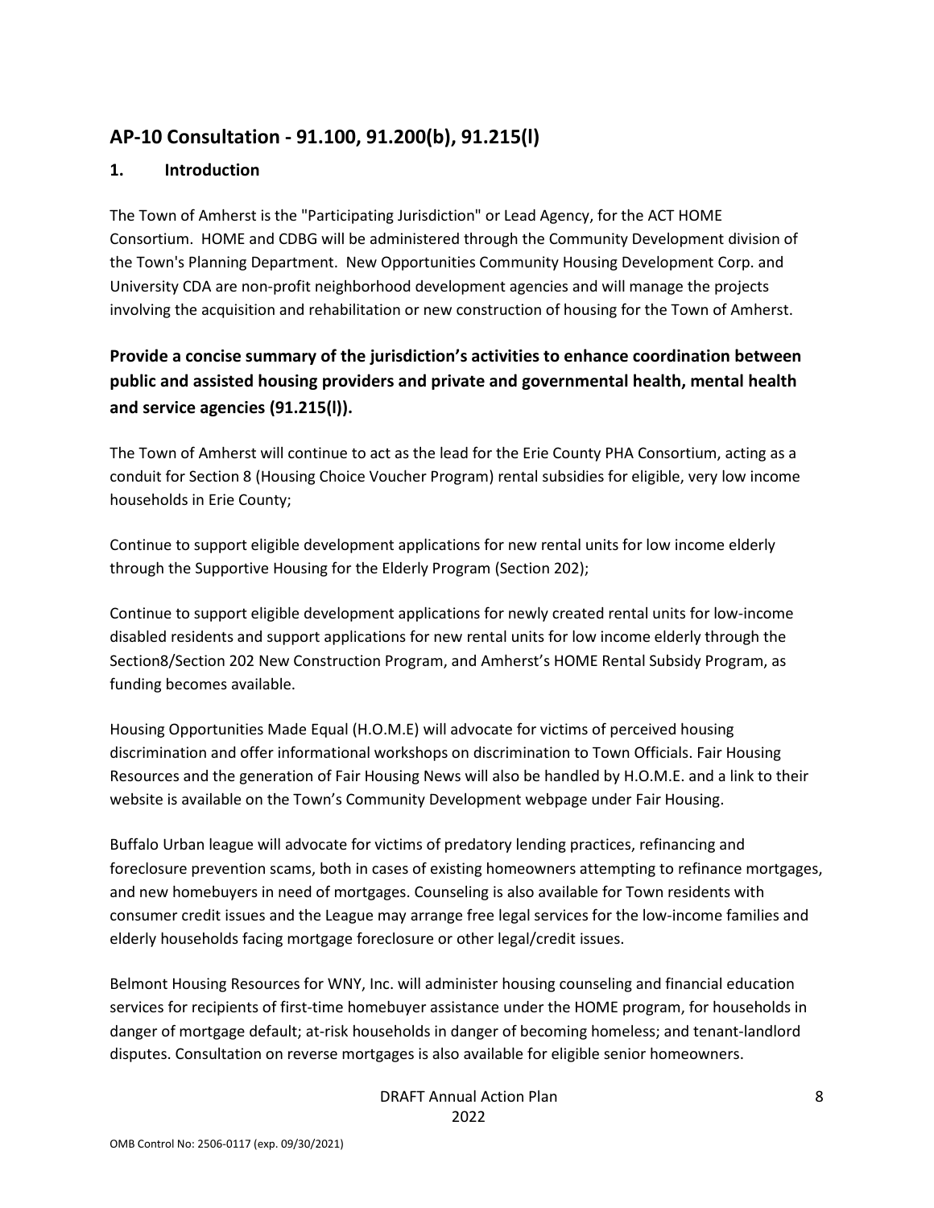## AP-10 Consultation - 91.100, 91.200(b), 91.215(l)

### 1. Introduction

The Town of Amherst is the "Participating Jurisdiction" or Lead Agency, for the ACT HOME Consortium. HOME and CDBG will be administered through the Community Development division of the Town's Planning Department. New Opportunities Community Housing Development Corp. and University CDA are non-profit neighborhood development agencies and will manage the projects involving the acquisition and rehabilitation or new construction of housing for the Town of Amherst.

### Provide a concise summary of the jurisdiction's activities to enhance coordination between public and assisted housing providers and private and governmental health, mental health and service agencies (91.215(l)).

The Town of Amherst will continue to act as the lead for the Erie County PHA Consortium, acting as a conduit for Section 8 (Housing Choice Voucher Program) rental subsidies for eligible, very low income households in Erie County;

Continue to support eligible development applications for new rental units for low income elderly through the Supportive Housing for the Elderly Program (Section 202);

Continue to support eligible development applications for newly created rental units for low-income disabled residents and support applications for new rental units for low income elderly through the Section8/Section 202 New Construction Program, and Amherst's HOME Rental Subsidy Program, as funding becomes available.

Housing Opportunities Made Equal (H.O.M.E) will advocate for victims of perceived housing discrimination and offer informational workshops on discrimination to Town Officials. Fair Housing Resources and the generation of Fair Housing News will also be handled by H.O.M.E. and a link to their website is available on the Town's Community Development webpage under Fair Housing.

Buffalo Urban league will advocate for victims of predatory lending practices, refinancing and foreclosure prevention scams, both in cases of existing homeowners attempting to refinance mortgages, and new homebuyers in need of mortgages. Counseling is also available for Town residents with consumer credit issues and the League may arrange free legal services for the low-income families and elderly households facing mortgage foreclosure or other legal/credit issues.

Belmont Housing Resources for WNY, Inc. will administer housing counseling and financial education services for recipients of first-time homebuyer assistance under the HOME program, for households in danger of mortgage default; at-risk households in danger of becoming homeless; and tenant-landlord disputes. Consultation on reverse mortgages is also available for eligible senior homeowners.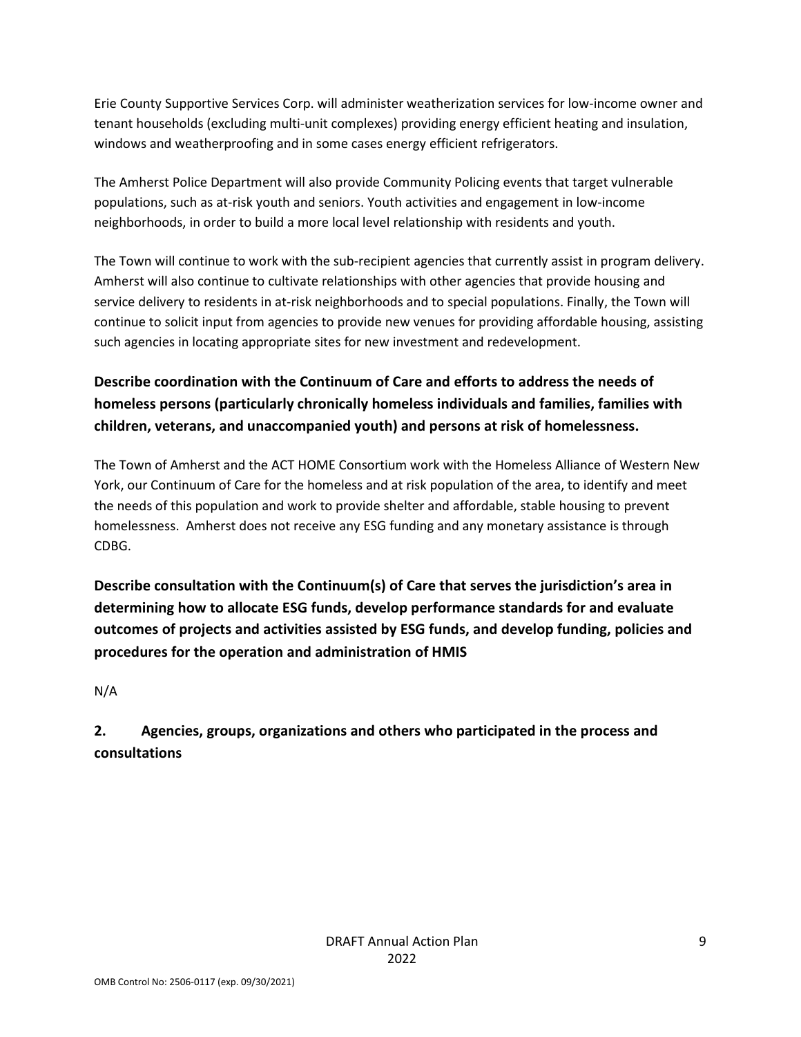Erie County Supportive Services Corp. will administer weatherization services for low-income owner and tenant households (excluding multi-unit complexes) providing energy efficient heating and insulation, windows and weatherproofing and in some cases energy efficient refrigerators.

The Amherst Police Department will also provide Community Policing events that target vulnerable populations, such as at-risk youth and seniors. Youth activities and engagement in low-income neighborhoods, in order to build a more local level relationship with residents and youth.

The Town will continue to work with the sub-recipient agencies that currently assist in program delivery. Amherst will also continue to cultivate relationships with other agencies that provide housing and service delivery to residents in at-risk neighborhoods and to special populations. Finally, the Town will continue to solicit input from agencies to provide new venues for providing affordable housing, assisting such agencies in locating appropriate sites for new investment and redevelopment.

**Describe coordination with the Continuum of Care and efforts to address the needs of homeless persons (particularly chronically homeless individuals and families, families with children, veterans, and unaccompanied youth) and persons at risk of homelessness.**

The Town of Amherst and the ACT HOME Consortium work with the Homeless Alliance of Western New York, our Continuum of Care for the homeless and at risk population of the area, to identify and meet the needs of this population and work to provide shelter and affordable, stable housing to prevent homelessness. Amherst does not receive any ESG funding and any monetary assistance is through CDBG.

**Describe consultation with the Continuum(s) of Care that serves the jurisdiction's area in determining how to allocate ESG funds, develop performance standards for and evaluate outcomes of projects and activities assisted by ESG funds, and develop funding, policies and procedures for the operation and administration of HMIS**

N/A

## 2. Agencies, groups, organizations and others who participated in the process and consultations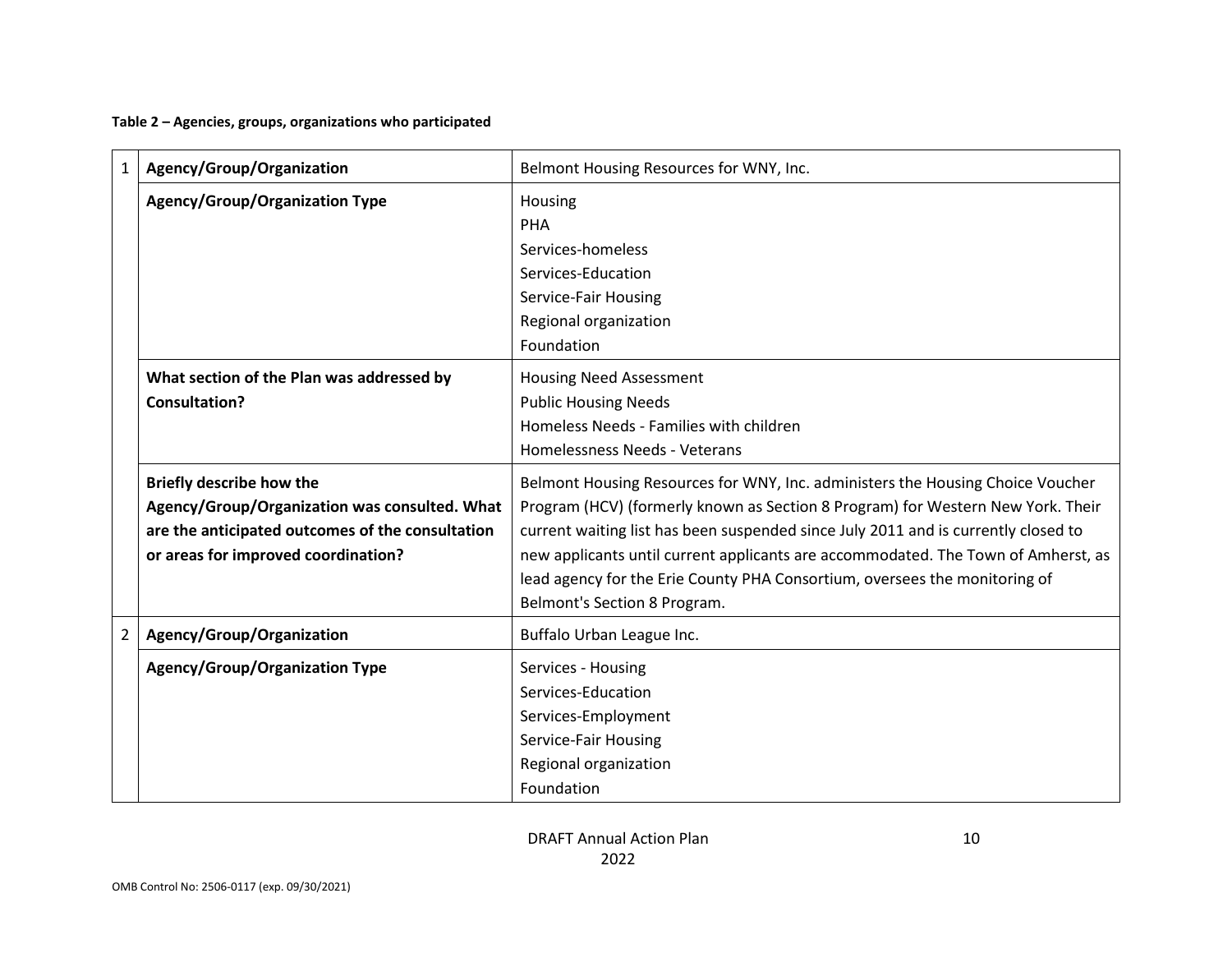**Table 2 – Agencies, groups, organizations who participated**

| | | |
|---|---|---|
| 1 | **Agency/Group/Organization** | Belmont Housing Resources for WNY, Inc. |
| | **Agency/Group/Organization Type** | Housing<br>PHA<br>Services-homeless<br>Services-Education<br>Service-Fair Housing<br>Regional organization<br>Foundation |
| | **What section of the Plan was addressed by Consultation?** | Housing Need Assessment<br>Public Housing Needs<br>Homeless Needs - Families with children<br>Homelessness Needs - Veterans |
| | **Briefly describe how the Agency/Group/Organization was consulted. What are the anticipated outcomes of the consultation or areas for improved coordination?** | Belmont Housing Resources for WNY, Inc. administers the Housing Choice Voucher Program (HCV) (formerly known as Section 8 Program) for Western New York. Their current waiting list has been suspended since July 2011 and is currently closed to new applicants until current applicants are accommodated. The Town of Amherst, as lead agency for the Erie County PHA Consortium, oversees the monitoring of Belmont's Section 8 Program. |
| 2 | **Agency/Group/Organization** | Buffalo Urban League Inc. |
| | **Agency/Group/Organization Type** | Services - Housing<br>Services-Education<br>Services-Employment<br>Service-Fair Housing<br>Regional organization<br>Foundation |

DRAFT Annual Action Plan 2022

OMB Control No: 2506-0117 (exp. 09/30/2021)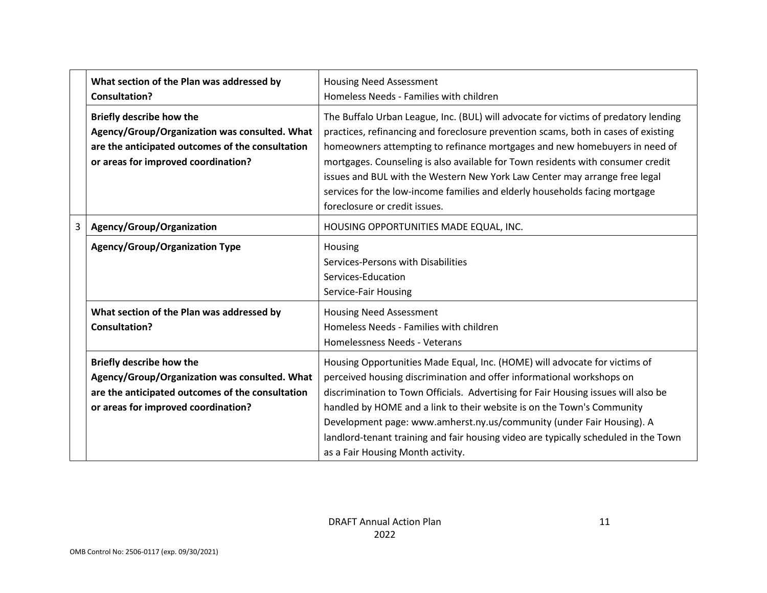| | | |
|---|---|---|
| | **What section of the Plan was addressed by Consultation?** | Housing Need Assessment<br>Homeless Needs - Families with children |
| | **Briefly describe how the Agency/Group/Organization was consulted. What are the anticipated outcomes of the consultation or areas for improved coordination?** | The Buffalo Urban League, Inc. (BUL) will advocate for victims of predatory lending practices, refinancing and foreclosure prevention scams, both in cases of existing homeowners attempting to refinance mortgages and new homebuyers in need of mortgages. Counseling is also available for Town residents with consumer credit issues and BUL with the Western New York Law Center may arrange free legal services for the low-income families and elderly households facing mortgage foreclosure or credit issues. |
| 3 | **Agency/Group/Organization** | HOUSING OPPORTUNITIES MADE EQUAL, INC. |
| | **Agency/Group/Organization Type** | Housing<br>Services-Persons with Disabilities<br>Services-Education<br>Service-Fair Housing |
| | **What section of the Plan was addressed by Consultation?** | Housing Need Assessment<br>Homeless Needs - Families with children<br>Homelessness Needs - Veterans |
| | **Briefly describe how the Agency/Group/Organization was consulted. What are the anticipated outcomes of the consultation or areas for improved coordination?** | Housing Opportunities Made Equal, Inc. (HOME) will advocate for victims of perceived housing discrimination and offer informational workshops on discrimination to Town Officials. Advertising for Fair Housing issues will also be handled by HOME and a link to their website is on the Town's Community Development page: www.amherst.ny.us/community (under Fair Housing). A landlord-tenant training and fair housing video are typically scheduled in the Town as a Fair Housing Month activity. |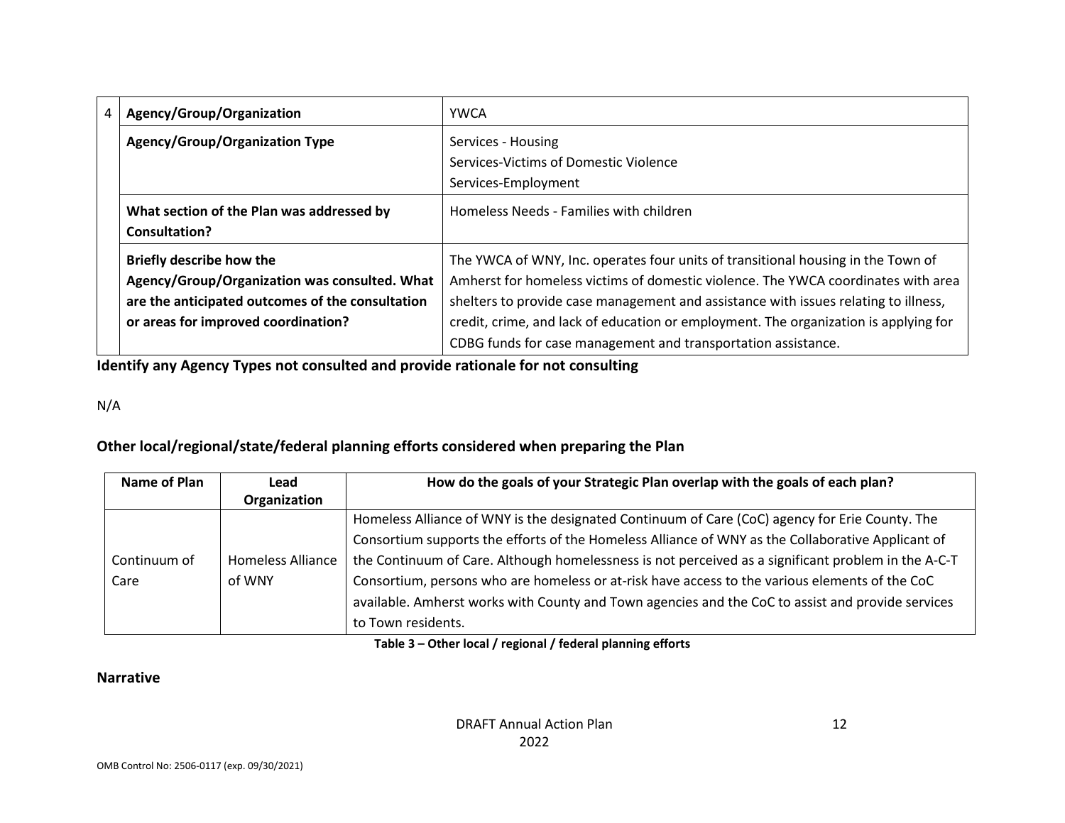| 4 | Agency/Group/Organization | YWCA |
|---|---|---|
| | **Agency/Group/Organization Type** | Services - Housing<br>Services-Victims of Domestic Violence<br>Services-Employment |
| | **What section of the Plan was addressed by Consultation?** | Homeless Needs - Families with children |
| | **Briefly describe how the Agency/Group/Organization was consulted. What are the anticipated outcomes of the consultation or areas for improved coordination?** | The YWCA of WNY, Inc. operates four units of transitional housing in the Town of Amherst for homeless victims of domestic violence. The YWCA coordinates with area shelters to provide case management and assistance with issues relating to illness, credit, crime, and lack of education or employment. The organization is applying for CDBG funds for case management and transportation assistance. |

**Identify any Agency Types not consulted and provide rationale for not consulting**

N/A

**Other local/regional/state/federal planning efforts considered when preparing the Plan**

| Name of Plan | Lead Organization | How do the goals of your Strategic Plan overlap with the goals of each plan? |
|---|---|---|
| Continuum of Care | Homeless Alliance of WNY | Homeless Alliance of WNY is the designated Continuum of Care (CoC) agency for Erie County. The Consortium supports the efforts of the Homeless Alliance of WNY as the Collaborative Applicant of the Continuum of Care. Although homelessness is not perceived as a significant problem in the A-C-T Consortium, persons who are homeless or at-risk have access to the various elements of the CoC available. Amherst works with County and Town agencies and the CoC to assist and provide services to Town residents. |

**Table 3 – Other local / regional / federal planning efforts**

**Narrative**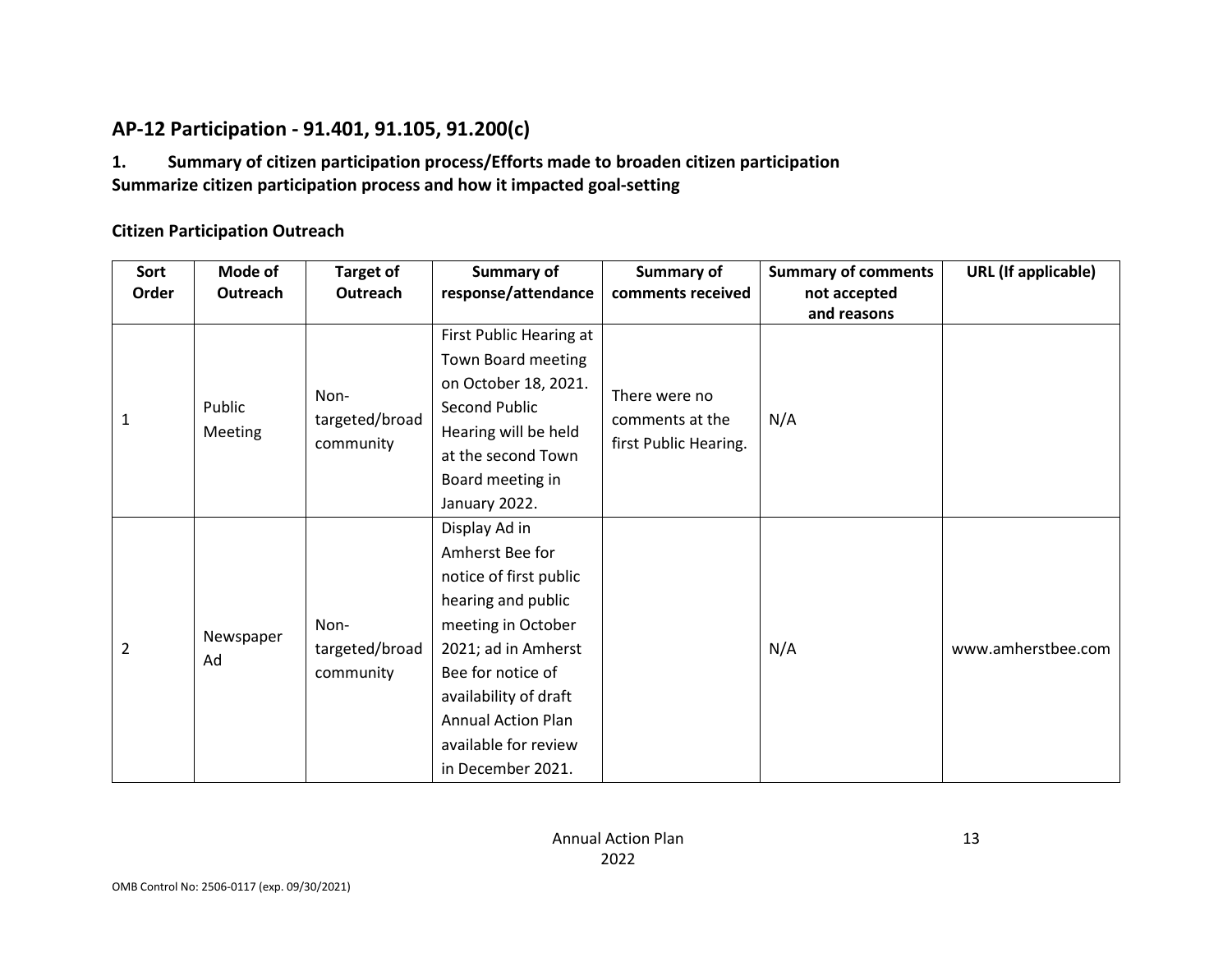## AP-12 Participation - 91.401, 91.105, 91.200(c)

**1. Summary of citizen participation process/Efforts made to broaden citizen participation**
**Summarize citizen participation process and how it impacted goal-setting**

### Citizen Participation Outreach

| Sort Order | Mode of Outreach | Target of Outreach | Summary of response/attendance | Summary of comments received | Summary of comments not accepted and reasons | URL (If applicable) |
|---|---|---|---|---|---|---|
| 1 | Public Meeting | Non-targeted/broad community | First Public Hearing at Town Board meeting on October 18, 2021. Second Public Hearing will be held at the second Town Board meeting in January 2022. | There were no comments at the first Public Hearing. | N/A | |
| 2 | Newspaper Ad | Non-targeted/broad community | Display Ad in Amherst Bee for notice of first public hearing and public meeting in October 2021; ad in Amherst Bee for notice of availability of draft Annual Action Plan available for review in December 2021. | | N/A | www.amherstbee.com |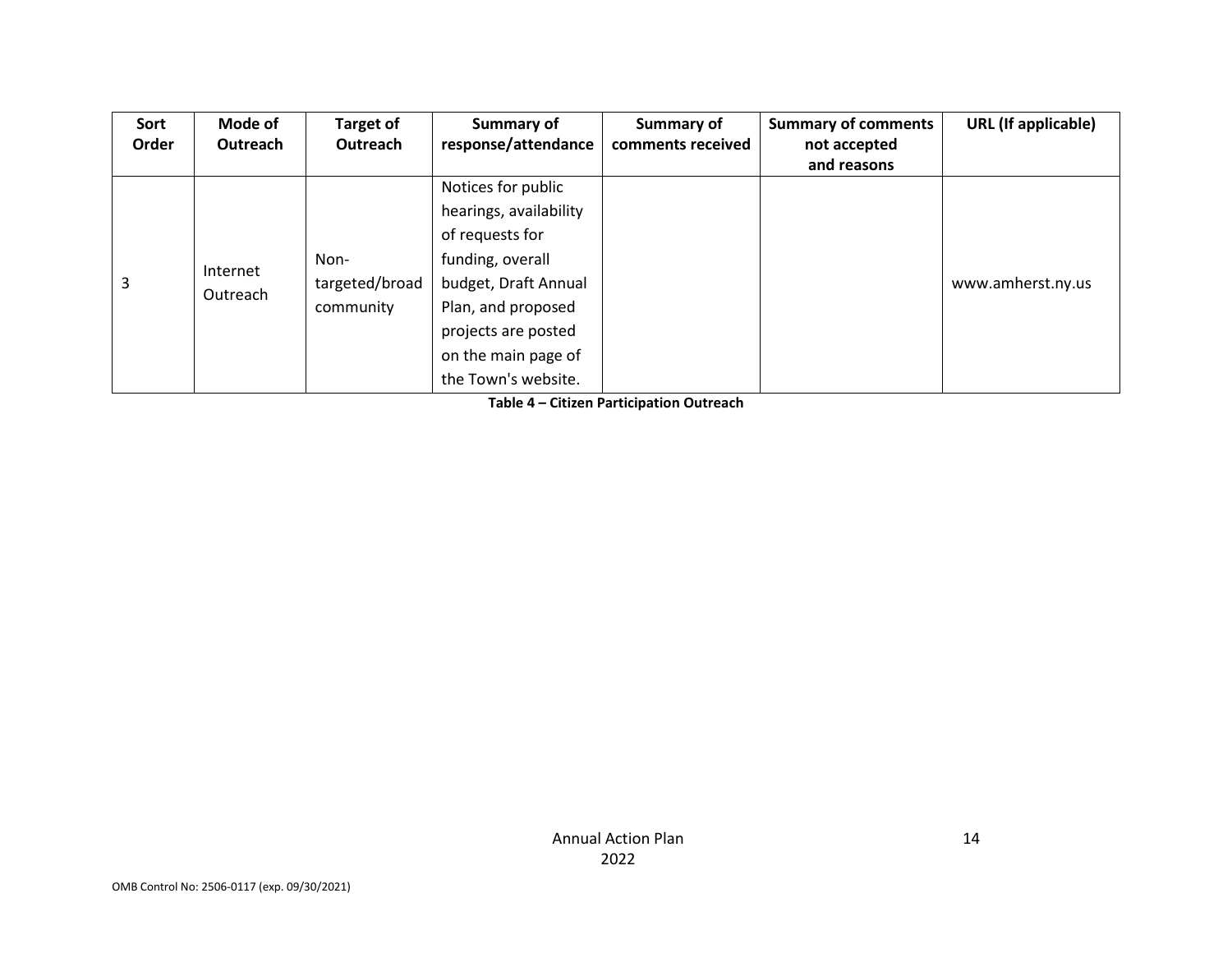| Sort Order | Mode of Outreach | Target of Outreach | Summary of response/attendance | Summary of comments received | Summary of comments not accepted and reasons | URL (If applicable) |
|---|---|---|---|---|---|---|
| 3 | Internet Outreach | Non-targeted/broad community | Notices for public hearings, availability of requests for funding, overall budget, Draft Annual Plan, and proposed projects are posted on the main page of the Town's website. | | | www.amherst.ny.us |

**Table 4 – Citizen Participation Outreach**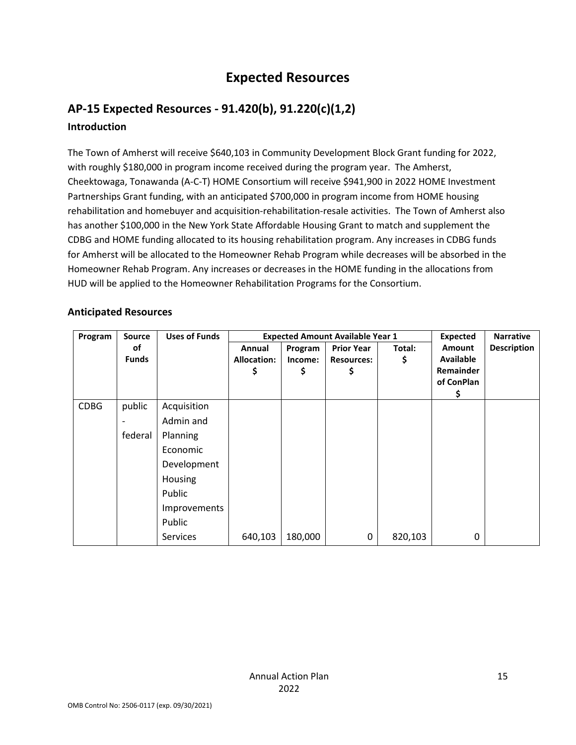# Expected Resources

## AP-15 Expected Resources - 91.420(b), 91.220(c)(1,2)

### Introduction

The Town of Amherst will receive $640,103 in Community Development Block Grant funding for 2022, with roughly $180,000 in program income received during the program year. The Amherst, Cheektowaga, Tonawanda (A-C-T) HOME Consortium will receive $941,900 in 2022 HOME Investment Partnerships Grant funding, with an anticipated $700,000 in program income from HOME housing rehabilitation and homebuyer and acquisition-rehabilitation-resale activities. The Town of Amherst also has another $100,000 in the New York State Affordable Housing Grant to match and supplement the CDBG and HOME funding allocated to its housing rehabilitation program. Any increases in CDBG funds for Amherst will be allocated to the Homeowner Rehab Program while decreases will be absorbed in the Homeowner Rehab Program. Any increases or decreases in the HOME funding in the allocations from HUD will be applied to the Homeowner Rehabilitation Programs for the Consortium.

### Anticipated Resources

| Program | Source of Funds | Uses of Funds | Expected Amount Available Year 1 | | | | Expected Amount Available Remainder of ConPlan $ | Narrative Description |
|---|---|---|---|---|---|---|---|---|
| | | | Annual Allocation: $ | Program Income: $ | Prior Year Resources: $ | Total: $ | | |
| CDBG | public - federal | Acquisition<br>Admin and Planning<br>Economic Development<br>Housing<br>Public Improvements<br>Public Services | 640,103 | 180,000 | 0 | 820,103 | 0 | |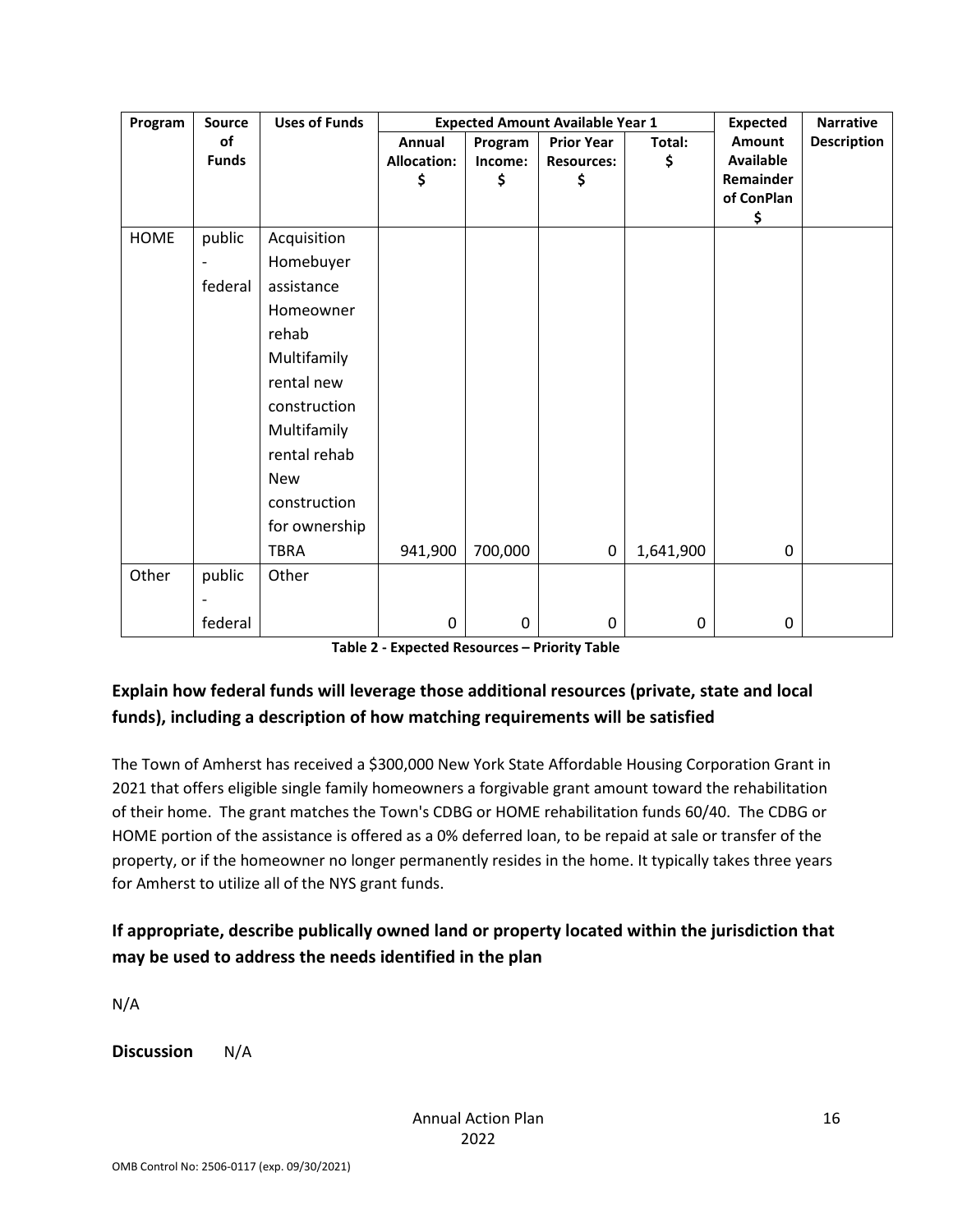| Program | Source of Funds | Uses of Funds | Expected Amount Available Year 1 | | | | Expected Amount Available Remainder of ConPlan $ | Narrative Description |
|---|---|---|---|---|---|---|---|---|
| | | | Annual Allocation: $ | Program Income: $ | Prior Year Resources: $ | Total: $ | | |
| HOME | public - federal | Acquisition<br>Homebuyer assistance<br>Homeowner rehab<br>Multifamily rental new construction<br>Multifamily rental rehab<br>New construction for ownership<br>TBRA | 941,900 | 700,000 | 0 | 1,641,900 | 0 | |
| Other | public - federal | Other | 0 | 0 | 0 | 0 | 0 | |

**Table 2 - Expected Resources – Priority Table**

## Explain how federal funds will leverage those additional resources (private, state and local funds), including a description of how matching requirements will be satisfied

The Town of Amherst has received a $300,000 New York State Affordable Housing Corporation Grant in 2021 that offers eligible single family homeowners a forgivable grant amount toward the rehabilitation of their home. The grant matches the Town's CDBG or HOME rehabilitation funds 60/40. The CDBG or HOME portion of the assistance is offered as a 0% deferred loan, to be repaid at sale or transfer of the property, or if the homeowner no longer permanently resides in the home. It typically takes three years for Amherst to utilize all of the NYS grant funds.

## If appropriate, describe publically owned land or property located within the jurisdiction that may be used to address the needs identified in the plan

N/A

**Discussion** N/A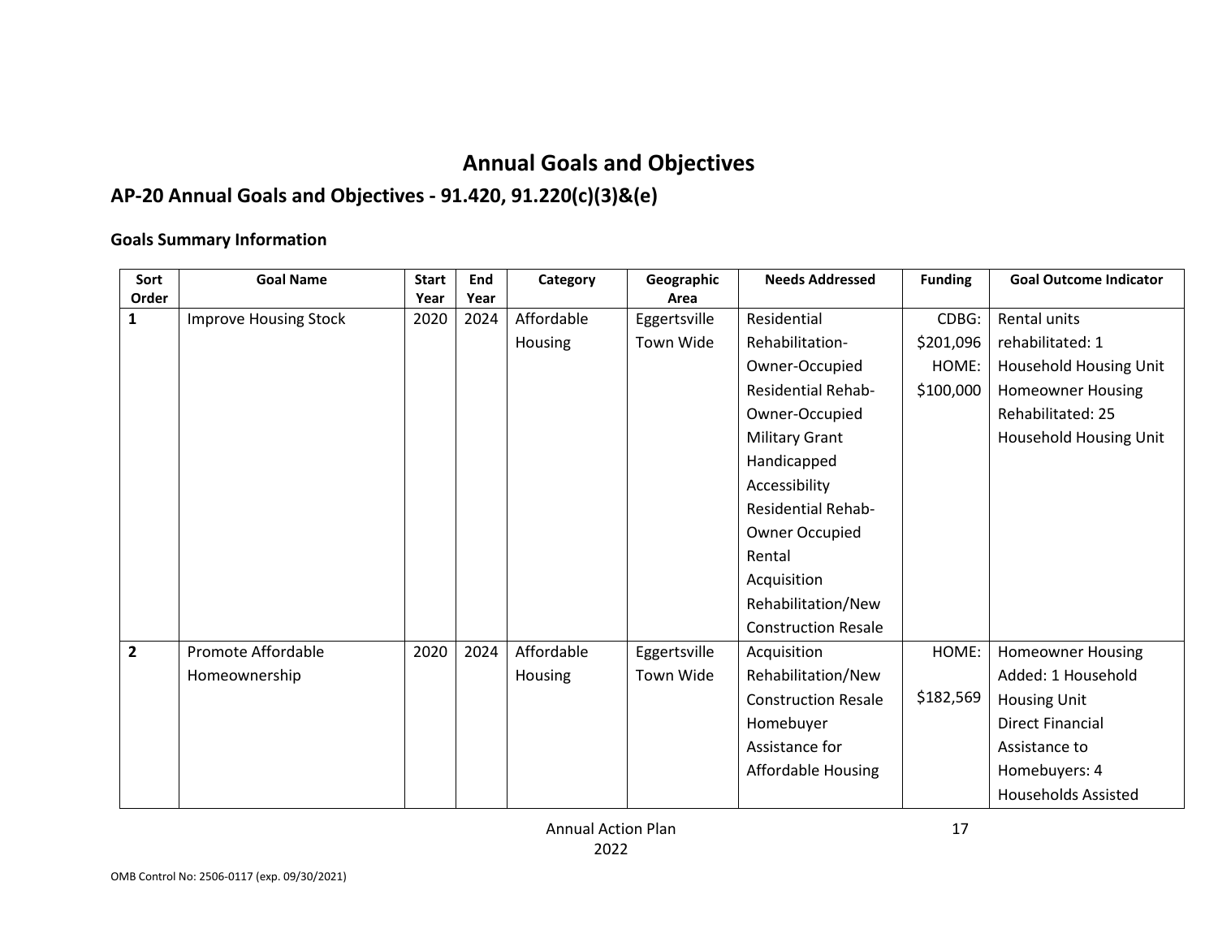# Annual Goals and Objectives

## AP-20 Annual Goals and Objectives - 91.420, 91.220(c)(3)&(e)

### Goals Summary Information

| Sort Order | Goal Name | Start Year | End Year | Category | Geographic Area | Needs Addressed | Funding | Goal Outcome Indicator |
|---|---|---|---|---|---|---|---|---|
| 1 | Improve Housing Stock | 2020 | 2024 | Affordable Housing | Eggertsville Town Wide | Residential Rehabilitation-Owner-Occupied<br>Residential Rehab-Owner-Occupied Military Grant<br>Handicapped Accessibility<br>Residential Rehab-Owner Occupied Rental<br>Acquisition Rehabilitation/New Construction Resale | CDBG: $201,096<br>HOME: $100,000 | Rental units rehabilitated: 1 Household Housing Unit<br>Homeowner Housing Rehabilitated: 25 Household Housing Unit |
| 2 | Promote Affordable Homeownership | 2020 | 2024 | Affordable Housing | Eggertsville Town Wide | Acquisition Rehabilitation/New Construction Resale<br>Homebuyer Assistance for Affordable Housing | HOME: $182,569 | Homeowner Housing Added: 1 Household Housing Unit<br>Direct Financial Assistance to Homebuyers: 4 Households Assisted |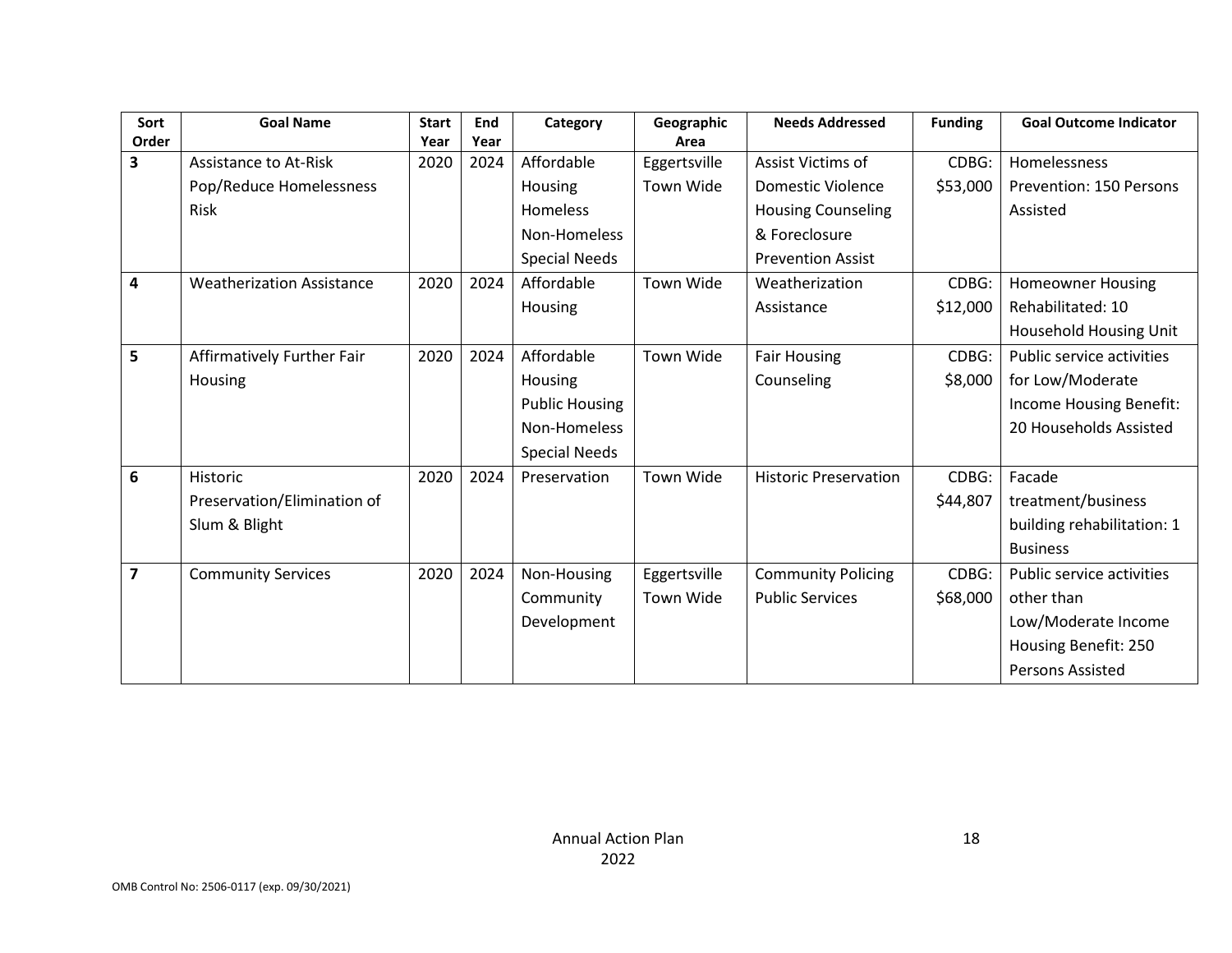| Sort Order | Goal Name | Start Year | End Year | Category | Geographic Area | Needs Addressed | Funding | Goal Outcome Indicator |
|---|---|---|---|---|---|---|---|---|
| 3 | Assistance to At-Risk Pop/Reduce Homelessness Risk | 2020 | 2024 | Affordable Housing<br>Homeless<br>Non-Homeless Special Needs | Eggertsville<br>Town Wide | Assist Victims of Domestic Violence<br>Housing Counseling & Foreclosure Prevention Assist | CDBG: $53,000 | Homelessness Prevention: 150 Persons Assisted |
| 4 | Weatherization Assistance | 2020 | 2024 | Affordable Housing | Town Wide | Weatherization Assistance | CDBG: $12,000 | Homeowner Housing Rehabilitated: 10 Household Housing Unit |
| 5 | Affirmatively Further Fair Housing | 2020 | 2024 | Affordable Housing<br>Public Housing<br>Non-Homeless Special Needs | Town Wide | Fair Housing Counseling | CDBG: $8,000 | Public service activities for Low/Moderate Income Housing Benefit: 20 Households Assisted |
| 6 | Historic Preservation/Elimination of Slum & Blight | 2020 | 2024 | Preservation | Town Wide | Historic Preservation | CDBG: $44,807 | Facade treatment/business building rehabilitation: 1 Business |
| 7 | Community Services | 2020 | 2024 | Non-Housing Community Development | Eggertsville<br>Town Wide | Community Policing<br>Public Services | CDBG: $68,000 | Public service activities other than Low/Moderate Income Housing Benefit: 250 Persons Assisted |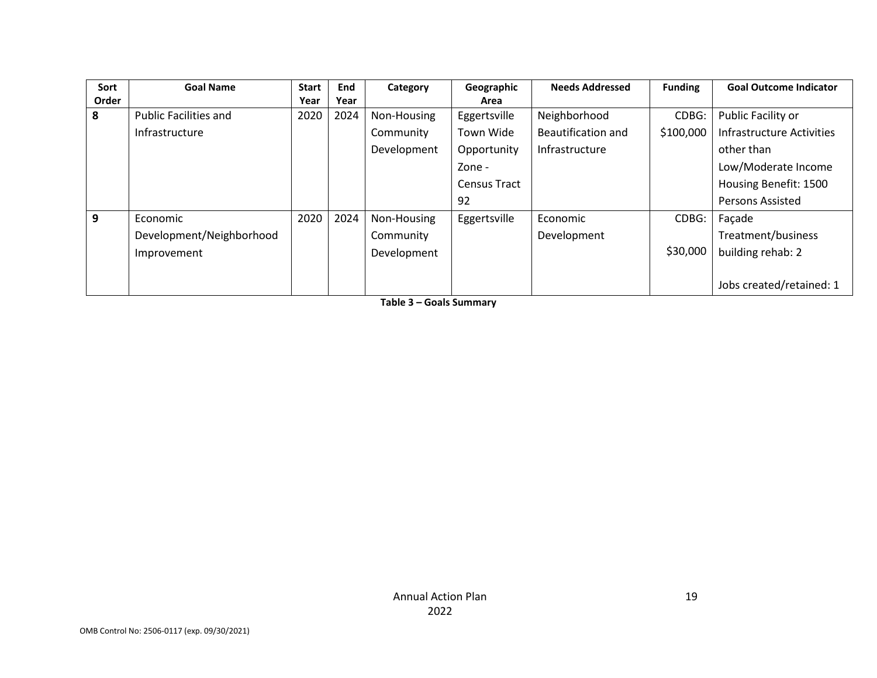| Sort Order | Goal Name | Start Year | End Year | Category | Geographic Area | Needs Addressed | Funding | Goal Outcome Indicator |
|---|---|---|---|---|---|---|---|---|
| 8 | Public Facilities and Infrastructure | 2020 | 2024 | Non-Housing Community Development | Eggertsville Town Wide Opportunity Zone - Census Tract 92 | Neighborhood Beautification and Infrastructure | CDBG: $100,000 | Public Facility or Infrastructure Activities other than Low/Moderate Income Housing Benefit: 1500 Persons Assisted |
| 9 | Economic Development/Neighborhood Improvement | 2020 | 2024 | Non-Housing Community Development | Eggertsville | Economic Development | CDBG: $30,000 | Façade Treatment/business building rehab: 2<br><br>Jobs created/retained: 1 |

**Table 3 – Goals Summary**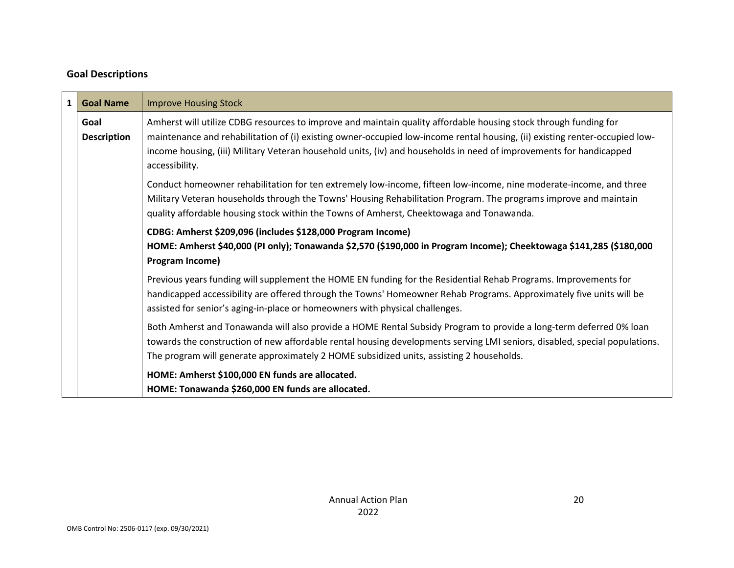## Goal Descriptions

| 1 | Goal Name | Improve Housing Stock |
|---|---|---|
| | Goal Description | Amherst will utilize CDBG resources to improve and maintain quality affordable housing stock through funding for maintenance and rehabilitation of (i) existing owner-occupied low-income rental housing, (ii) existing renter-occupied low-income housing, (iii) Military Veteran household units, (iv) and households in need of improvements for handicapped accessibility.<br><br>Conduct homeowner rehabilitation for ten extremely low-income, fifteen low-income, nine moderate-income, and three Military Veteran households through the Towns' Housing Rehabilitation Program. The programs improve and maintain quality affordable housing stock within the Towns of Amherst, Cheektowaga and Tonawanda.<br><br>**CDBG: Amherst $209,096 (includes $128,000 Program Income)**<br>**HOME: Amherst $40,000 (PI only); Tonawanda $2,570 ($190,000 in Program Income); Cheektowaga $141,285 ($180,000 Program Income)**<br><br>Previous years funding will supplement the HOME EN funding for the Residential Rehab Programs. Improvements for handicapped accessibility are offered through the Towns' Homeowner Rehab Programs. Approximately five units will be assisted for senior's aging-in-place or homeowners with physical challenges.<br><br>Both Amherst and Tonawanda will also provide a HOME Rental Subsidy Program to provide a long-term deferred 0% loan towards the construction of new affordable rental housing developments serving LMI seniors, disabled, special populations. The program will generate approximately 2 HOME subsidized units, assisting 2 households.<br><br>**HOME: Amherst $100,000 EN funds are allocated.**<br>**HOME: Tonawanda $260,000 EN funds are allocated.** |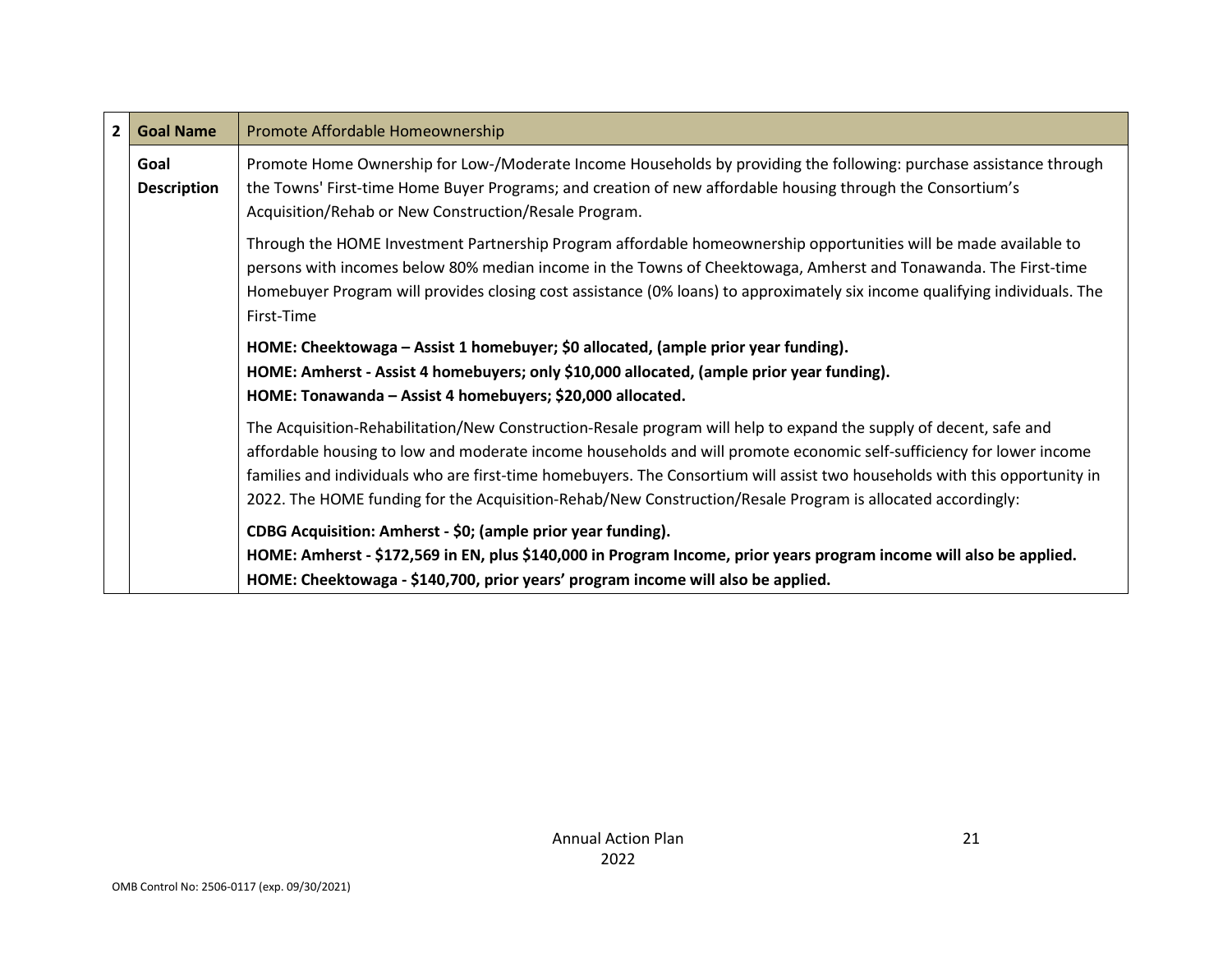| 2 | Goal Name | Promote Affordable Homeownership |
|---|---|---|
| | Goal Description | Promote Home Ownership for Low-/Moderate Income Households by providing the following: purchase assistance through the Towns' First-time Home Buyer Programs; and creation of new affordable housing through the Consortium's Acquisition/Rehab or New Construction/Resale Program.<br><br>Through the HOME Investment Partnership Program affordable homeownership opportunities will be made available to persons with incomes below 80% median income in the Towns of Cheektowaga, Amherst and Tonawanda. The First-time Homebuyer Program will provides closing cost assistance (0% loans) to approximately six income qualifying individuals. The First-Time<br><br>**HOME: Cheektowaga – Assist 1 homebuyer; $0 allocated, (ample prior year funding).**<br>**HOME: Amherst - Assist 4 homebuyers; only $10,000 allocated, (ample prior year funding).**<br>**HOME: Tonawanda – Assist 4 homebuyers; $20,000 allocated.**<br><br>The Acquisition-Rehabilitation/New Construction-Resale program will help to expand the supply of decent, safe and affordable housing to low and moderate income households and will promote economic self-sufficiency for lower income families and individuals who are first-time homebuyers. The Consortium will assist two households with this opportunity in 2022. The HOME funding for the Acquisition-Rehab/New Construction/Resale Program is allocated accordingly:<br><br>**CDBG Acquisition: Amherst - $0; (ample prior year funding).**<br>**HOME: Amherst - $172,569 in EN, plus $140,000 in Program Income, prior years program income will also be applied.**<br>**HOME: Cheektowaga - $140,700, prior years' program income will also be applied.** |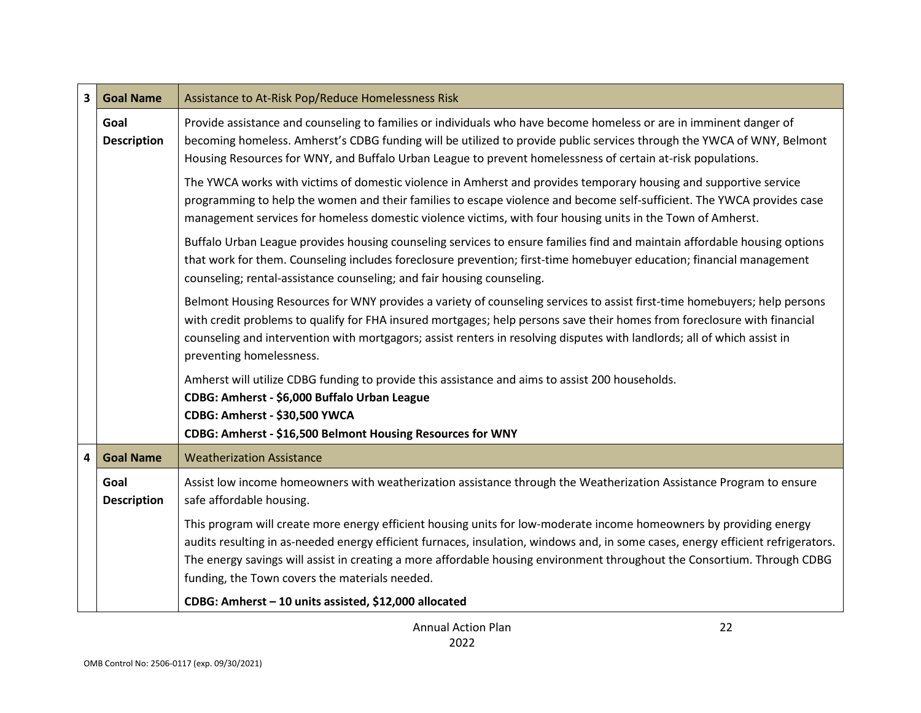| | | |
|---|---|---|
| **3** | **Goal Name** | Assistance to At-Risk Pop/Reduce Homelessness Risk |
| | **Goal Description** | Provide assistance and counseling to families or individuals who have become homeless or are in imminent danger of becoming homeless. Amherst's CDBG funding will be utilized to provide public services through the YWCA of WNY, Belmont Housing Resources for WNY, and Buffalo Urban League to prevent homelessness of certain at-risk populations.<br><br>The YWCA works with victims of domestic violence in Amherst and provides temporary housing and supportive service programming to help the women and their families to escape violence and become self-sufficient. The YWCA provides case management services for homeless domestic violence victims, with four housing units in the Town of Amherst.<br><br>Buffalo Urban League provides housing counseling services to ensure families find and maintain affordable housing options that work for them. Counseling includes foreclosure prevention; first-time homebuyer education; financial management counseling; rental-assistance counseling; and fair housing counseling.<br><br>Belmont Housing Resources for WNY provides a variety of counseling services to assist first-time homebuyers; help persons with credit problems to qualify for FHA insured mortgages; help persons save their homes from foreclosure with financial counseling and intervention with mortgagors; assist renters in resolving disputes with landlords; all of which assist in preventing homelessness.<br><br>Amherst will utilize CDBG funding to provide this assistance and aims to assist 200 households.<br>**CDBG: Amherst - $6,000 Buffalo Urban League**<br>**CDBG: Amherst - $30,500 YWCA**<br>**CDBG: Amherst - $16,500 Belmont Housing Resources for WNY** |
| **4** | **Goal Name** | Weatherization Assistance |
| | **Goal Description** | Assist low income homeowners with weatherization assistance through the Weatherization Assistance Program to ensure safe affordable housing.<br><br>This program will create more energy efficient housing units for low-moderate income homeowners by providing energy audits resulting in as-needed energy efficient furnaces, insulation, windows and, in some cases, energy efficient refrigerators. The energy savings will assist in creating a more affordable housing environment throughout the Consortium. Through CDBG funding, the Town covers the materials needed.<br><br>**CDBG: Amherst – 10 units assisted, $12,000 allocated** |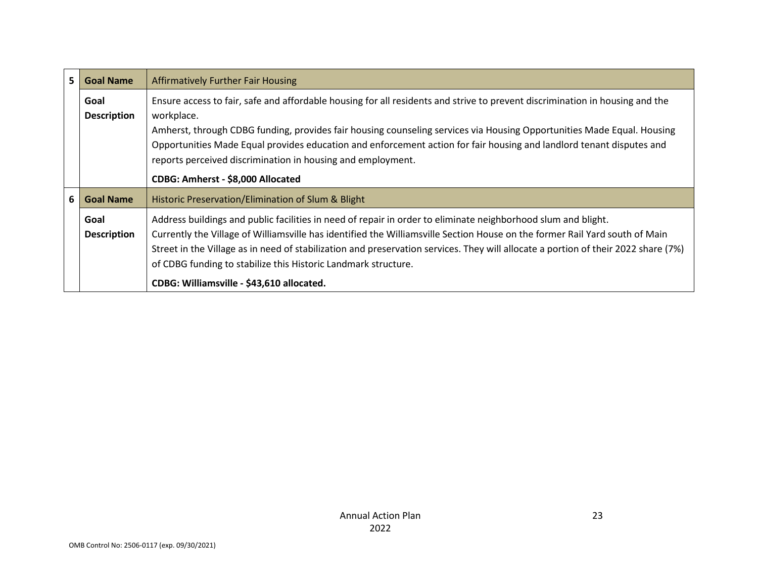| | | |
|---|---|---|
| 5 | **Goal Name** | Affirmatively Further Fair Housing |
| | **Goal Description** | Ensure access to fair, safe and affordable housing for all residents and strive to prevent discrimination in housing and the workplace.<br>Amherst, through CDBG funding, provides fair housing counseling services via Housing Opportunities Made Equal. Housing Opportunities Made Equal provides education and enforcement action for fair housing and landlord tenant disputes and reports perceived discrimination in housing and employment.<br>**CDBG: Amherst - $8,000 Allocated** |
| 6 | **Goal Name** | Historic Preservation/Elimination of Slum & Blight |
| | **Goal Description** | Address buildings and public facilities in need of repair in order to eliminate neighborhood slum and blight.<br>Currently the Village of Williamsville has identified the Williamsville Section House on the former Rail Yard south of Main Street in the Village as in need of stabilization and preservation services. They will allocate a portion of their 2022 share (7%) of CDBG funding to stabilize this Historic Landmark structure.<br>**CDBG: Williamsville - $43,610 allocated.** |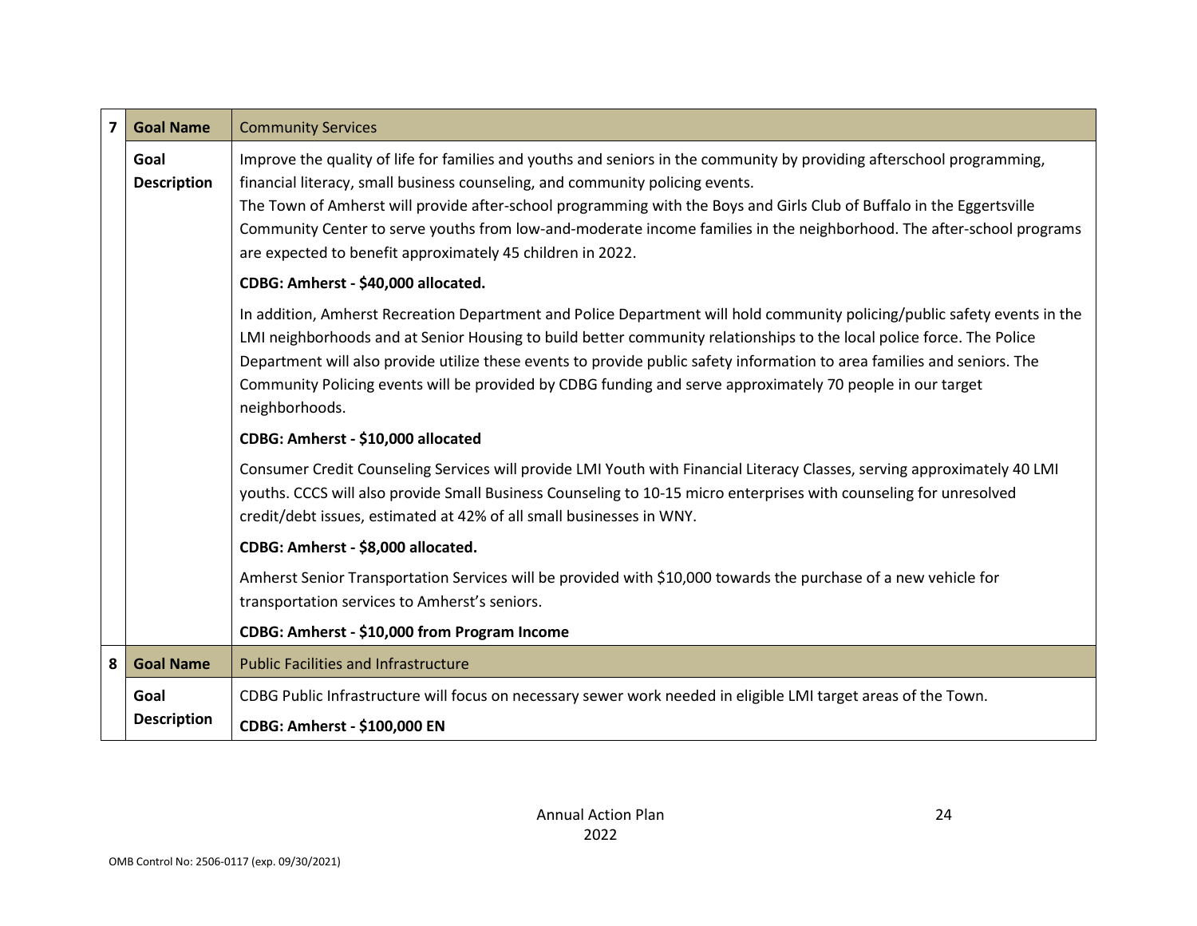| | | |
|---|---|---|
| **7** | **Goal Name** | Community Services |
| | **Goal Description** | Improve the quality of life for families and youths and seniors in the community by providing afterschool programming, financial literacy, small business counseling, and community policing events.<br>The Town of Amherst will provide after-school programming with the Boys and Girls Club of Buffalo in the Eggertsville Community Center to serve youths from low-and-moderate income families in the neighborhood. The after-school programs are expected to benefit approximately 45 children in 2022.<br>**CDBG: Amherst - $40,000 allocated.**<br>In addition, Amherst Recreation Department and Police Department will hold community policing/public safety events in the LMI neighborhoods and at Senior Housing to build better community relationships to the local police force. The Police Department will also provide utilize these events to provide public safety information to area families and seniors. The Community Policing events will be provided by CDBG funding and serve approximately 70 people in our target neighborhoods.<br>**CDBG: Amherst - $10,000 allocated**<br>Consumer Credit Counseling Services will provide LMI Youth with Financial Literacy Classes, serving approximately 40 LMI youths. CCCS will also provide Small Business Counseling to 10-15 micro enterprises with counseling for unresolved credit/debt issues, estimated at 42% of all small businesses in WNY.<br>**CDBG: Amherst - $8,000 allocated.**<br>Amherst Senior Transportation Services will be provided with $10,000 towards the purchase of a new vehicle for transportation services to Amherst's seniors.<br>**CDBG: Amherst - $10,000 from Program Income** |
| **8** | **Goal Name** | Public Facilities and Infrastructure |
| | **Goal Description** | CDBG Public Infrastructure will focus on necessary sewer work needed in eligible LMI target areas of the Town.<br>**CDBG: Amherst - $100,000 EN** |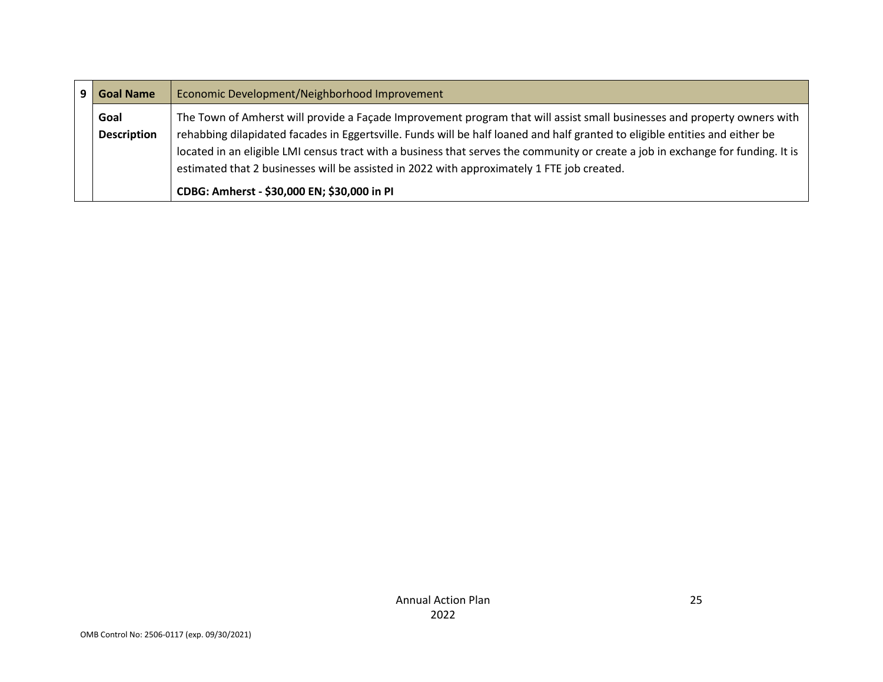| 9 | Goal Name | Economic Development/Neighborhood Improvement |
|---|---|---|
| | **Goal Description** | The Town of Amherst will provide a Façade Improvement program that will assist small businesses and property owners with rehabbing dilapidated facades in Eggertsville. Funds will be half loaned and half granted to eligible entities and either be located in an eligible LMI census tract with a business that serves the community or create a job in exchange for funding. It is estimated that 2 businesses will be assisted in 2022 with approximately 1 FTE job created.<br><br>**CDBG: Amherst - $30,000 EN; $30,000 in PI** |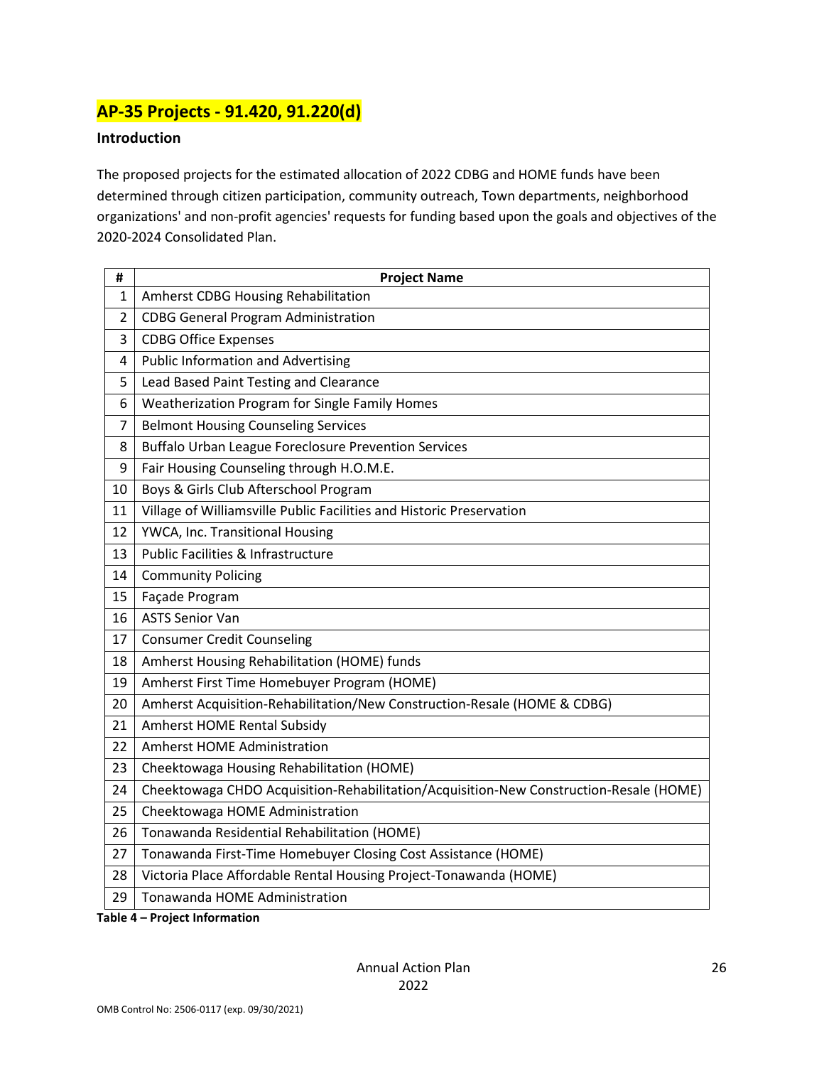## AP-35 Projects - 91.420, 91.220(d)

### Introduction

The proposed projects for the estimated allocation of 2022 CDBG and HOME funds have been determined through citizen participation, community outreach, Town departments, neighborhood organizations' and non-profit agencies' requests for funding based upon the goals and objectives of the 2020-2024 Consolidated Plan.

| # | Project Name |
|---|---|
| 1 | Amherst CDBG Housing Rehabilitation |
| 2 | CDBG General Program Administration |
| 3 | CDBG Office Expenses |
| 4 | Public Information and Advertising |
| 5 | Lead Based Paint Testing and Clearance |
| 6 | Weatherization Program for Single Family Homes |
| 7 | Belmont Housing Counseling Services |
| 8 | Buffalo Urban League Foreclosure Prevention Services |
| 9 | Fair Housing Counseling through H.O.M.E. |
| 10 | Boys & Girls Club Afterschool Program |
| 11 | Village of Williamsville Public Facilities and Historic Preservation |
| 12 | YWCA, Inc. Transitional Housing |
| 13 | Public Facilities & Infrastructure |
| 14 | Community Policing |
| 15 | Façade Program |
| 16 | ASTS Senior Van |
| 17 | Consumer Credit Counseling |
| 18 | Amherst Housing Rehabilitation (HOME) funds |
| 19 | Amherst First Time Homebuyer Program (HOME) |
| 20 | Amherst Acquisition-Rehabilitation/New Construction-Resale (HOME & CDBG) |
| 21 | Amherst HOME Rental Subsidy |
| 22 | Amherst HOME Administration |
| 23 | Cheektowaga Housing Rehabilitation (HOME) |
| 24 | Cheektowaga CHDO Acquisition-Rehabilitation/Acquisition-New Construction-Resale (HOME) |
| 25 | Cheektowaga HOME Administration |
| 26 | Tonawanda Residential Rehabilitation (HOME) |
| 27 | Tonawanda First-Time Homebuyer Closing Cost Assistance (HOME) |
| 28 | Victoria Place Affordable Rental Housing Project-Tonawanda (HOME) |
| 29 | Tonawanda HOME Administration |

**Table 4 – Project Information**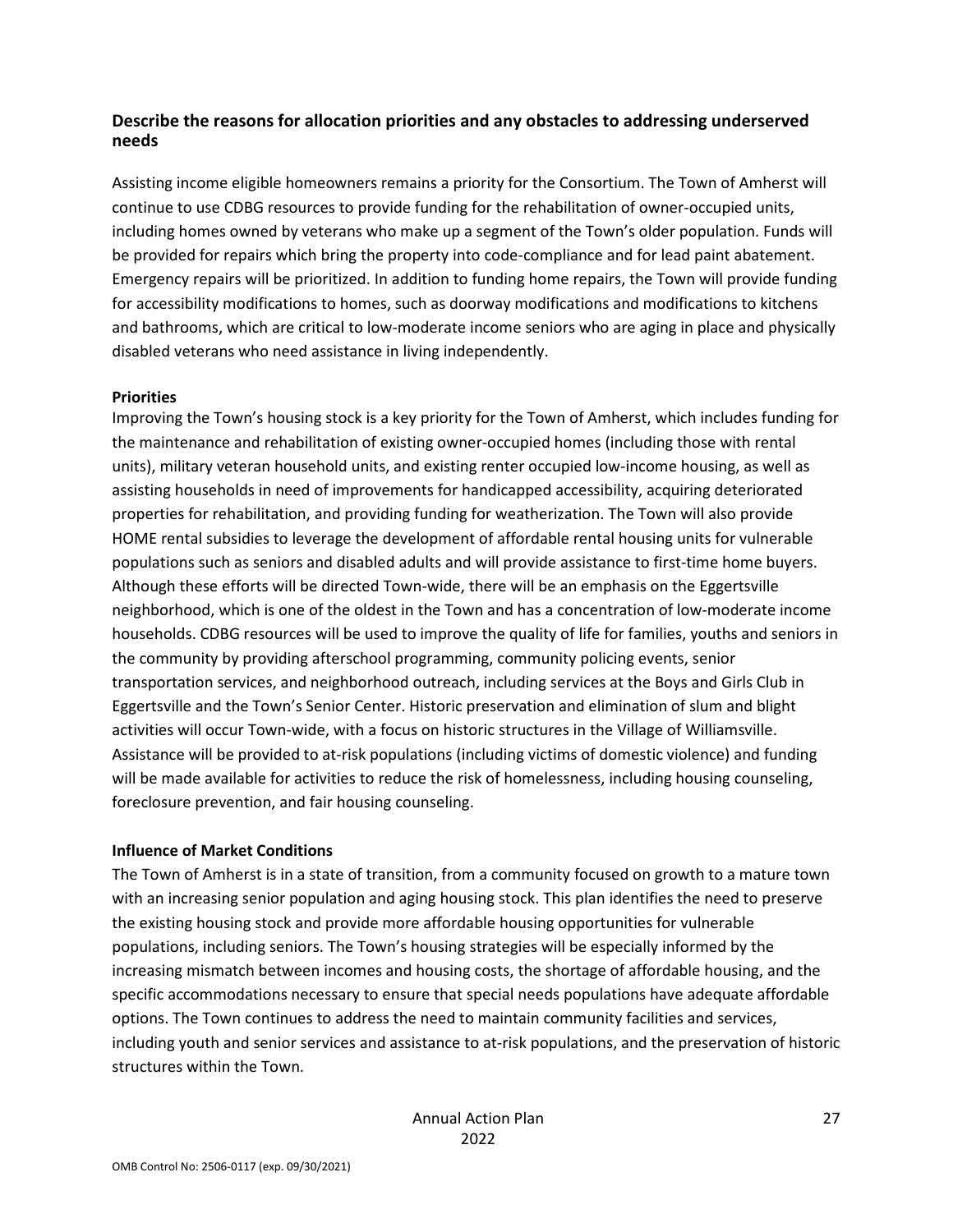### Describe the reasons for allocation priorities and any obstacles to addressing underserved needs

Assisting income eligible homeowners remains a priority for the Consortium. The Town of Amherst will continue to use CDBG resources to provide funding for the rehabilitation of owner-occupied units, including homes owned by veterans who make up a segment of the Town's older population. Funds will be provided for repairs which bring the property into code-compliance and for lead paint abatement. Emergency repairs will be prioritized. In addition to funding home repairs, the Town will provide funding for accessibility modifications to homes, such as doorway modifications and modifications to kitchens and bathrooms, which are critical to low-moderate income seniors who are aging in place and physically disabled veterans who need assistance in living independently.

**Priorities**

Improving the Town's housing stock is a key priority for the Town of Amherst, which includes funding for the maintenance and rehabilitation of existing owner-occupied homes (including those with rental units), military veteran household units, and existing renter occupied low-income housing, as well as assisting households in need of improvements for handicapped accessibility, acquiring deteriorated properties for rehabilitation, and providing funding for weatherization. The Town will also provide HOME rental subsidies to leverage the development of affordable rental housing units for vulnerable populations such as seniors and disabled adults and will provide assistance to first-time home buyers. Although these efforts will be directed Town-wide, there will be an emphasis on the Eggertsville neighborhood, which is one of the oldest in the Town and has a concentration of low-moderate income households. CDBG resources will be used to improve the quality of life for families, youths and seniors in the community by providing afterschool programming, community policing events, senior transportation services, and neighborhood outreach, including services at the Boys and Girls Club in Eggertsville and the Town's Senior Center. Historic preservation and elimination of slum and blight activities will occur Town-wide, with a focus on historic structures in the Village of Williamsville. Assistance will be provided to at-risk populations (including victims of domestic violence) and funding will be made available for activities to reduce the risk of homelessness, including housing counseling, foreclosure prevention, and fair housing counseling.

**Influence of Market Conditions**

The Town of Amherst is in a state of transition, from a community focused on growth to a mature town with an increasing senior population and aging housing stock. This plan identifies the need to preserve the existing housing stock and provide more affordable housing opportunities for vulnerable populations, including seniors. The Town's housing strategies will be especially informed by the increasing mismatch between incomes and housing costs, the shortage of affordable housing, and the specific accommodations necessary to ensure that special needs populations have adequate affordable options. The Town continues to address the need to maintain community facilities and services, including youth and senior services and assistance to at-risk populations, and the preservation of historic structures within the Town.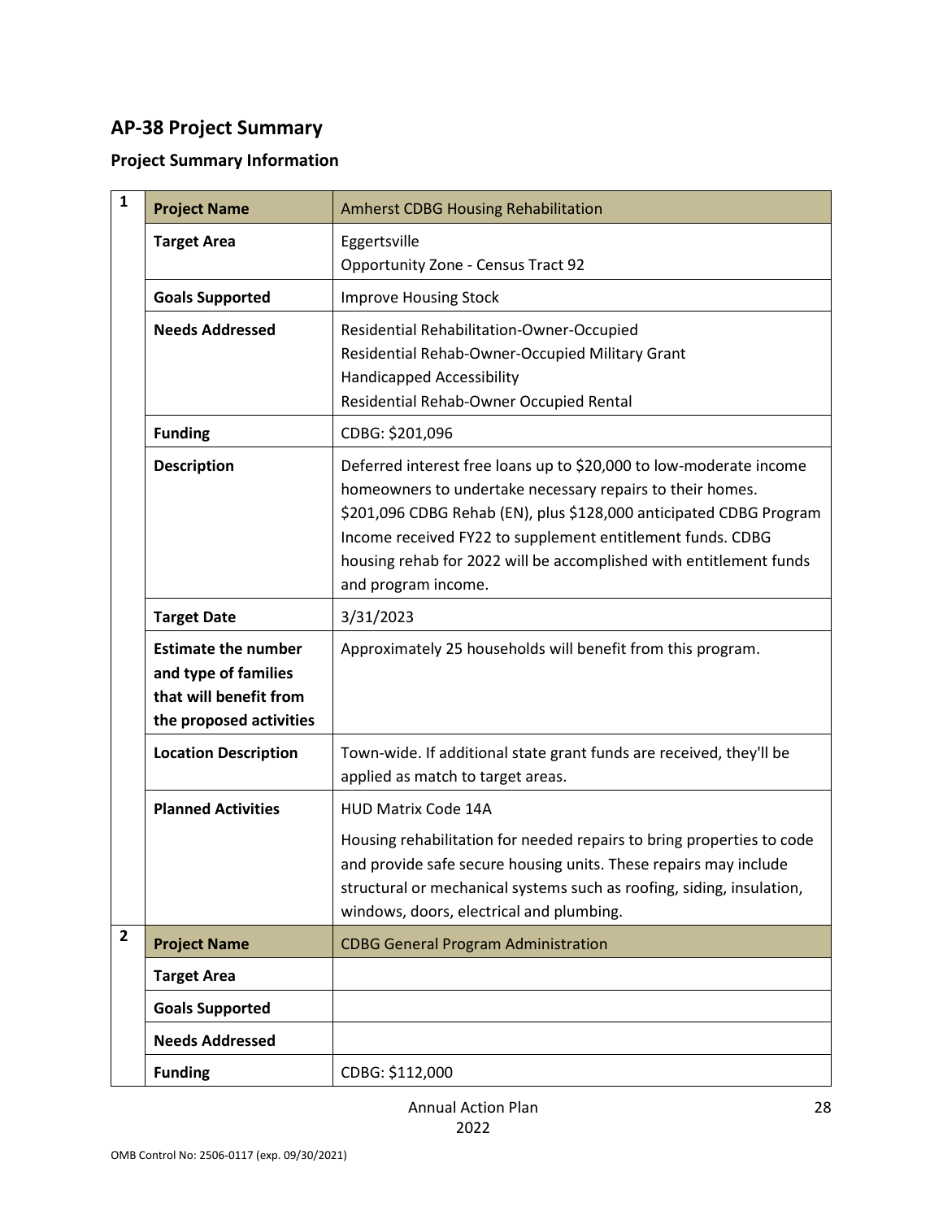## AP-38 Project Summary

### Project Summary Information

| # | Field | Details |
|---|---|---|
| 1 | **Project Name** | Amherst CDBG Housing Rehabilitation |
| | **Target Area** | Eggertsville<br>Opportunity Zone - Census Tract 92 |
| | **Goals Supported** | Improve Housing Stock |
| | **Needs Addressed** | Residential Rehabilitation-Owner-Occupied<br>Residential Rehab-Owner-Occupied Military Grant<br>Handicapped Accessibility<br>Residential Rehab-Owner Occupied Rental |
| | **Funding** | CDBG: $201,096 |
| | **Description** | Deferred interest free loans up to $20,000 to low-moderate income homeowners to undertake necessary repairs to their homes. $201,096 CDBG Rehab (EN), plus $128,000 anticipated CDBG Program Income received FY22 to supplement entitlement funds. CDBG housing rehab for 2022 will be accomplished with entitlement funds and program income. |
| | **Target Date** | 3/31/2023 |
| | **Estimate the number and type of families that will benefit from the proposed activities** | Approximately 25 households will benefit from this program. |
| | **Location Description** | Town-wide. If additional state grant funds are received, they'll be applied as match to target areas. |
| | **Planned Activities** | HUD Matrix Code 14A<br>Housing rehabilitation for needed repairs to bring properties to code and provide safe secure housing units. These repairs may include structural or mechanical systems such as roofing, siding, insulation, windows, doors, electrical and plumbing. |
| 2 | **Project Name** | CDBG General Program Administration |
| | **Target Area** | |
| | **Goals Supported** | |
| | **Needs Addressed** | |
| | **Funding** | CDBG: $112,000 |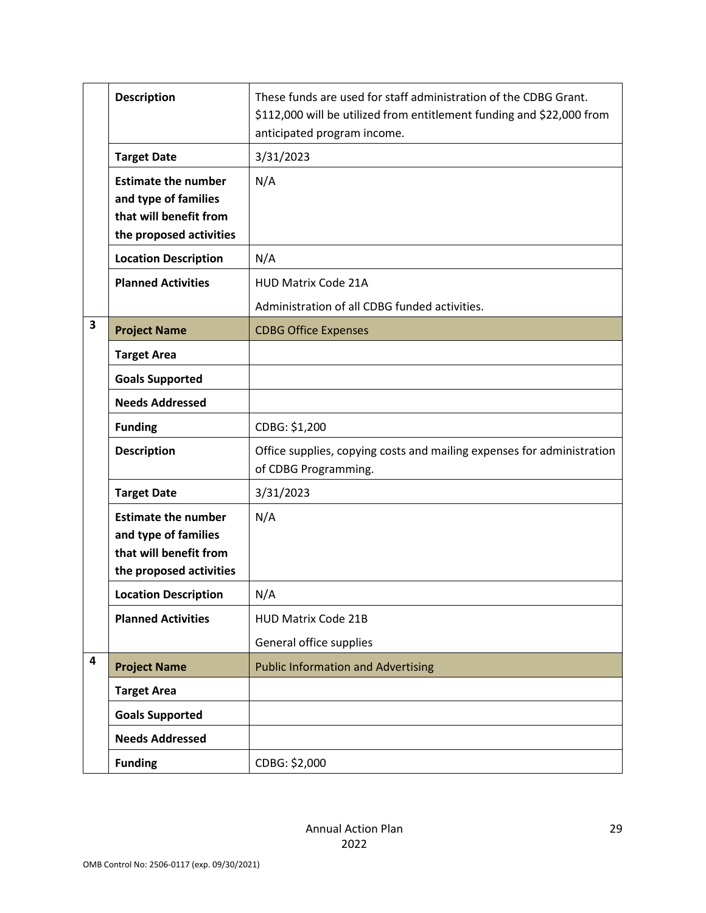| | | |
|---|---|---|
| | **Description** | These funds are used for staff administration of the CDBG Grant. $112,000 will be utilized from entitlement funding and $22,000 from anticipated program income. |
| | **Target Date** | 3/31/2023 |
| | **Estimate the number and type of families that will benefit from the proposed activities** | N/A |
| | **Location Description** | N/A |
| | **Planned Activities** | HUD Matrix Code 21A<br><br>Administration of all CDBG funded activities. |
| **3** | **Project Name** | CDBG Office Expenses |
| | **Target Area** | |
| | **Goals Supported** | |
| | **Needs Addressed** | |
| | **Funding** | CDBG: $1,200 |
| | **Description** | Office supplies, copying costs and mailing expenses for administration of CDBG Programming. |
| | **Target Date** | 3/31/2023 |
| | **Estimate the number and type of families that will benefit from the proposed activities** | N/A |
| | **Location Description** | N/A |
| | **Planned Activities** | HUD Matrix Code 21B<br><br>General office supplies |
| **4** | **Project Name** | Public Information and Advertising |
| | **Target Area** | |
| | **Goals Supported** | |
| | **Needs Addressed** | |
| | **Funding** | CDBG: $2,000 |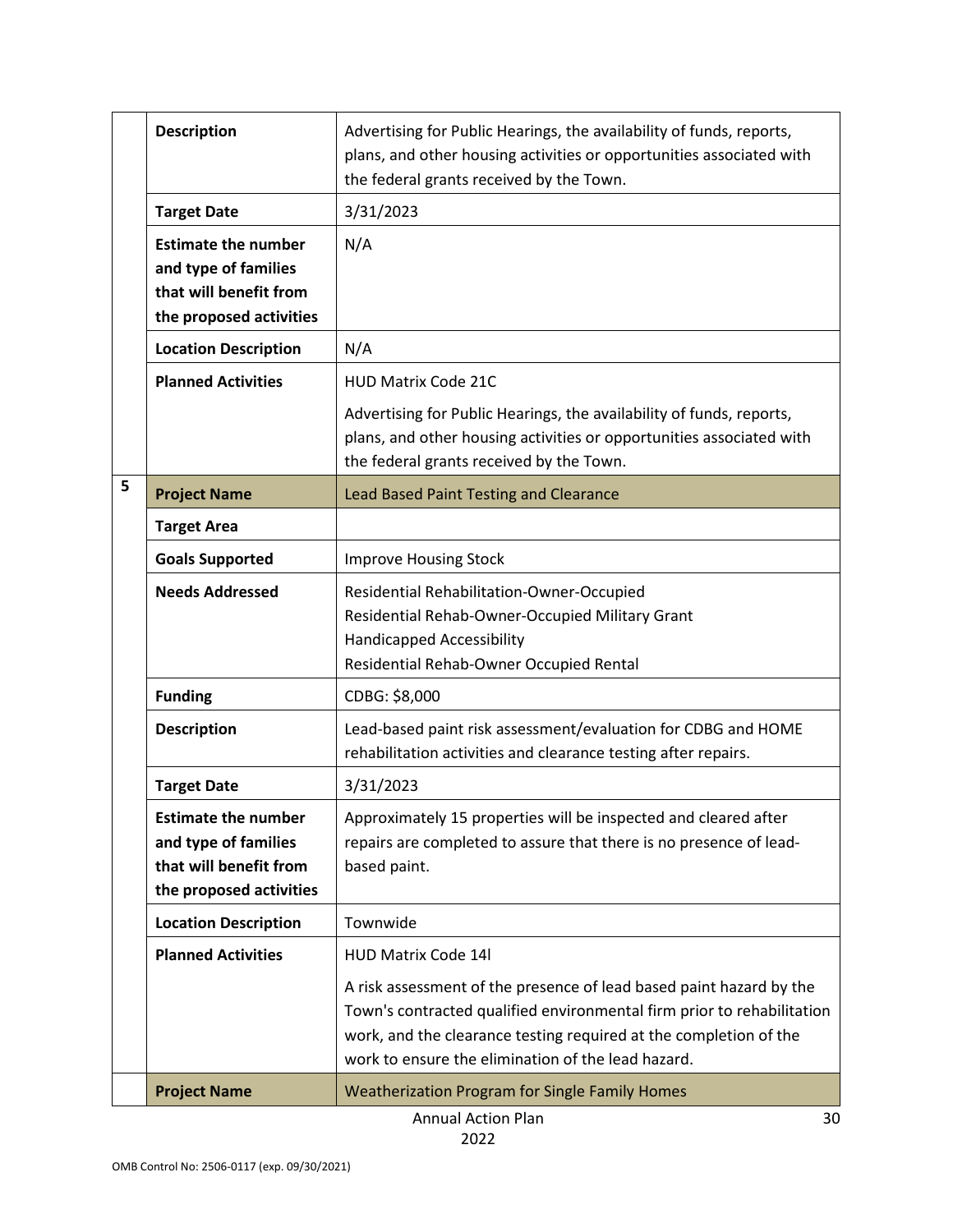| | | |
|---|---|---|
| | **Description** | Advertising for Public Hearings, the availability of funds, reports, plans, and other housing activities or opportunities associated with the federal grants received by the Town. |
| | **Target Date** | 3/31/2023 |
| | **Estimate the number and type of families that will benefit from the proposed activities** | N/A |
| | **Location Description** | N/A |
| | **Planned Activities** | HUD Matrix Code 21C<br><br>Advertising for Public Hearings, the availability of funds, reports, plans, and other housing activities or opportunities associated with the federal grants received by the Town. |
| 5 | **Project Name** | Lead Based Paint Testing and Clearance |
| | **Target Area** | |
| | **Goals Supported** | Improve Housing Stock |
| | **Needs Addressed** | Residential Rehabilitation-Owner-Occupied<br>Residential Rehab-Owner-Occupied Military Grant<br>Handicapped Accessibility<br>Residential Rehab-Owner Occupied Rental |
| | **Funding** | CDBG: $8,000 |
| | **Description** | Lead-based paint risk assessment/evaluation for CDBG and HOME rehabilitation activities and clearance testing after repairs. |
| | **Target Date** | 3/31/2023 |
| | **Estimate the number and type of families that will benefit from the proposed activities** | Approximately 15 properties will be inspected and cleared after repairs are completed to assure that there is no presence of lead-based paint. |
| | **Location Description** | Townwide |
| | **Planned Activities** | HUD Matrix Code 14I<br><br>A risk assessment of the presence of lead based paint hazard by the Town's contracted qualified environmental firm prior to rehabilitation work, and the clearance testing required at the completion of the work to ensure the elimination of the lead hazard. |
| | **Project Name** | Weatherization Program for Single Family Homes |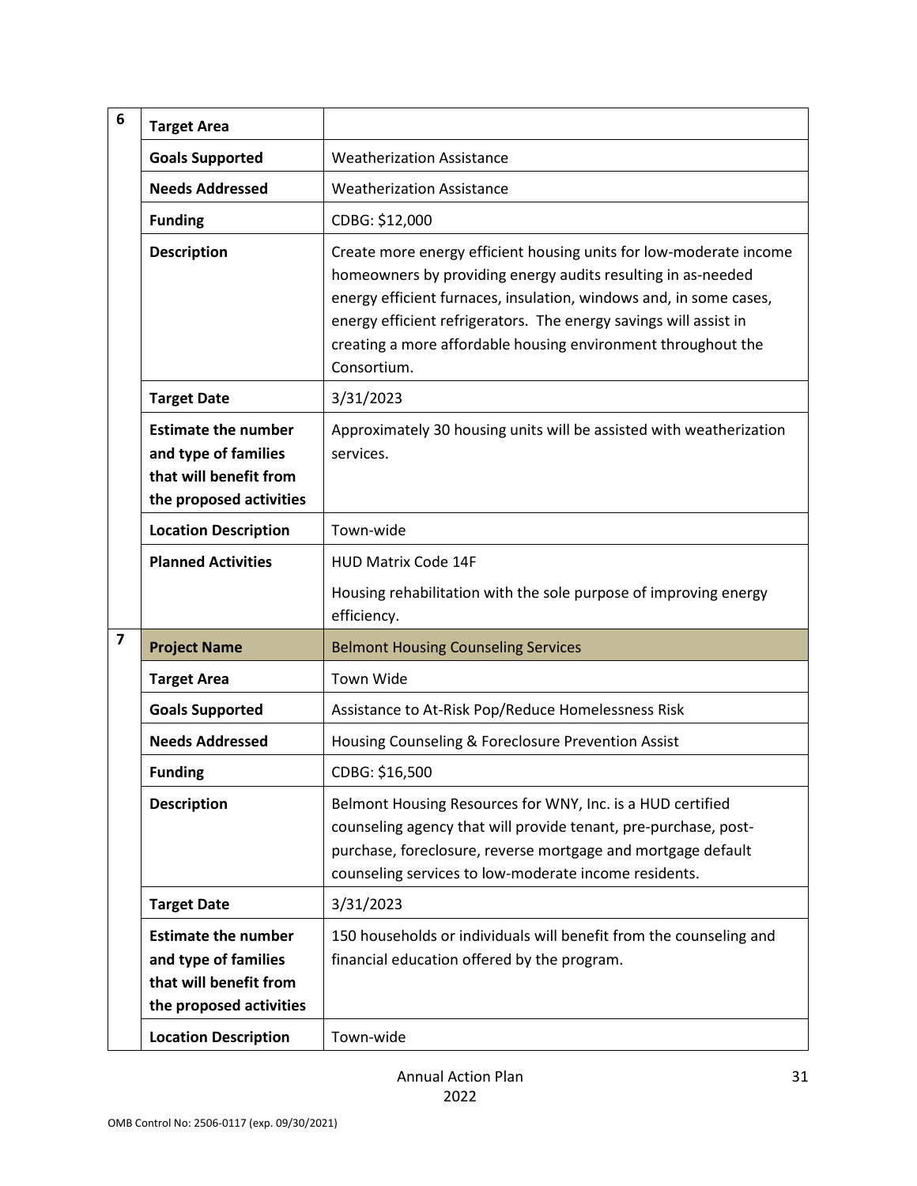| | | |
|---|---|---|
| 6 | **Target Area** | |
| | **Goals Supported** | Weatherization Assistance |
| | **Needs Addressed** | Weatherization Assistance |
| | **Funding** | CDBG: $12,000 |
| | **Description** | Create more energy efficient housing units for low-moderate income homeowners by providing energy audits resulting in as-needed energy efficient furnaces, insulation, windows and, in some cases, energy efficient refrigerators. The energy savings will assist in creating a more affordable housing environment throughout the Consortium. |
| | **Target Date** | 3/31/2023 |
| | **Estimate the number and type of families that will benefit from the proposed activities** | Approximately 30 housing units will be assisted with weatherization services. |
| | **Location Description** | Town-wide |
| | **Planned Activities** | HUD Matrix Code 14F<br><br>Housing rehabilitation with the sole purpose of improving energy efficiency. |
| 7 | **Project Name** | Belmont Housing Counseling Services |
| | **Target Area** | Town Wide |
| | **Goals Supported** | Assistance to At-Risk Pop/Reduce Homelessness Risk |
| | **Needs Addressed** | Housing Counseling & Foreclosure Prevention Assist |
| | **Funding** | CDBG: $16,500 |
| | **Description** | Belmont Housing Resources for WNY, Inc. is a HUD certified counseling agency that will provide tenant, pre-purchase, post-purchase, foreclosure, reverse mortgage and mortgage default counseling services to low-moderate income residents. |
| | **Target Date** | 3/31/2023 |
| | **Estimate the number and type of families that will benefit from the proposed activities** | 150 households or individuals will benefit from the counseling and financial education offered by the program. |
| | **Location Description** | Town-wide |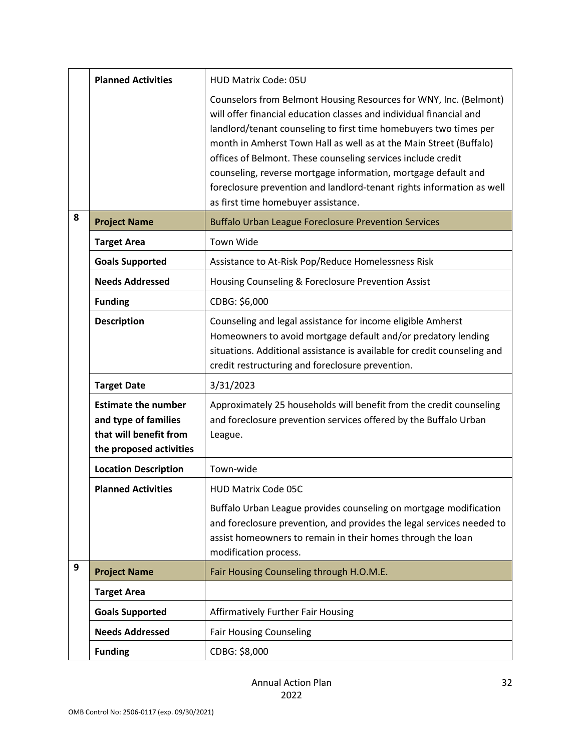| | | |
|---|---|---|
| | **Planned Activities** | HUD Matrix Code: 05U<br><br>Counselors from Belmont Housing Resources for WNY, Inc. (Belmont) will offer financial education classes and individual financial and landlord/tenant counseling to first time homebuyers two times per month in Amherst Town Hall as well as at the Main Street (Buffalo) offices of Belmont. These counseling services include credit counseling, reverse mortgage information, mortgage default and foreclosure prevention and landlord-tenant rights information as well as first time homebuyer assistance. |
| 8 | **Project Name** | Buffalo Urban League Foreclosure Prevention Services |
| | **Target Area** | Town Wide |
| | **Goals Supported** | Assistance to At-Risk Pop/Reduce Homelessness Risk |
| | **Needs Addressed** | Housing Counseling & Foreclosure Prevention Assist |
| | **Funding** | CDBG: $6,000 |
| | **Description** | Counseling and legal assistance for income eligible Amherst Homeowners to avoid mortgage default and/or predatory lending situations. Additional assistance is available for credit counseling and credit restructuring and foreclosure prevention. |
| | **Target Date** | 3/31/2023 |
| | **Estimate the number and type of families that will benefit from the proposed activities** | Approximately 25 households will benefit from the credit counseling and foreclosure prevention services offered by the Buffalo Urban League. |
| | **Location Description** | Town-wide |
| | **Planned Activities** | HUD Matrix Code 05C<br><br>Buffalo Urban League provides counseling on mortgage modification and foreclosure prevention, and provides the legal services needed to assist homeowners to remain in their homes through the loan modification process. |
| 9 | **Project Name** | Fair Housing Counseling through H.O.M.E. |
| | **Target Area** | |
| | **Goals Supported** | Affirmatively Further Fair Housing |
| | **Needs Addressed** | Fair Housing Counseling |
| | **Funding** | CDBG: $8,000 |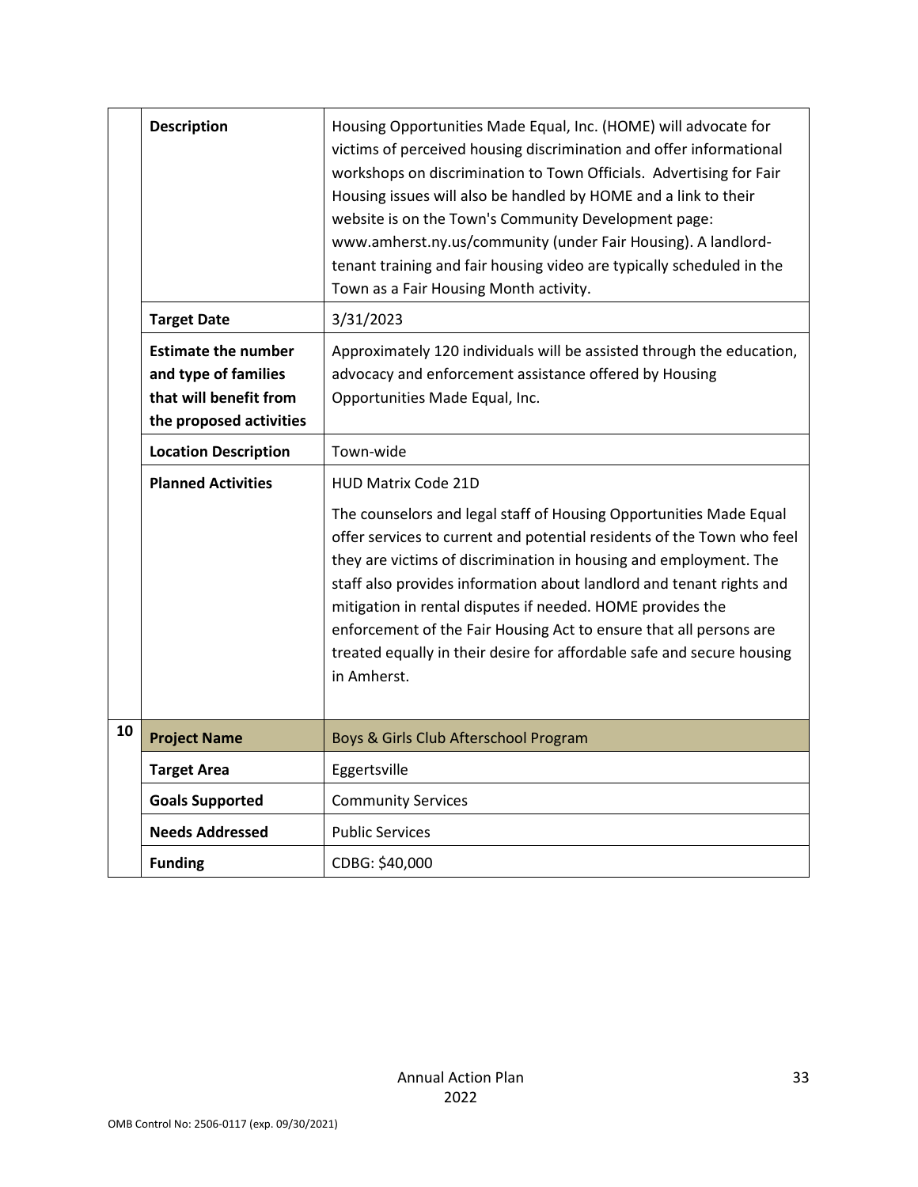| | | |
|---|---|---|
| | **Description** | Housing Opportunities Made Equal, Inc. (HOME) will advocate for victims of perceived housing discrimination and offer informational workshops on discrimination to Town Officials. Advertising for Fair Housing issues will also be handled by HOME and a link to their website is on the Town's Community Development page: www.amherst.ny.us/community (under Fair Housing). A landlord-tenant training and fair housing video are typically scheduled in the Town as a Fair Housing Month activity. |
| | **Target Date** | 3/31/2023 |
| | **Estimate the number and type of families that will benefit from the proposed activities** | Approximately 120 individuals will be assisted through the education, advocacy and enforcement assistance offered by Housing Opportunities Made Equal, Inc. |
| | **Location Description** | Town-wide |
| | **Planned Activities** | HUD Matrix Code 21D<br><br>The counselors and legal staff of Housing Opportunities Made Equal offer services to current and potential residents of the Town who feel they are victims of discrimination in housing and employment. The staff also provides information about landlord and tenant rights and mitigation in rental disputes if needed. HOME provides the enforcement of the Fair Housing Act to ensure that all persons are treated equally in their desire for affordable safe and secure housing in Amherst. |
| 10 | **Project Name** | Boys & Girls Club Afterschool Program |
| | **Target Area** | Eggertsville |
| | **Goals Supported** | Community Services |
| | **Needs Addressed** | Public Services |
| | **Funding** | CDBG: $40,000 |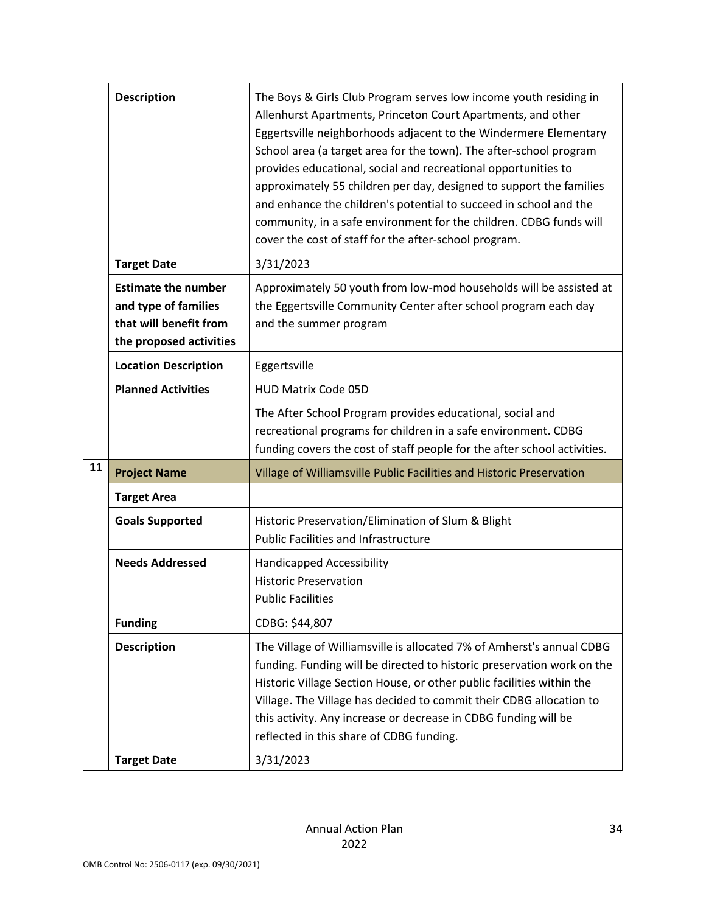| | | |
|---|---|---|
| | **Description** | The Boys & Girls Club Program serves low income youth residing in Allenhurst Apartments, Princeton Court Apartments, and other Eggertsville neighborhoods adjacent to the Windermere Elementary School area (a target area for the town). The after-school program provides educational, social and recreational opportunities to approximately 55 children per day, designed to support the families and enhance the children's potential to succeed in school and the community, in a safe environment for the children. CDBG funds will cover the cost of staff for the after-school program. |
| | **Target Date** | 3/31/2023 |
| | **Estimate the number and type of families that will benefit from the proposed activities** | Approximately 50 youth from low-mod households will be assisted at the Eggertsville Community Center after school program each day and the summer program |
| | **Location Description** | Eggertsville |
| | **Planned Activities** | HUD Matrix Code 05D<br><br>The After School Program provides educational, social and recreational programs for children in a safe environment. CDBG funding covers the cost of staff people for the after school activities. |
| **11** | **Project Name** | Village of Williamsville Public Facilities and Historic Preservation |
| | **Target Area** | |
| | **Goals Supported** | Historic Preservation/Elimination of Slum & Blight<br>Public Facilities and Infrastructure |
| | **Needs Addressed** | Handicapped Accessibility<br>Historic Preservation<br>Public Facilities |
| | **Funding** | CDBG: $44,807 |
| | **Description** | The Village of Williamsville is allocated 7% of Amherst's annual CDBG funding. Funding will be directed to historic preservation work on the Historic Village Section House, or other public facilities within the Village. The Village has decided to commit their CDBG allocation to this activity. Any increase or decrease in CDBG funding will be reflected in this share of CDBG funding. |
| | **Target Date** | 3/31/2023 |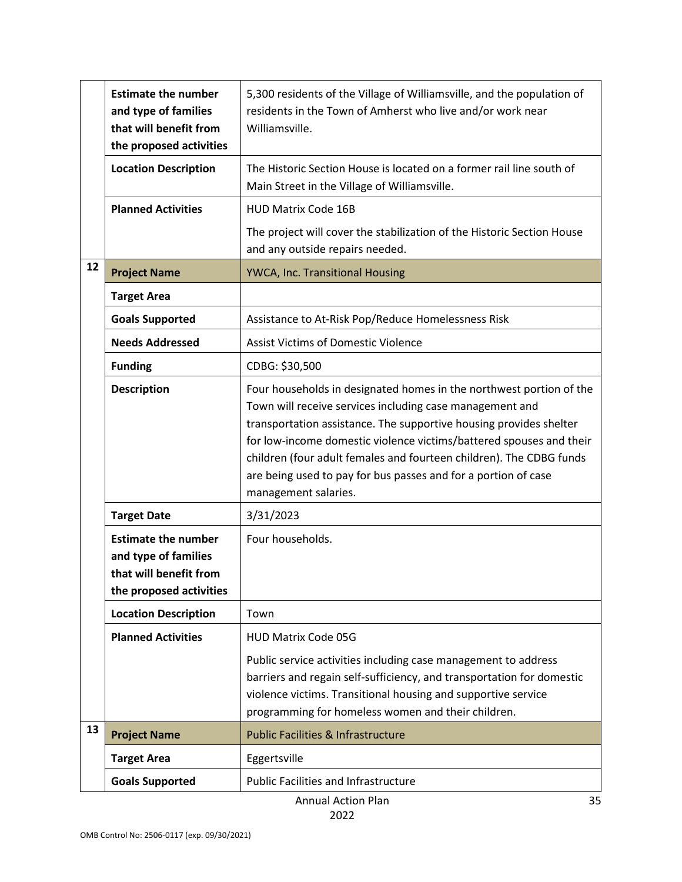| | | |
|---|---|---|
| | **Estimate the number and type of families that will benefit from the proposed activities** | 5,300 residents of the Village of Williamsville, and the population of residents in the Town of Amherst who live and/or work near Williamsville. |
| | **Location Description** | The Historic Section House is located on a former rail line south of Main Street in the Village of Williamsville. |
| | **Planned Activities** | HUD Matrix Code 16B<br><br>The project will cover the stabilization of the Historic Section House and any outside repairs needed. |
| 12 | **Project Name** | YWCA, Inc. Transitional Housing |
| | **Target Area** | |
| | **Goals Supported** | Assistance to At-Risk Pop/Reduce Homelessness Risk |
| | **Needs Addressed** | Assist Victims of Domestic Violence |
| | **Funding** | CDBG: $30,500 |
| | **Description** | Four households in designated homes in the northwest portion of the Town will receive services including case management and transportation assistance. The supportive housing provides shelter for low-income domestic violence victims/battered spouses and their children (four adult females and fourteen children). The CDBG funds are being used to pay for bus passes and for a portion of case management salaries. |
| | **Target Date** | 3/31/2023 |
| | **Estimate the number and type of families that will benefit from the proposed activities** | Four households. |
| | **Location Description** | Town |
| | **Planned Activities** | HUD Matrix Code 05G<br><br>Public service activities including case management to address barriers and regain self-sufficiency, and transportation for domestic violence victims. Transitional housing and supportive service programming for homeless women and their children. |
| 13 | **Project Name** | Public Facilities & Infrastructure |
| | **Target Area** | Eggertsville |
| | **Goals Supported** | Public Facilities and Infrastructure |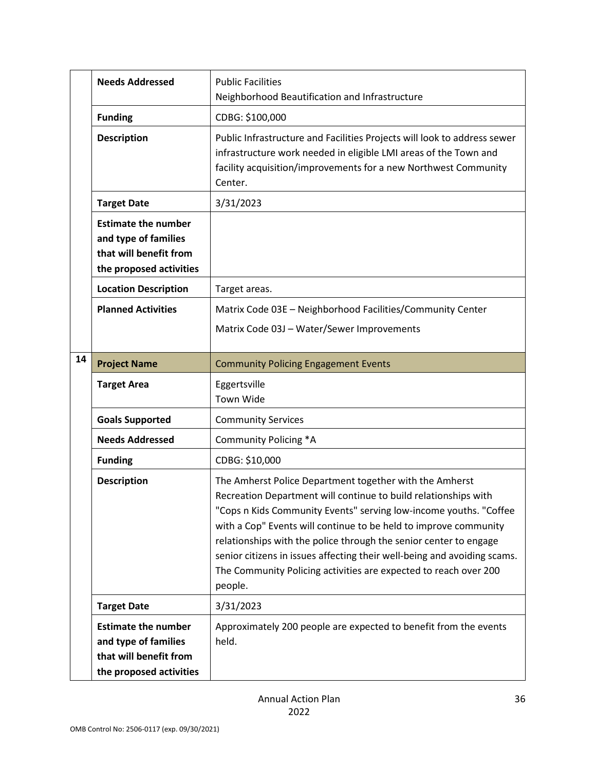| | | |
|---|---|---|
| | **Needs Addressed** | Public Facilities<br>Neighborhood Beautification and Infrastructure |
| | **Funding** | CDBG: $100,000 |
| | **Description** | Public Infrastructure and Facilities Projects will look to address sewer infrastructure work needed in eligible LMI areas of the Town and facility acquisition/improvements for a new Northwest Community Center. |
| | **Target Date** | 3/31/2023 |
| | **Estimate the number and type of families that will benefit from the proposed activities** | |
| | **Location Description** | Target areas. |
| | **Planned Activities** | Matrix Code 03E – Neighborhood Facilities/Community Center<br>Matrix Code 03J – Water/Sewer Improvements |
| 14 | **Project Name** | Community Policing Engagement Events |
| | **Target Area** | Eggertsville<br>Town Wide |
| | **Goals Supported** | Community Services |
| | **Needs Addressed** | Community Policing *A |
| | **Funding** | CDBG: $10,000 |
| | **Description** | The Amherst Police Department together with the Amherst Recreation Department will continue to build relationships with "Cops n Kids Community Events" serving low-income youths. "Coffee with a Cop" Events will continue to be held to improve community relationships with the police through the senior center to engage senior citizens in issues affecting their well-being and avoiding scams. The Community Policing activities are expected to reach over 200 people. |
| | **Target Date** | 3/31/2023 |
| | **Estimate the number and type of families that will benefit from the proposed activities** | Approximately 200 people are expected to benefit from the events held. |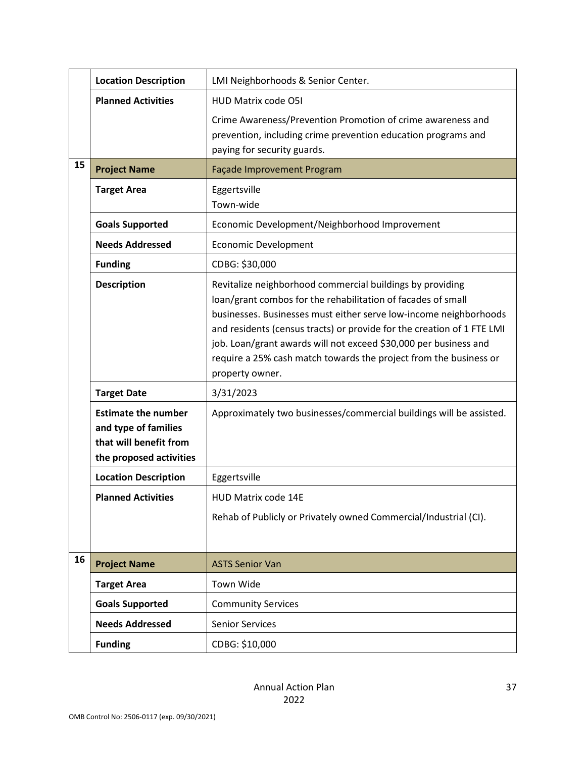| | | |
|---|---|---|
| | **Location Description** | LMI Neighborhoods & Senior Center. |
| | **Planned Activities** | HUD Matrix code O5I<br><br>Crime Awareness/Prevention Promotion of crime awareness and prevention, including crime prevention education programs and paying for security guards. |
| **15** | **Project Name** | Façade Improvement Program |
| | **Target Area** | Eggertsville<br>Town-wide |
| | **Goals Supported** | Economic Development/Neighborhood Improvement |
| | **Needs Addressed** | Economic Development |
| | **Funding** | CDBG: $30,000 |
| | **Description** | Revitalize neighborhood commercial buildings by providing loan/grant combos for the rehabilitation of facades of small businesses. Businesses must either serve low-income neighborhoods and residents (census tracts) or provide for the creation of 1 FTE LMI job. Loan/grant awards will not exceed $30,000 per business and require a 25% cash match towards the project from the business or property owner. |
| | **Target Date** | 3/31/2023 |
| | **Estimate the number and type of families that will benefit from the proposed activities** | Approximately two businesses/commercial buildings will be assisted. |
| | **Location Description** | Eggertsville |
| | **Planned Activities** | HUD Matrix code 14E<br><br>Rehab of Publicly or Privately owned Commercial/Industrial (CI). |
| **16** | **Project Name** | ASTS Senior Van |
| | **Target Area** | Town Wide |
| | **Goals Supported** | Community Services |
| | **Needs Addressed** | Senior Services |
| | **Funding** | CDBG: $10,000 |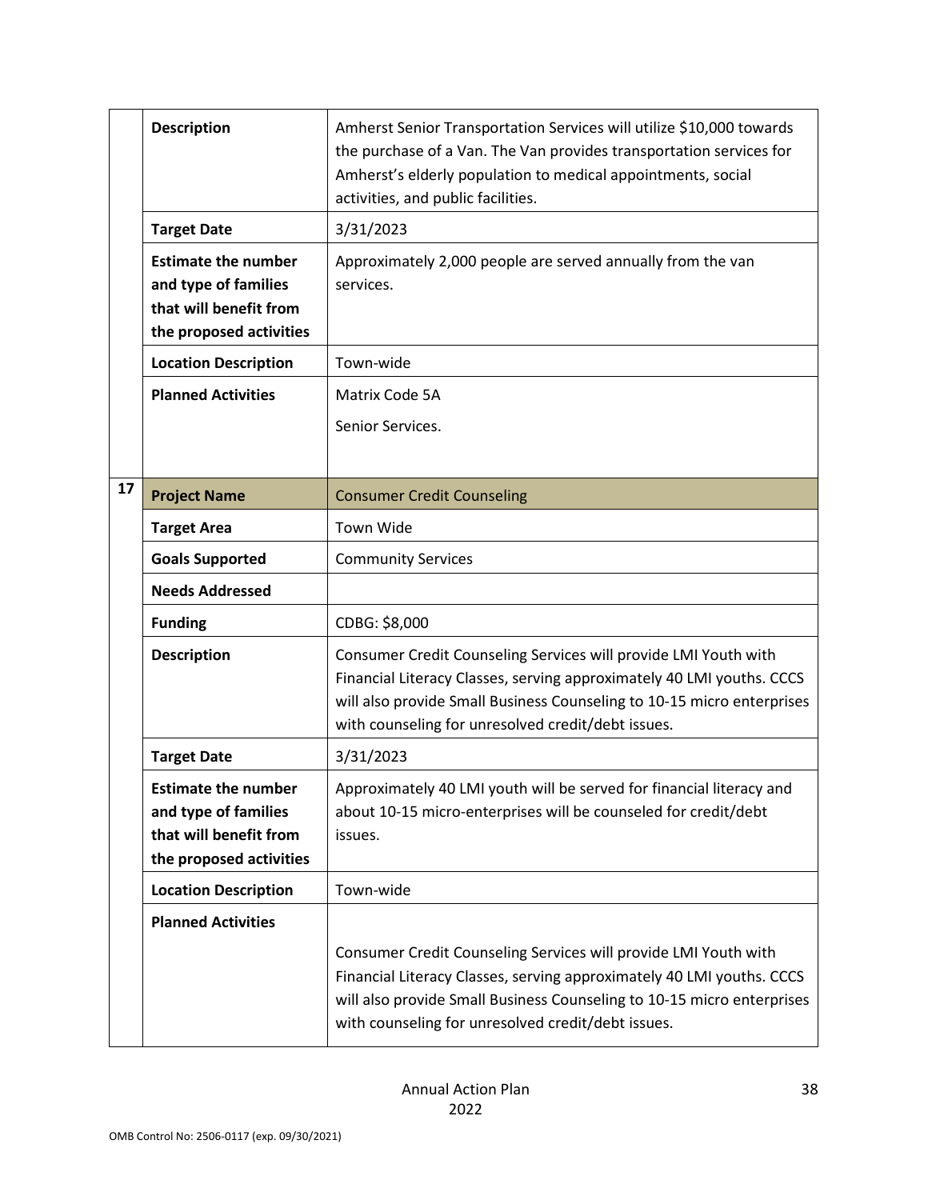| | | |
|---|---|---|
| | **Description** | Amherst Senior Transportation Services will utilize $10,000 towards the purchase of a Van. The Van provides transportation services for Amherst's elderly population to medical appointments, social activities, and public facilities. |
| | **Target Date** | 3/31/2023 |
| | **Estimate the number and type of families that will benefit from the proposed activities** | Approximately 2,000 people are served annually from the van services. |
| | **Location Description** | Town-wide |
| | **Planned Activities** | Matrix Code 5A<br>Senior Services. |
| **17** | **Project Name** | Consumer Credit Counseling |
| | **Target Area** | Town Wide |
| | **Goals Supported** | Community Services |
| | **Needs Addressed** | |
| | **Funding** | CDBG: $8,000 |
| | **Description** | Consumer Credit Counseling Services will provide LMI Youth with Financial Literacy Classes, serving approximately 40 LMI youths. CCCS will also provide Small Business Counseling to 10-15 micro enterprises with counseling for unresolved credit/debt issues. |
| | **Target Date** | 3/31/2023 |
| | **Estimate the number and type of families that will benefit from the proposed activities** | Approximately 40 LMI youth will be served for financial literacy and about 10-15 micro-enterprises will be counseled for credit/debt issues. |
| | **Location Description** | Town-wide |
| | **Planned Activities** | Consumer Credit Counseling Services will provide LMI Youth with Financial Literacy Classes, serving approximately 40 LMI youths. CCCS will also provide Small Business Counseling to 10-15 micro enterprises with counseling for unresolved credit/debt issues. |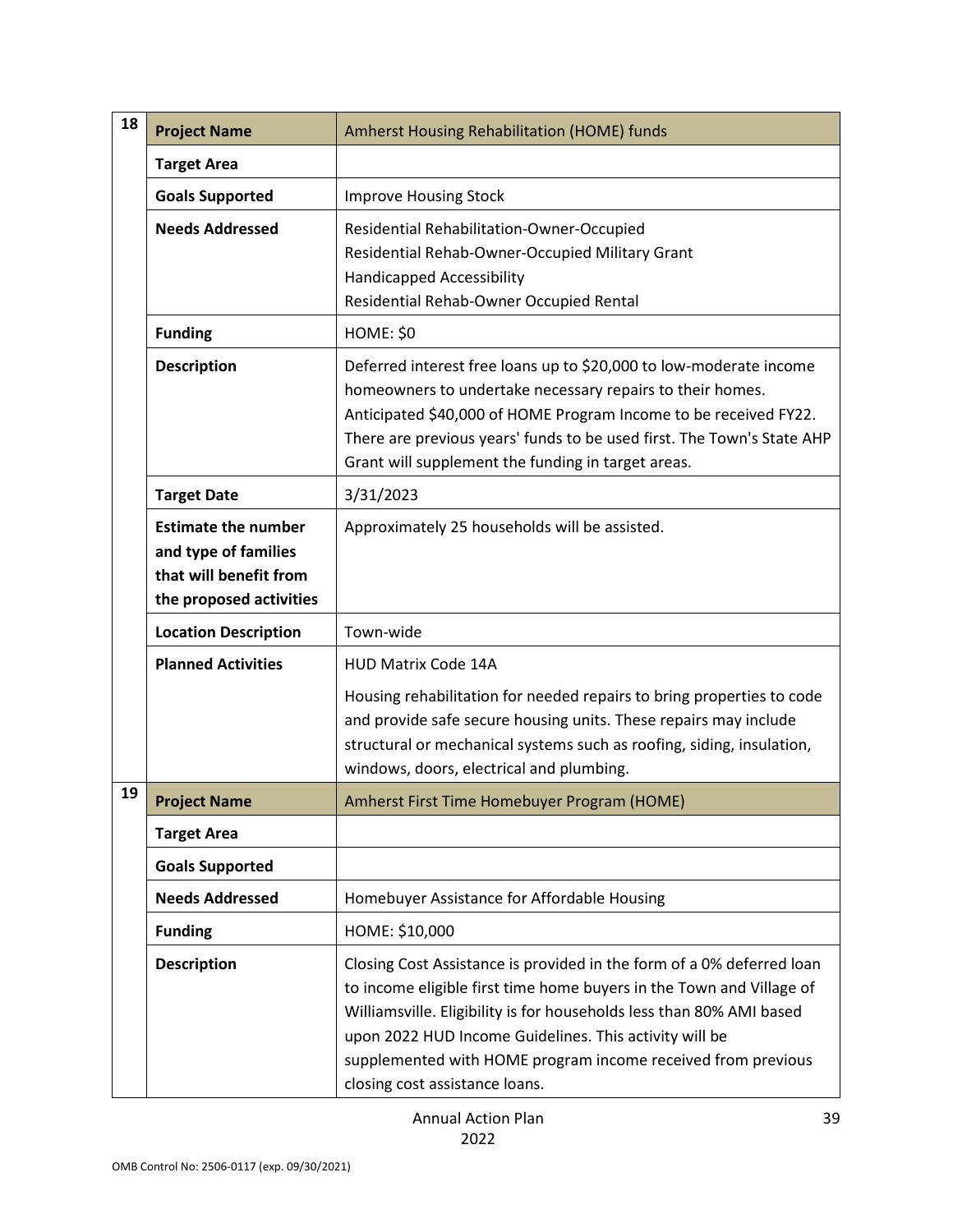| 18 | **Project Name** | Amherst Housing Rehabilitation (HOME) funds |
|---|---|---|
| | **Target Area** | |
| | **Goals Supported** | Improve Housing Stock |
| | **Needs Addressed** | Residential Rehabilitation-Owner-Occupied<br>Residential Rehab-Owner-Occupied Military Grant<br>Handicapped Accessibility<br>Residential Rehab-Owner Occupied Rental |
| | **Funding** | HOME: $0 |
| | **Description** | Deferred interest free loans up to $20,000 to low-moderate income homeowners to undertake necessary repairs to their homes. Anticipated $40,000 of HOME Program Income to be received FY22. There are previous years' funds to be used first. The Town's State AHP Grant will supplement the funding in target areas. |
| | **Target Date** | 3/31/2023 |
| | **Estimate the number and type of families that will benefit from the proposed activities** | Approximately 25 households will be assisted. |
| | **Location Description** | Town-wide |
| | **Planned Activities** | HUD Matrix Code 14A<br><br>Housing rehabilitation for needed repairs to bring properties to code and provide safe secure housing units. These repairs may include structural or mechanical systems such as roofing, siding, insulation, windows, doors, electrical and plumbing. |
| 19 | **Project Name** | Amherst First Time Homebuyer Program (HOME) |
| | **Target Area** | |
| | **Goals Supported** | |
| | **Needs Addressed** | Homebuyer Assistance for Affordable Housing |
| | **Funding** | HOME: $10,000 |
| | **Description** | Closing Cost Assistance is provided in the form of a 0% deferred loan to income eligible first time home buyers in the Town and Village of Williamsville. Eligibility is for households less than 80% AMI based upon 2022 HUD Income Guidelines. This activity will be supplemented with HOME program income received from previous closing cost assistance loans. |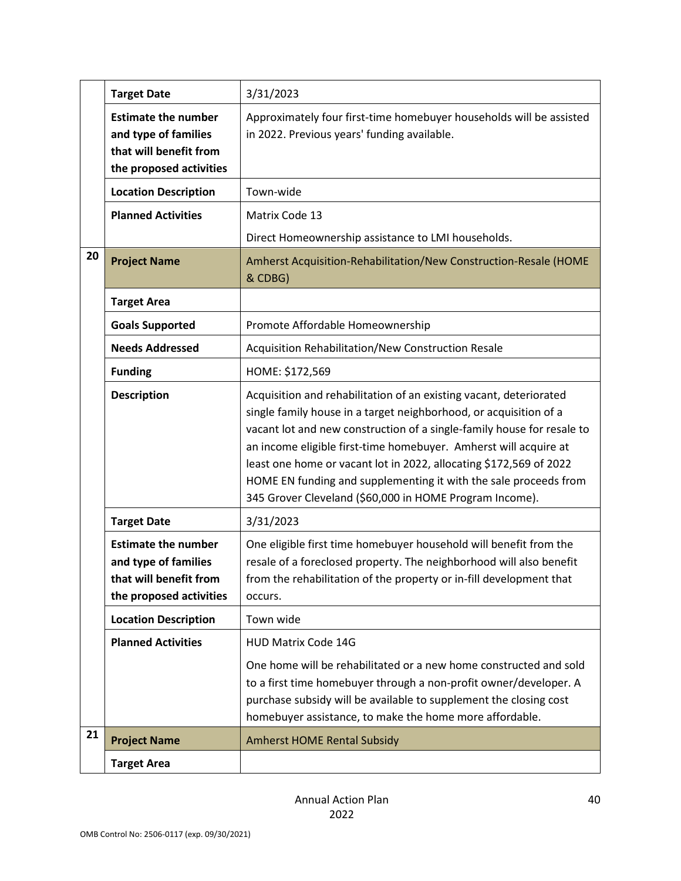| | | |
|---|---|---|
| | **Target Date** | 3/31/2023 |
| | **Estimate the number and type of families that will benefit from the proposed activities** | Approximately four first-time homebuyer households will be assisted in 2022. Previous years' funding available. |
| | **Location Description** | Town-wide |
| | **Planned Activities** | Matrix Code 13<br><br>Direct Homeownership assistance to LMI households. |
| 20 | **Project Name** | Amherst Acquisition-Rehabilitation/New Construction-Resale (HOME & CDBG) |
| | **Target Area** | |
| | **Goals Supported** | Promote Affordable Homeownership |
| | **Needs Addressed** | Acquisition Rehabilitation/New Construction Resale |
| | **Funding** | HOME: $172,569 |
| | **Description** | Acquisition and rehabilitation of an existing vacant, deteriorated single family house in a target neighborhood, or acquisition of a vacant lot and new construction of a single-family house for resale to an income eligible first-time homebuyer. Amherst will acquire at least one home or vacant lot in 2022, allocating $172,569 of 2022 HOME EN funding and supplementing it with the sale proceeds from 345 Grover Cleveland ($60,000 in HOME Program Income). |
| | **Target Date** | 3/31/2023 |
| | **Estimate the number and type of families that will benefit from the proposed activities** | One eligible first time homebuyer household will benefit from the resale of a foreclosed property. The neighborhood will also benefit from the rehabilitation of the property or in-fill development that occurs. |
| | **Location Description** | Town wide |
| | **Planned Activities** | HUD Matrix Code 14G<br><br>One home will be rehabilitated or a new home constructed and sold to a first time homebuyer through a non-profit owner/developer. A purchase subsidy will be available to supplement the closing cost homebuyer assistance, to make the home more affordable. |
| 21 | **Project Name** | Amherst HOME Rental Subsidy |
| | **Target Area** | |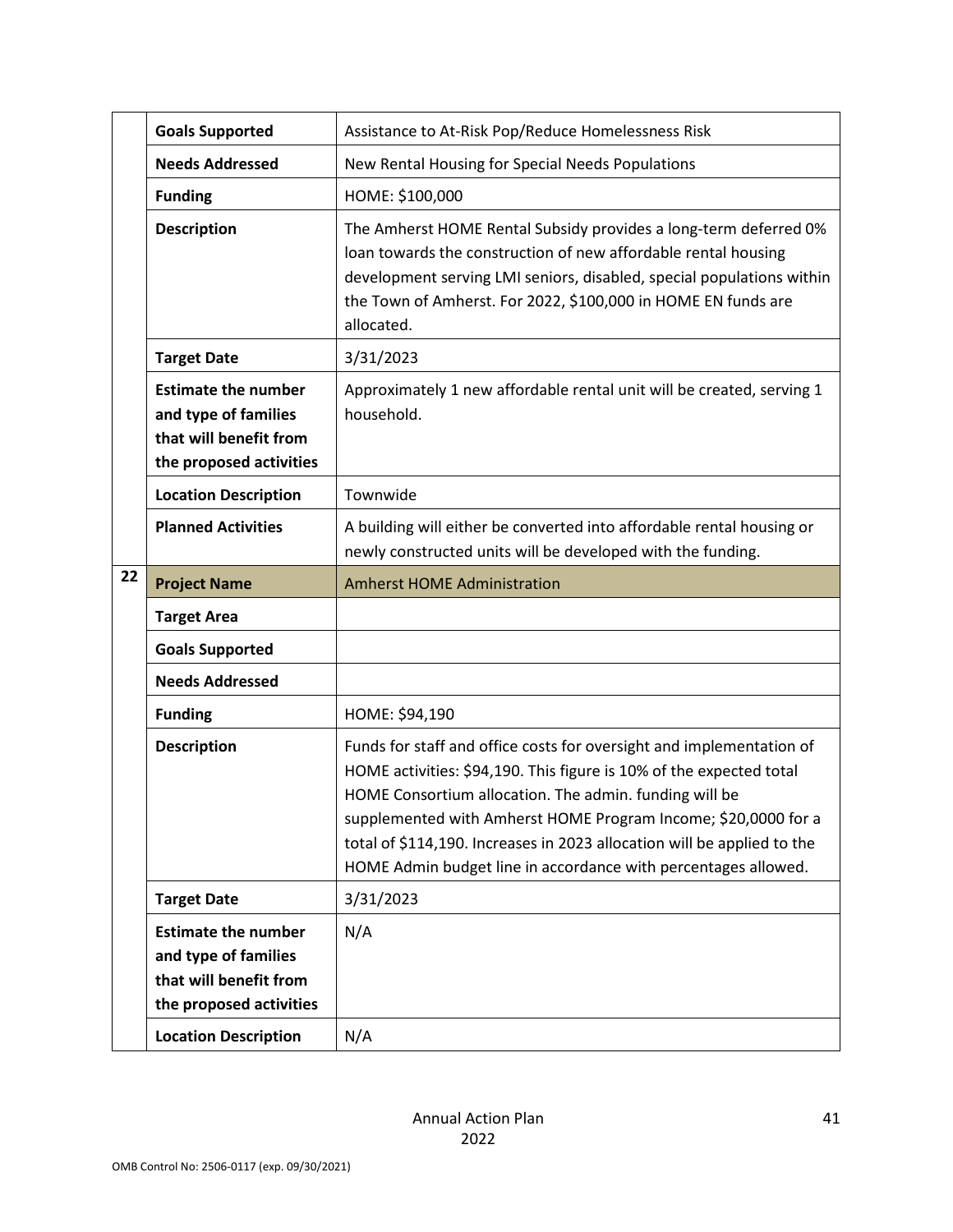| | | |
|---|---|---|
| | **Goals Supported** | Assistance to At-Risk Pop/Reduce Homelessness Risk |
| | **Needs Addressed** | New Rental Housing for Special Needs Populations |
| | **Funding** | HOME: $100,000 |
| | **Description** | The Amherst HOME Rental Subsidy provides a long-term deferred 0% loan towards the construction of new affordable rental housing development serving LMI seniors, disabled, special populations within the Town of Amherst. For 2022, $100,000 in HOME EN funds are allocated. |
| | **Target Date** | 3/31/2023 |
| | **Estimate the number and type of families that will benefit from the proposed activities** | Approximately 1 new affordable rental unit will be created, serving 1 household. |
| | **Location Description** | Townwide |
| | **Planned Activities** | A building will either be converted into affordable rental housing or newly constructed units will be developed with the funding. |
| 22 | **Project Name** | Amherst HOME Administration |
| | **Target Area** | |
| | **Goals Supported** | |
| | **Needs Addressed** | |
| | **Funding** | HOME: $94,190 |
| | **Description** | Funds for staff and office costs for oversight and implementation of HOME activities: $94,190. This figure is 10% of the expected total HOME Consortium allocation. The admin. funding will be supplemented with Amherst HOME Program Income; $20,0000 for a total of $114,190. Increases in 2023 allocation will be applied to the HOME Admin budget line in accordance with percentages allowed. |
| | **Target Date** | 3/31/2023 |
| | **Estimate the number and type of families that will benefit from the proposed activities** | N/A |
| | **Location Description** | N/A |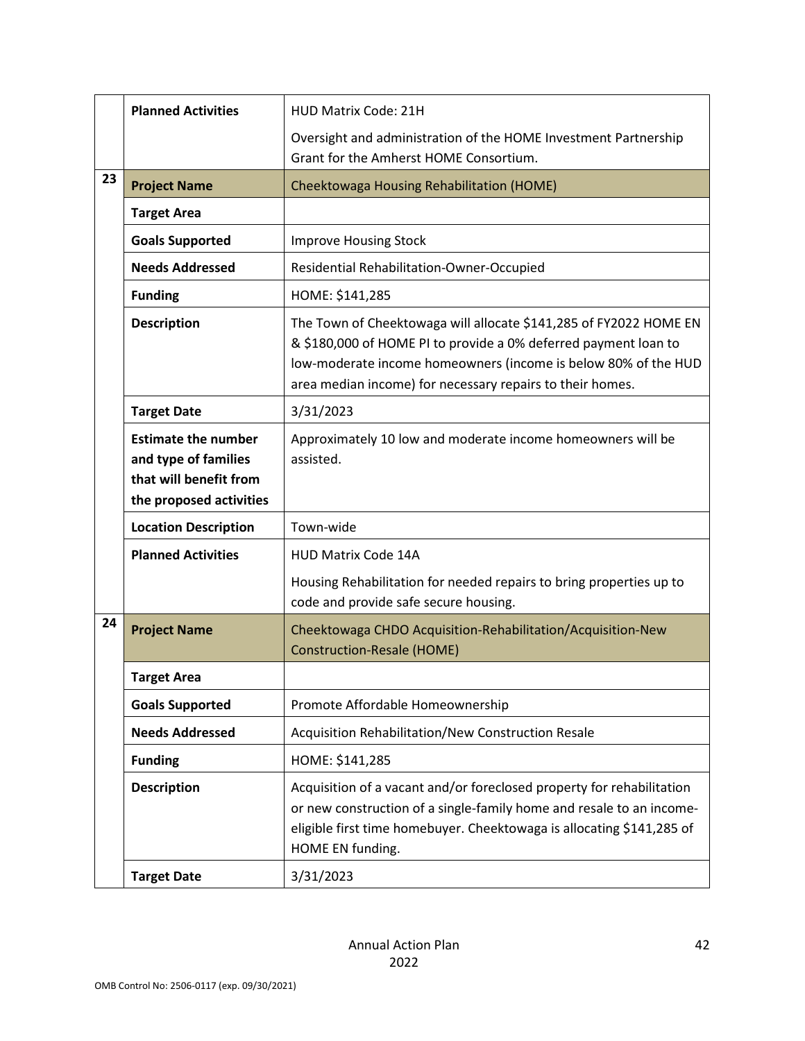| | | |
|---|---|---|
| | **Planned Activities** | HUD Matrix Code: 21H<br><br>Oversight and administration of the HOME Investment Partnership Grant for the Amherst HOME Consortium. |
| 23 | **Project Name** | Cheektowaga Housing Rehabilitation (HOME) |
| | **Target Area** | |
| | **Goals Supported** | Improve Housing Stock |
| | **Needs Addressed** | Residential Rehabilitation-Owner-Occupied |
| | **Funding** | HOME: $141,285 |
| | **Description** | The Town of Cheektowaga will allocate $141,285 of FY2022 HOME EN & $180,000 of HOME PI to provide a 0% deferred payment loan to low-moderate income homeowners (income is below 80% of the HUD area median income) for necessary repairs to their homes. |
| | **Target Date** | 3/31/2023 |
| | **Estimate the number and type of families that will benefit from the proposed activities** | Approximately 10 low and moderate income homeowners will be assisted. |
| | **Location Description** | Town-wide |
| | **Planned Activities** | HUD Matrix Code 14A<br><br>Housing Rehabilitation for needed repairs to bring properties up to code and provide safe secure housing. |
| 24 | **Project Name** | Cheektowaga CHDO Acquisition-Rehabilitation/Acquisition-New Construction-Resale (HOME) |
| | **Target Area** | |
| | **Goals Supported** | Promote Affordable Homeownership |
| | **Needs Addressed** | Acquisition Rehabilitation/New Construction Resale |
| | **Funding** | HOME: $141,285 |
| | **Description** | Acquisition of a vacant and/or foreclosed property for rehabilitation or new construction of a single-family home and resale to an income-eligible first time homebuyer. Cheektowaga is allocating $141,285 of HOME EN funding. |
| | **Target Date** | 3/31/2023 |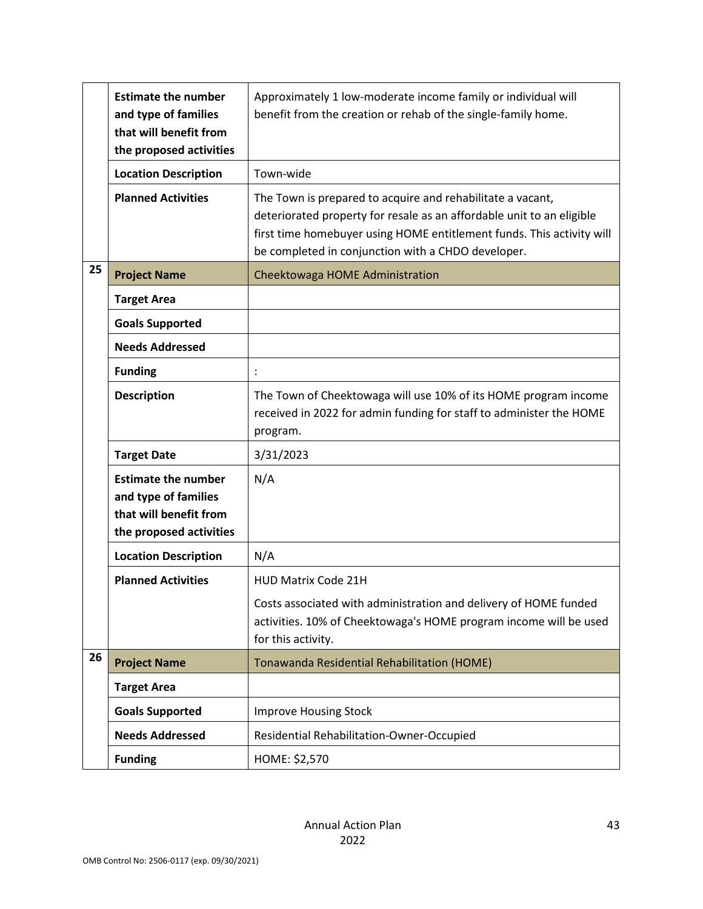| | | |
|---|---|---|
| | **Estimate the number and type of families that will benefit from the proposed activities** | Approximately 1 low-moderate income family or individual will benefit from the creation or rehab of the single-family home. |
| | **Location Description** | Town-wide |
| | **Planned Activities** | The Town is prepared to acquire and rehabilitate a vacant, deteriorated property for resale as an affordable unit to an eligible first time homebuyer using HOME entitlement funds. This activity will be completed in conjunction with a CHDO developer. |
| 25 | **Project Name** | Cheektowaga HOME Administration |
| | **Target Area** | |
| | **Goals Supported** | |
| | **Needs Addressed** | |
| | **Funding** | : |
| | **Description** | The Town of Cheektowaga will use 10% of its HOME program income received in 2022 for admin funding for staff to administer the HOME program. |
| | **Target Date** | 3/31/2023 |
| | **Estimate the number and type of families that will benefit from the proposed activities** | N/A |
| | **Location Description** | N/A |
| | **Planned Activities** | HUD Matrix Code 21H<br><br>Costs associated with administration and delivery of HOME funded activities. 10% of Cheektowaga's HOME program income will be used for this activity. |
| 26 | **Project Name** | Tonawanda Residential Rehabilitation (HOME) |
| | **Target Area** | |
| | **Goals Supported** | Improve Housing Stock |
| | **Needs Addressed** | Residential Rehabilitation-Owner-Occupied |
| | **Funding** | HOME: $2,570 |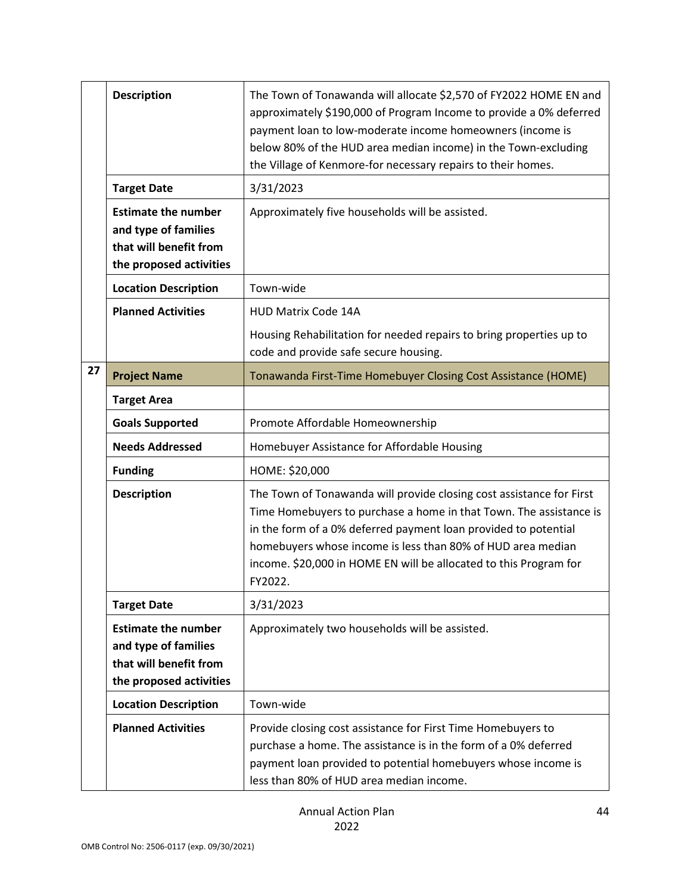| | | |
|---|---|---|
| | **Description** | The Town of Tonawanda will allocate $2,570 of FY2022 HOME EN and approximately $190,000 of Program Income to provide a 0% deferred payment loan to low-moderate income homeowners (income is below 80% of the HUD area median income) in the Town-excluding the Village of Kenmore-for necessary repairs to their homes. |
| | **Target Date** | 3/31/2023 |
| | **Estimate the number and type of families that will benefit from the proposed activities** | Approximately five households will be assisted. |
| | **Location Description** | Town-wide |
| | **Planned Activities** | HUD Matrix Code 14A<br><br>Housing Rehabilitation for needed repairs to bring properties up to code and provide safe secure housing. |
| **27** | **Project Name** | Tonawanda First-Time Homebuyer Closing Cost Assistance (HOME) |
| | **Target Area** | |
| | **Goals Supported** | Promote Affordable Homeownership |
| | **Needs Addressed** | Homebuyer Assistance for Affordable Housing |
| | **Funding** | HOME: $20,000 |
| | **Description** | The Town of Tonawanda will provide closing cost assistance for First Time Homebuyers to purchase a home in that Town. The assistance is in the form of a 0% deferred payment loan provided to potential homebuyers whose income is less than 80% of HUD area median income. $20,000 in HOME EN will be allocated to this Program for FY2022. |
| | **Target Date** | 3/31/2023 |
| | **Estimate the number and type of families that will benefit from the proposed activities** | Approximately two households will be assisted. |
| | **Location Description** | Town-wide |
| | **Planned Activities** | Provide closing cost assistance for First Time Homebuyers to purchase a home. The assistance is in the form of a 0% deferred payment loan provided to potential homebuyers whose income is less than 80% of HUD area median income. |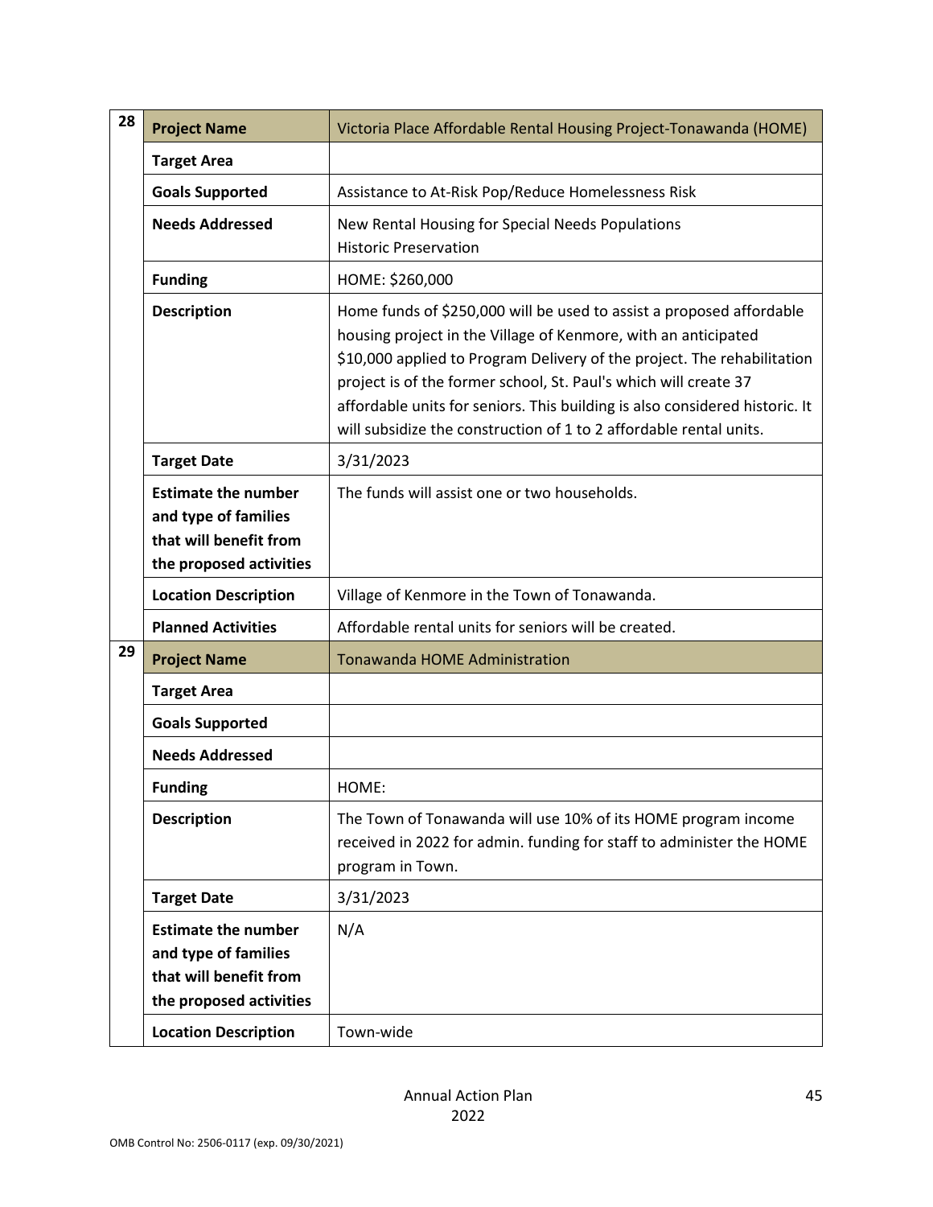| | | |
|---|---|---|
| 28 | **Project Name** | Victoria Place Affordable Rental Housing Project-Tonawanda (HOME) |
| | **Target Area** | |
| | **Goals Supported** | Assistance to At-Risk Pop/Reduce Homelessness Risk |
| | **Needs Addressed** | New Rental Housing for Special Needs Populations<br>Historic Preservation |
| | **Funding** | HOME: $260,000 |
| | **Description** | Home funds of $250,000 will be used to assist a proposed affordable housing project in the Village of Kenmore, with an anticipated $10,000 applied to Program Delivery of the project. The rehabilitation project is of the former school, St. Paul's which will create 37 affordable units for seniors. This building is also considered historic. It will subsidize the construction of 1 to 2 affordable rental units. |
| | **Target Date** | 3/31/2023 |
| | **Estimate the number and type of families that will benefit from the proposed activities** | The funds will assist one or two households. |
| | **Location Description** | Village of Kenmore in the Town of Tonawanda. |
| | **Planned Activities** | Affordable rental units for seniors will be created. |
| 29 | **Project Name** | Tonawanda HOME Administration |
| | **Target Area** | |
| | **Goals Supported** | |
| | **Needs Addressed** | |
| | **Funding** | HOME: |
| | **Description** | The Town of Tonawanda will use 10% of its HOME program income received in 2022 for admin. funding for staff to administer the HOME program in Town. |
| | **Target Date** | 3/31/2023 |
| | **Estimate the number and type of families that will benefit from the proposed activities** | N/A |
| | **Location Description** | Town-wide |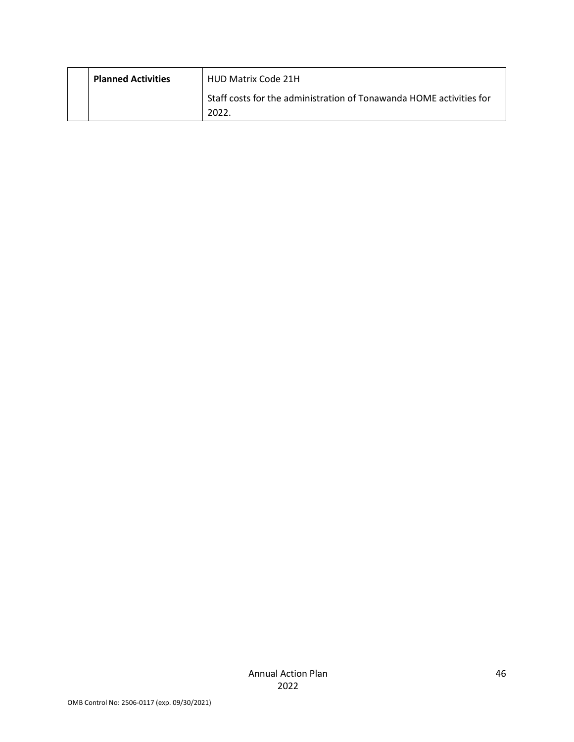| | | |
|---|---|---|
| | **Planned Activities** | HUD Matrix Code 21H<br><br>Staff costs for the administration of Tonawanda HOME activities for 2022. |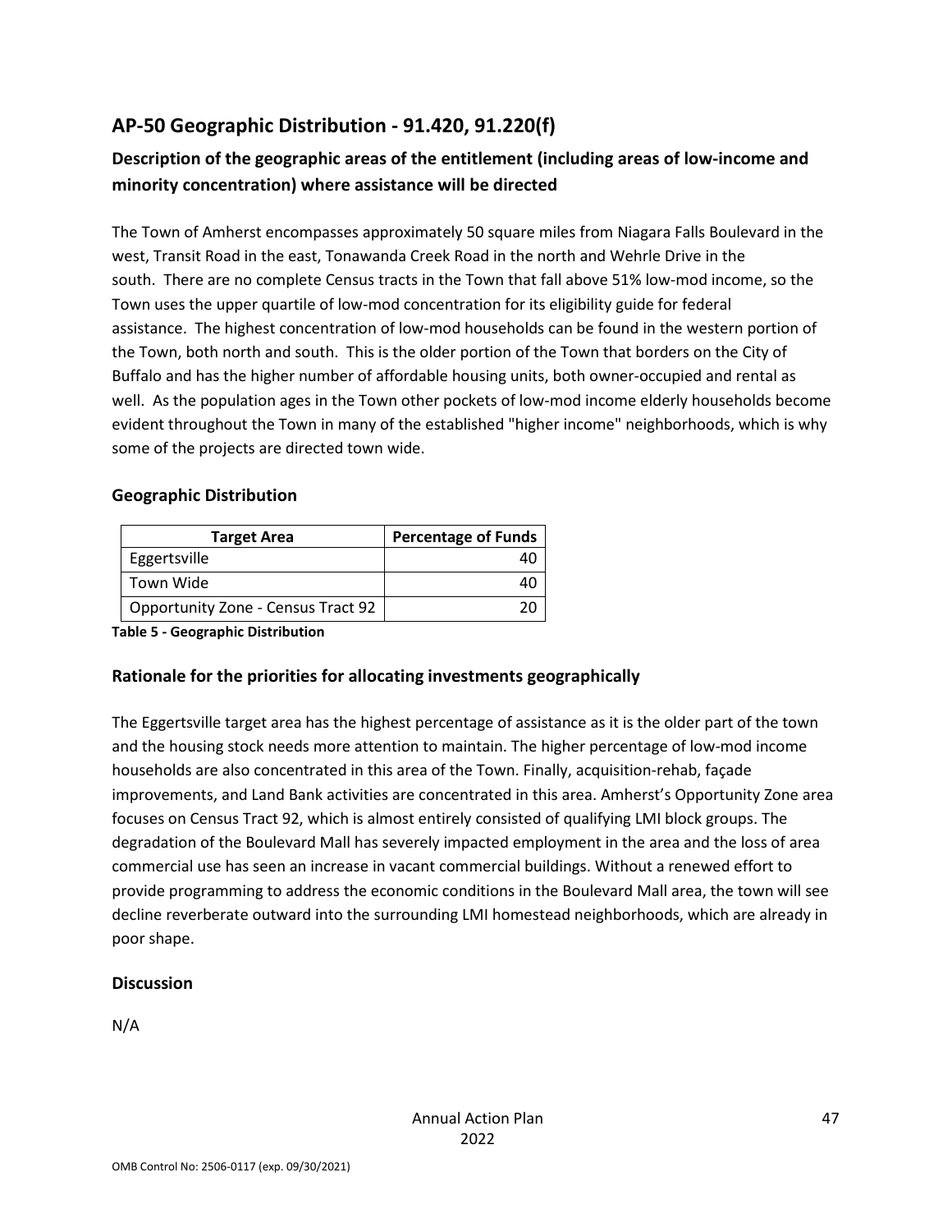## AP-50 Geographic Distribution - 91.420, 91.220(f)

### Description of the geographic areas of the entitlement (including areas of low-income and minority concentration) where assistance will be directed

The Town of Amherst encompasses approximately 50 square miles from Niagara Falls Boulevard in the west, Transit Road in the east, Tonawanda Creek Road in the north and Wehrle Drive in the south. There are no complete Census tracts in the Town that fall above 51% low-mod income, so the Town uses the upper quartile of low-mod concentration for its eligibility guide for federal assistance. The highest concentration of low-mod households can be found in the western portion of the Town, both north and south. This is the older portion of the Town that borders on the City of Buffalo and has the higher number of affordable housing units, both owner-occupied and rental as well. As the population ages in the Town other pockets of low-mod income elderly households become evident throughout the Town in many of the established "higher income" neighborhoods, which is why some of the projects are directed town wide.

### Geographic Distribution

| Target Area | Percentage of Funds |
|---|---|
| Eggertsville | 40 |
| Town Wide | 40 |
| Opportunity Zone - Census Tract 92 | 20 |

**Table 5 - Geographic Distribution**

### Rationale for the priorities for allocating investments geographically

The Eggertsville target area has the highest percentage of assistance as it is the older part of the town and the housing stock needs more attention to maintain. The higher percentage of low-mod income households are also concentrated in this area of the Town. Finally, acquisition-rehab, façade improvements, and Land Bank activities are concentrated in this area. Amherst's Opportunity Zone area focuses on Census Tract 92, which is almost entirely consisted of qualifying LMI block groups. The degradation of the Boulevard Mall has severely impacted employment in the area and the loss of area commercial use has seen an increase in vacant commercial buildings. Without a renewed effort to provide programming to address the economic conditions in the Boulevard Mall area, the town will see decline reverberate outward into the surrounding LMI homestead neighborhoods, which are already in poor shape.

### Discussion

N/A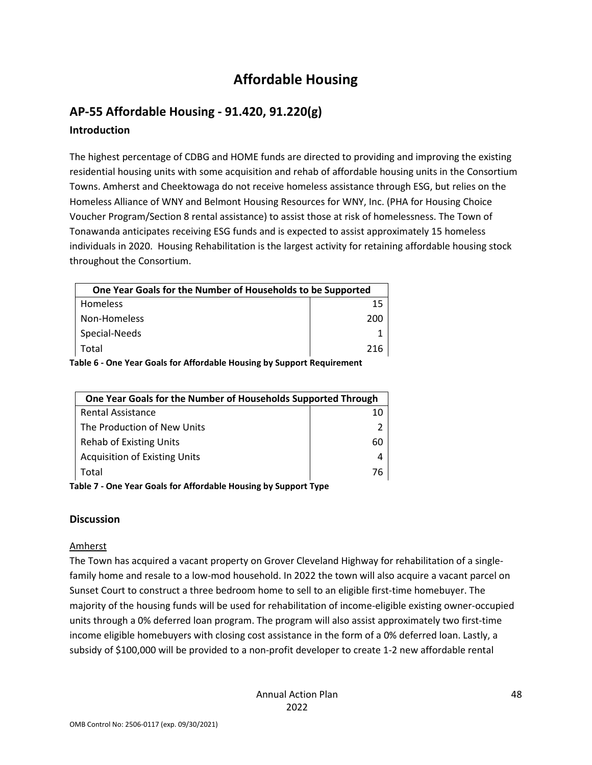# Affordable Housing

## AP-55 Affordable Housing - 91.420, 91.220(g)

### Introduction

The highest percentage of CDBG and HOME funds are directed to providing and improving the existing residential housing units with some acquisition and rehab of affordable housing units in the Consortium Towns. Amherst and Cheektowaga do not receive homeless assistance through ESG, but relies on the Homeless Alliance of WNY and Belmont Housing Resources for WNY, Inc. (PHA for Housing Choice Voucher Program/Section 8 rental assistance) to assist those at risk of homelessness. The Town of Tonawanda anticipates receiving ESG funds and is expected to assist approximately 15 homeless individuals in 2020. Housing Rehabilitation is the largest activity for retaining affordable housing stock throughout the Consortium.

| One Year Goals for the Number of Households to be Supported | |
|---|---|
| Homeless | 15 |
| Non-Homeless | 200 |
| Special-Needs | 1 |
| Total | 216 |

**Table 6 - One Year Goals for Affordable Housing by Support Requirement**

| One Year Goals for the Number of Households Supported Through | |
|---|---|
| Rental Assistance | 10 |
| The Production of New Units | 2 |
| Rehab of Existing Units | 60 |
| Acquisition of Existing Units | 4 |
| Total | 76 |

**Table 7 - One Year Goals for Affordable Housing by Support Type**

### Discussion

Amherst

The Town has acquired a vacant property on Grover Cleveland Highway for rehabilitation of a single-family home and resale to a low-mod household. In 2022 the town will also acquire a vacant parcel on Sunset Court to construct a three bedroom home to sell to an eligible first-time homebuyer. The majority of the housing funds will be used for rehabilitation of income-eligible existing owner-occupied units through a 0% deferred loan program. The program will also assist approximately two first-time income eligible homebuyers with closing cost assistance in the form of a 0% deferred loan. Lastly, a subsidy of $100,000 will be provided to a non-profit developer to create 1-2 new affordable rental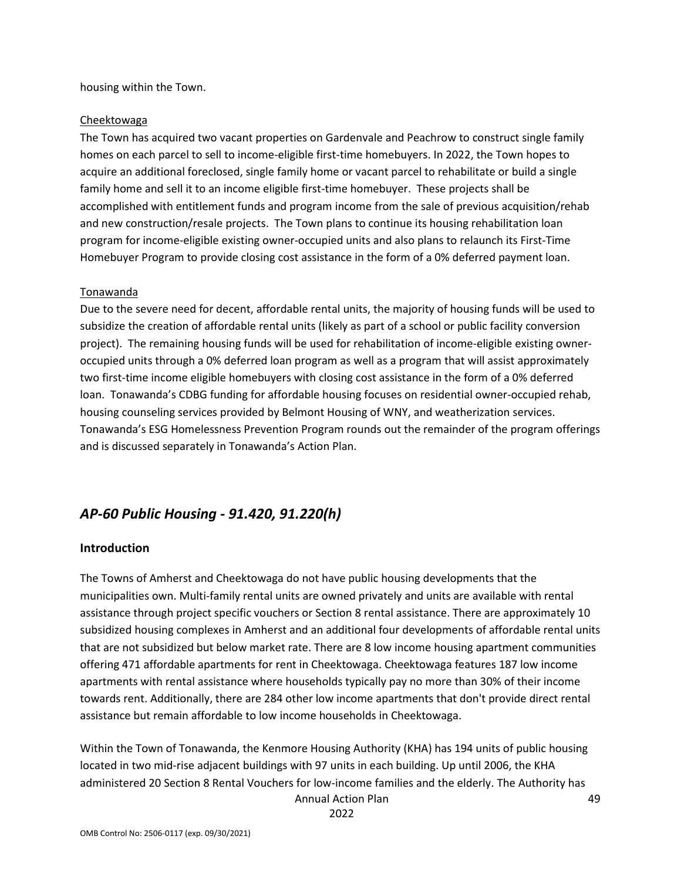housing within the Town.

Cheektowaga

The Town has acquired two vacant properties on Gardenvale and Peachrow to construct single family homes on each parcel to sell to income-eligible first-time homebuyers. In 2022, the Town hopes to acquire an additional foreclosed, single family home or vacant parcel to rehabilitate or build a single family home and sell it to an income eligible first-time homebuyer. These projects shall be accomplished with entitlement funds and program income from the sale of previous acquisition/rehab and new construction/resale projects. The Town plans to continue its housing rehabilitation loan program for income-eligible existing owner-occupied units and also plans to relaunch its First-Time Homebuyer Program to provide closing cost assistance in the form of a 0% deferred payment loan.

Tonawanda

Due to the severe need for decent, affordable rental units, the majority of housing funds will be used to subsidize the creation of affordable rental units (likely as part of a school or public facility conversion project). The remaining housing funds will be used for rehabilitation of income-eligible existing owner-occupied units through a 0% deferred loan program as well as a program that will assist approximately two first-time income eligible homebuyers with closing cost assistance in the form of a 0% deferred loan. Tonawanda's CDBG funding for affordable housing focuses on residential owner-occupied rehab, housing counseling services provided by Belmont Housing of WNY, and weatherization services. Tonawanda's ESG Homelessness Prevention Program rounds out the remainder of the program offerings and is discussed separately in Tonawanda's Action Plan.

## *AP-60 Public Housing - 91.420, 91.220(h)*

### Introduction

The Towns of Amherst and Cheektowaga do not have public housing developments that the municipalities own. Multi-family rental units are owned privately and units are available with rental assistance through project specific vouchers or Section 8 rental assistance. There are approximately 10 subsidized housing complexes in Amherst and an additional four developments of affordable rental units that are not subsidized but below market rate. There are 8 low income housing apartment communities offering 471 affordable apartments for rent in Cheektowaga. Cheektowaga features 187 low income apartments with rental assistance where households typically pay no more than 30% of their income towards rent. Additionally, there are 284 other low income apartments that don't provide direct rental assistance but remain affordable to low income households in Cheektowaga.

Within the Town of Tonawanda, the Kenmore Housing Authority (KHA) has 194 units of public housing located in two mid-rise adjacent buildings with 97 units in each building. Up until 2006, the KHA administered 20 Section 8 Rental Vouchers for low-income families and the elderly. The Authority has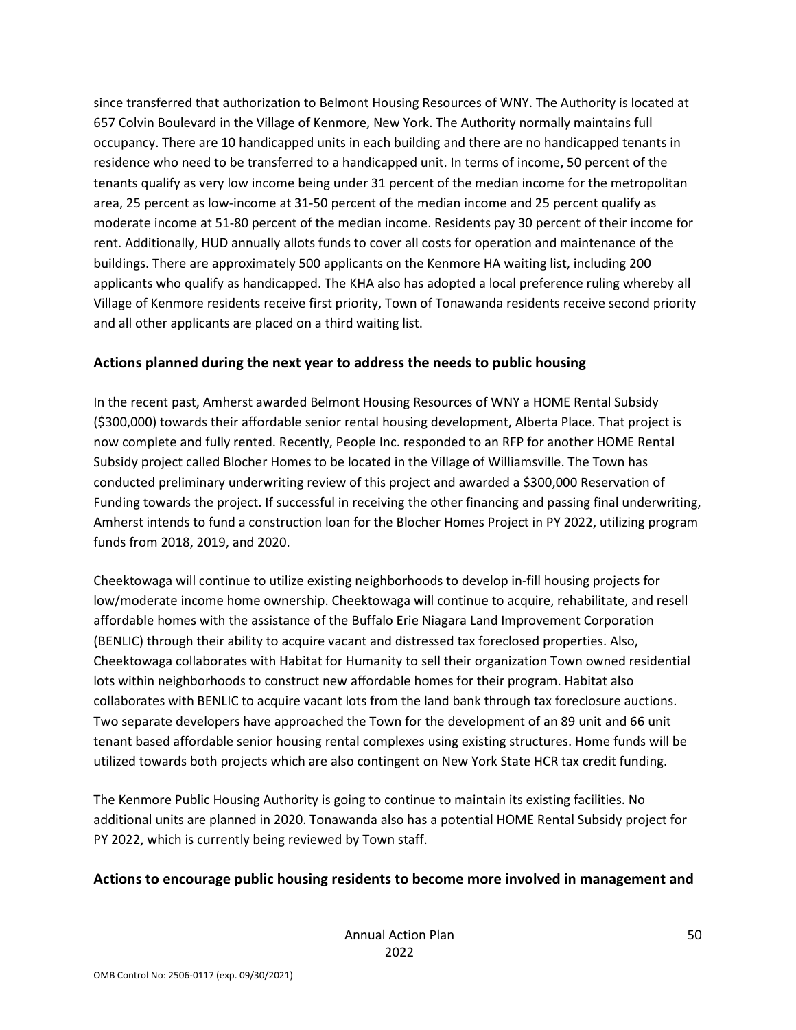since transferred that authorization to Belmont Housing Resources of WNY. The Authority is located at 657 Colvin Boulevard in the Village of Kenmore, New York. The Authority normally maintains full occupancy. There are 10 handicapped units in each building and there are no handicapped tenants in residence who need to be transferred to a handicapped unit. In terms of income, 50 percent of the tenants qualify as very low income being under 31 percent of the median income for the metropolitan area, 25 percent as low-income at 31-50 percent of the median income and 25 percent qualify as moderate income at 51-80 percent of the median income. Residents pay 30 percent of their income for rent. Additionally, HUD annually allots funds to cover all costs for operation and maintenance of the buildings. There are approximately 500 applicants on the Kenmore HA waiting list, including 200 applicants who qualify as handicapped. The KHA also has adopted a local preference ruling whereby all Village of Kenmore residents receive first priority, Town of Tonawanda residents receive second priority and all other applicants are placed on a third waiting list.

## Actions planned during the next year to address the needs to public housing

In the recent past, Amherst awarded Belmont Housing Resources of WNY a HOME Rental Subsidy ($300,000) towards their affordable senior rental housing development, Alberta Place. That project is now complete and fully rented. Recently, People Inc. responded to an RFP for another HOME Rental Subsidy project called Blocher Homes to be located in the Village of Williamsville. The Town has conducted preliminary underwriting review of this project and awarded a $300,000 Reservation of Funding towards the project. If successful in receiving the other financing and passing final underwriting, Amherst intends to fund a construction loan for the Blocher Homes Project in PY 2022, utilizing program funds from 2018, 2019, and 2020.

Cheektowaga will continue to utilize existing neighborhoods to develop in-fill housing projects for low/moderate income home ownership. Cheektowaga will continue to acquire, rehabilitate, and resell affordable homes with the assistance of the Buffalo Erie Niagara Land Improvement Corporation (BENLIC) through their ability to acquire vacant and distressed tax foreclosed properties. Also, Cheektowaga collaborates with Habitat for Humanity to sell their organization Town owned residential lots within neighborhoods to construct new affordable homes for their program. Habitat also collaborates with BENLIC to acquire vacant lots from the land bank through tax foreclosure auctions. Two separate developers have approached the Town for the development of an 89 unit and 66 unit tenant based affordable senior housing rental complexes using existing structures. Home funds will be utilized towards both projects which are also contingent on New York State HCR tax credit funding.

The Kenmore Public Housing Authority is going to continue to maintain its existing facilities. No additional units are planned in 2020. Tonawanda also has a potential HOME Rental Subsidy project for PY 2022, which is currently being reviewed by Town staff.

## Actions to encourage public housing residents to become more involved in management and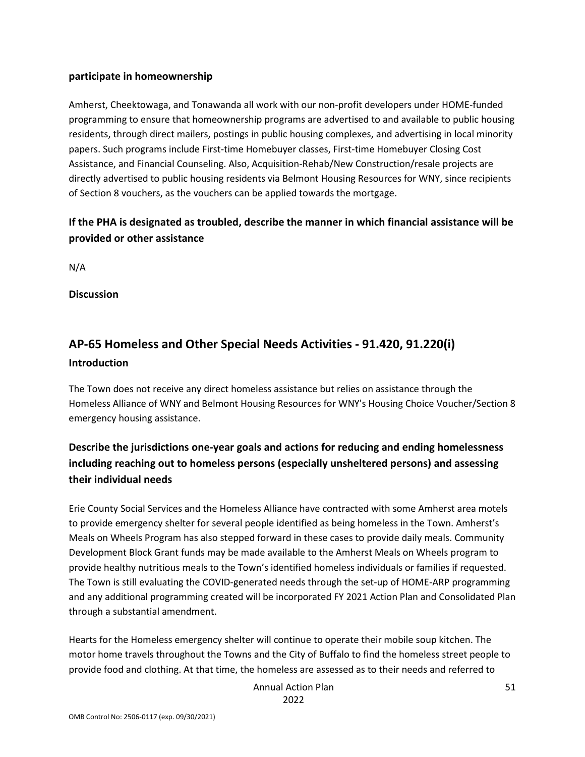**participate in homeownership**

Amherst, Cheektowaga, and Tonawanda all work with our non-profit developers under HOME-funded programming to ensure that homeownership programs are advertised to and available to public housing residents, through direct mailers, postings in public housing complexes, and advertising in local minority papers. Such programs include First-time Homebuyer classes, First-time Homebuyer Closing Cost Assistance, and Financial Counseling. Also, Acquisition-Rehab/New Construction/resale projects are directly advertised to public housing residents via Belmont Housing Resources for WNY, since recipients of Section 8 vouchers, as the vouchers can be applied towards the mortgage.

### If the PHA is designated as troubled, describe the manner in which financial assistance will be provided or other assistance

N/A

**Discussion**

## AP-65 Homeless and Other Special Needs Activities - 91.420, 91.220(i)

**Introduction**

The Town does not receive any direct homeless assistance but relies on assistance through the Homeless Alliance of WNY and Belmont Housing Resources for WNY's Housing Choice Voucher/Section 8 emergency housing assistance.

### Describe the jurisdictions one-year goals and actions for reducing and ending homelessness including reaching out to homeless persons (especially unsheltered persons) and assessing their individual needs

Erie County Social Services and the Homeless Alliance have contracted with some Amherst area motels to provide emergency shelter for several people identified as being homeless in the Town. Amherst's Meals on Wheels Program has also stepped forward in these cases to provide daily meals. Community Development Block Grant funds may be made available to the Amherst Meals on Wheels program to provide healthy nutritious meals to the Town's identified homeless individuals or families if requested. The Town is still evaluating the COVID-generated needs through the set-up of HOME-ARP programming and any additional programming created will be incorporated FY 2021 Action Plan and Consolidated Plan through a substantial amendment.

Hearts for the Homeless emergency shelter will continue to operate their mobile soup kitchen. The motor home travels throughout the Towns and the City of Buffalo to find the homeless street people to provide food and clothing. At that time, the homeless are assessed as to their needs and referred to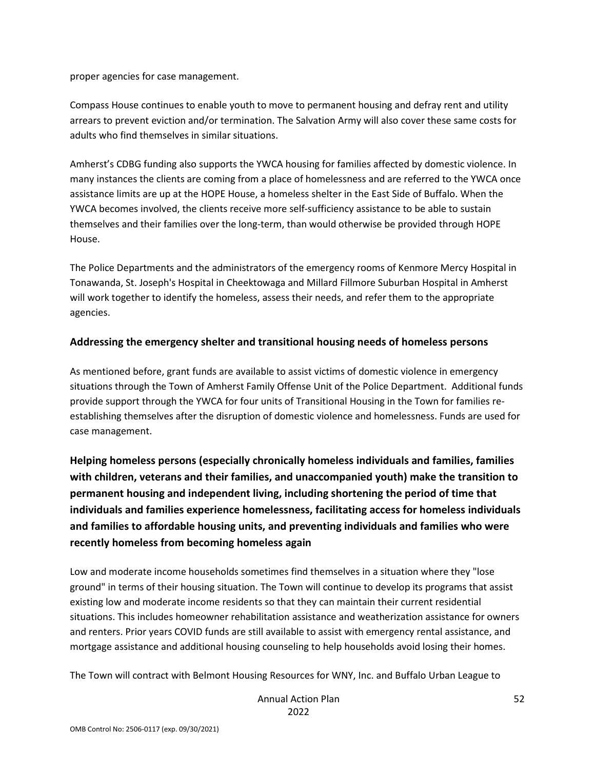proper agencies for case management.

Compass House continues to enable youth to move to permanent housing and defray rent and utility arrears to prevent eviction and/or termination. The Salvation Army will also cover these same costs for adults who find themselves in similar situations.

Amherst's CDBG funding also supports the YWCA housing for families affected by domestic violence. In many instances the clients are coming from a place of homelessness and are referred to the YWCA once assistance limits are up at the HOPE House, a homeless shelter in the East Side of Buffalo. When the YWCA becomes involved, the clients receive more self-sufficiency assistance to be able to sustain themselves and their families over the long-term, than would otherwise be provided through HOPE House.

The Police Departments and the administrators of the emergency rooms of Kenmore Mercy Hospital in Tonawanda, St. Joseph's Hospital in Cheektowaga and Millard Fillmore Suburban Hospital in Amherst will work together to identify the homeless, assess their needs, and refer them to the appropriate agencies.

### Addressing the emergency shelter and transitional housing needs of homeless persons

As mentioned before, grant funds are available to assist victims of domestic violence in emergency situations through the Town of Amherst Family Offense Unit of the Police Department. Additional funds provide support through the YWCA for four units of Transitional Housing in the Town for families re-establishing themselves after the disruption of domestic violence and homelessness. Funds are used for case management.

## Helping homeless persons (especially chronically homeless individuals and families, families with children, veterans and their families, and unaccompanied youth) make the transition to permanent housing and independent living, including shortening the period of time that individuals and families experience homelessness, facilitating access for homeless individuals and families to affordable housing units, and preventing individuals and families who were recently homeless from becoming homeless again

Low and moderate income households sometimes find themselves in a situation where they "lose ground" in terms of their housing situation. The Town will continue to develop its programs that assist existing low and moderate income residents so that they can maintain their current residential situations. This includes homeowner rehabilitation assistance and weatherization assistance for owners and renters. Prior years COVID funds are still available to assist with emergency rental assistance, and mortgage assistance and additional housing counseling to help households avoid losing their homes.

The Town will contract with Belmont Housing Resources for WNY, Inc. and Buffalo Urban League to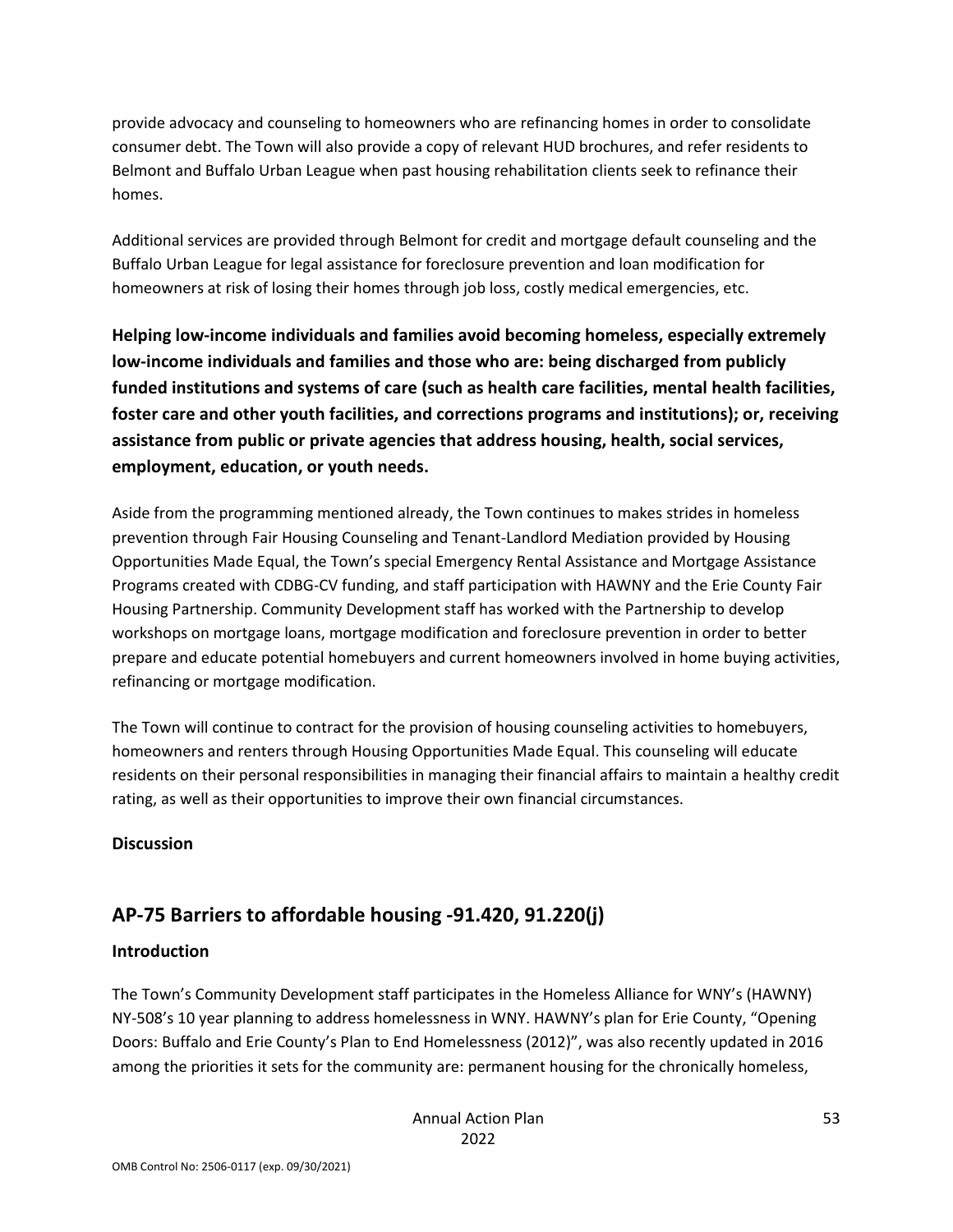provide advocacy and counseling to homeowners who are refinancing homes in order to consolidate consumer debt. The Town will also provide a copy of relevant HUD brochures, and refer residents to Belmont and Buffalo Urban League when past housing rehabilitation clients seek to refinance their homes.

Additional services are provided through Belmont for credit and mortgage default counseling and the Buffalo Urban League for legal assistance for foreclosure prevention and loan modification for homeowners at risk of losing their homes through job loss, costly medical emergencies, etc.

**Helping low-income individuals and families avoid becoming homeless, especially extremely low-income individuals and families and those who are: being discharged from publicly funded institutions and systems of care (such as health care facilities, mental health facilities, foster care and other youth facilities, and corrections programs and institutions); or, receiving assistance from public or private agencies that address housing, health, social services, employment, education, or youth needs.**

Aside from the programming mentioned already, the Town continues to makes strides in homeless prevention through Fair Housing Counseling and Tenant-Landlord Mediation provided by Housing Opportunities Made Equal, the Town's special Emergency Rental Assistance and Mortgage Assistance Programs created with CDBG-CV funding, and staff participation with HAWNY and the Erie County Fair Housing Partnership. Community Development staff has worked with the Partnership to develop workshops on mortgage loans, mortgage modification and foreclosure prevention in order to better prepare and educate potential homebuyers and current homeowners involved in home buying activities, refinancing or mortgage modification.

The Town will continue to contract for the provision of housing counseling activities to homebuyers, homeowners and renters through Housing Opportunities Made Equal. This counseling will educate residents on their personal responsibilities in managing their financial affairs to maintain a healthy credit rating, as well as their opportunities to improve their own financial circumstances.

**Discussion**

## AP-75 Barriers to affordable housing -91.420, 91.220(j)

**Introduction**

The Town's Community Development staff participates in the Homeless Alliance for WNY's (HAWNY) NY-508's 10 year planning to address homelessness in WNY. HAWNY's plan for Erie County, "Opening Doors: Buffalo and Erie County's Plan to End Homelessness (2012)", was also recently updated in 2016 among the priorities it sets for the community are: permanent housing for the chronically homeless,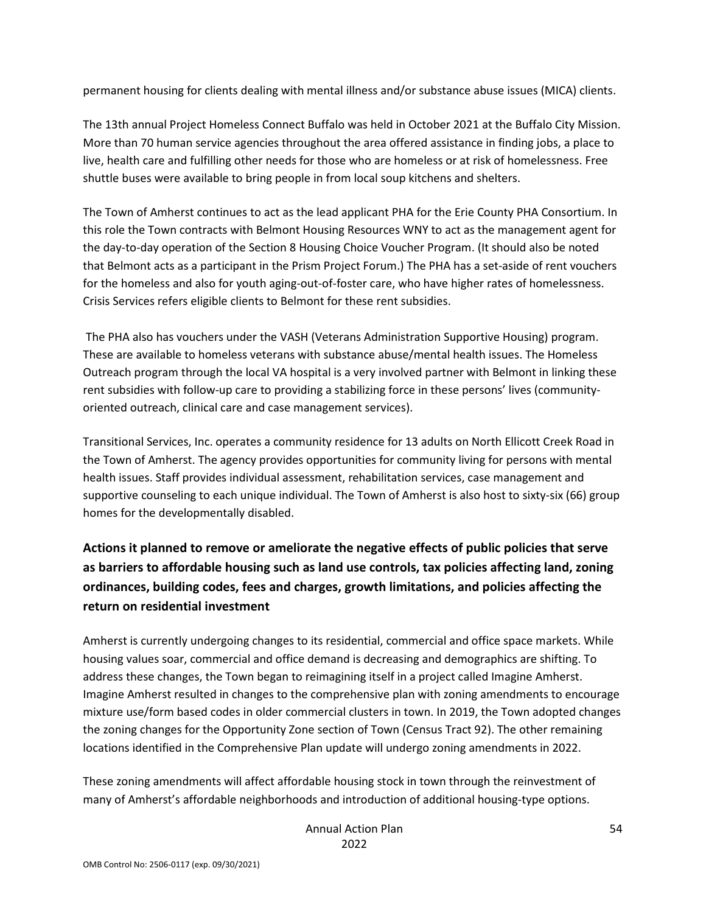permanent housing for clients dealing with mental illness and/or substance abuse issues (MICA) clients.

The 13th annual Project Homeless Connect Buffalo was held in October 2021 at the Buffalo City Mission. More than 70 human service agencies throughout the area offered assistance in finding jobs, a place to live, health care and fulfilling other needs for those who are homeless or at risk of homelessness. Free shuttle buses were available to bring people in from local soup kitchens and shelters.

The Town of Amherst continues to act as the lead applicant PHA for the Erie County PHA Consortium. In this role the Town contracts with Belmont Housing Resources WNY to act as the management agent for the day-to-day operation of the Section 8 Housing Choice Voucher Program. (It should also be noted that Belmont acts as a participant in the Prism Project Forum.) The PHA has a set-aside of rent vouchers for the homeless and also for youth aging-out-of-foster care, who have higher rates of homelessness. Crisis Services refers eligible clients to Belmont for these rent subsidies.

The PHA also has vouchers under the VASH (Veterans Administration Supportive Housing) program. These are available to homeless veterans with substance abuse/mental health issues. The Homeless Outreach program through the local VA hospital is a very involved partner with Belmont in linking these rent subsidies with follow-up care to providing a stabilizing force in these persons' lives (community-oriented outreach, clinical care and case management services).

Transitional Services, Inc. operates a community residence for 13 adults on North Ellicott Creek Road in the Town of Amherst. The agency provides opportunities for community living for persons with mental health issues. Staff provides individual assessment, rehabilitation services, case management and supportive counseling to each unique individual. The Town of Amherst is also host to sixty-six (66) group homes for the developmentally disabled.

## Actions it planned to remove or ameliorate the negative effects of public policies that serve as barriers to affordable housing such as land use controls, tax policies affecting land, zoning ordinances, building codes, fees and charges, growth limitations, and policies affecting the return on residential investment

Amherst is currently undergoing changes to its residential, commercial and office space markets. While housing values soar, commercial and office demand is decreasing and demographics are shifting. To address these changes, the Town began to reimagining itself in a project called Imagine Amherst. Imagine Amherst resulted in changes to the comprehensive plan with zoning amendments to encourage mixture use/form based codes in older commercial clusters in town. In 2019, the Town adopted changes the zoning changes for the Opportunity Zone section of Town (Census Tract 92). The other remaining locations identified in the Comprehensive Plan update will undergo zoning amendments in 2022.

These zoning amendments will affect affordable housing stock in town through the reinvestment of many of Amherst's affordable neighborhoods and introduction of additional housing-type options.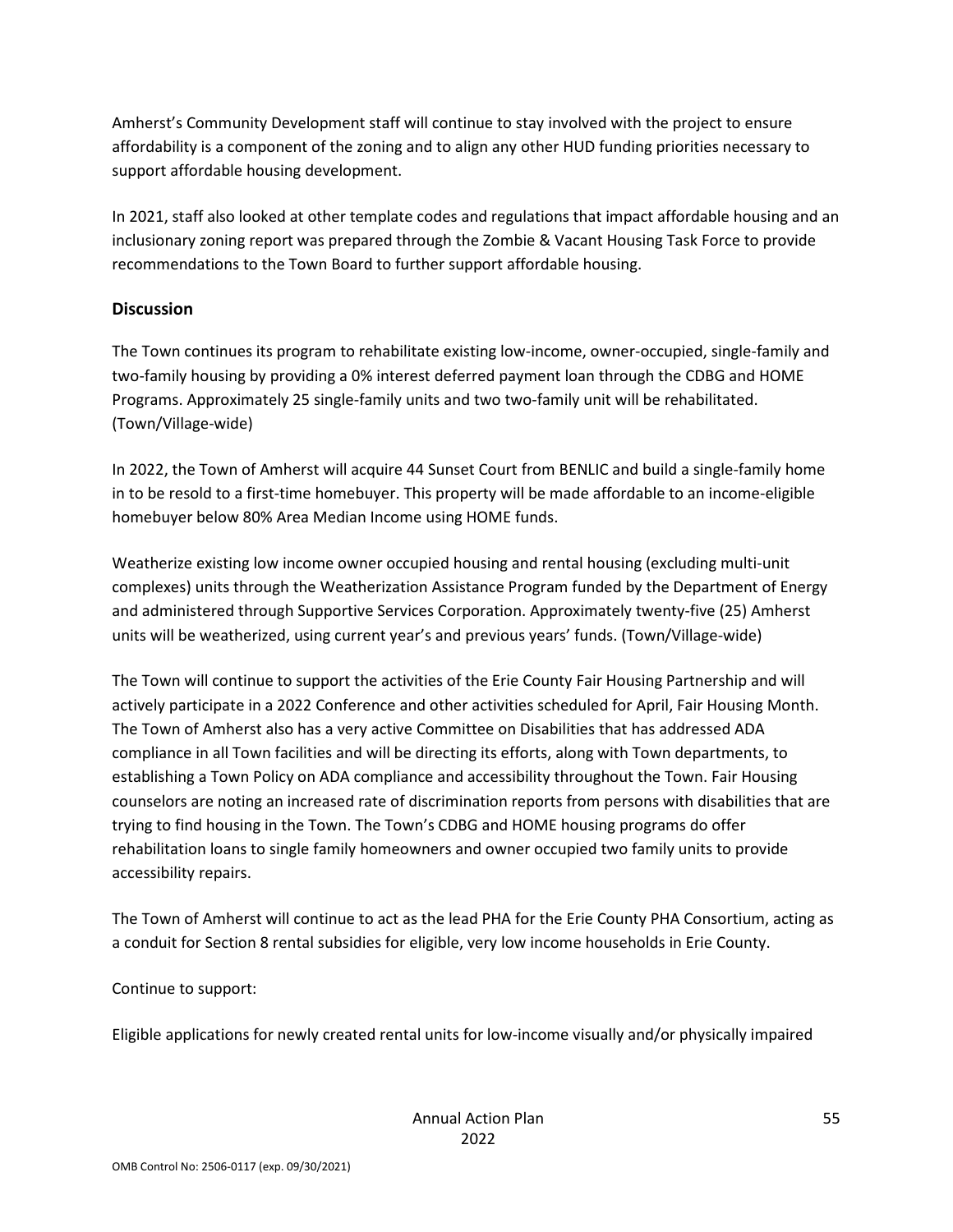Amherst's Community Development staff will continue to stay involved with the project to ensure affordability is a component of the zoning and to align any other HUD funding priorities necessary to support affordable housing development.

In 2021, staff also looked at other template codes and regulations that impact affordable housing and an inclusionary zoning report was prepared through the Zombie & Vacant Housing Task Force to provide recommendations to the Town Board to further support affordable housing.

## Discussion

The Town continues its program to rehabilitate existing low-income, owner-occupied, single-family and two-family housing by providing a 0% interest deferred payment loan through the CDBG and HOME Programs. Approximately 25 single-family units and two two-family unit will be rehabilitated. (Town/Village-wide)

In 2022, the Town of Amherst will acquire 44 Sunset Court from BENLIC and build a single-family home in to be resold to a first-time homebuyer. This property will be made affordable to an income-eligible homebuyer below 80% Area Median Income using HOME funds.

Weatherize existing low income owner occupied housing and rental housing (excluding multi-unit complexes) units through the Weatherization Assistance Program funded by the Department of Energy and administered through Supportive Services Corporation. Approximately twenty-five (25) Amherst units will be weatherized, using current year's and previous years' funds. (Town/Village-wide)

The Town will continue to support the activities of the Erie County Fair Housing Partnership and will actively participate in a 2022 Conference and other activities scheduled for April, Fair Housing Month. The Town of Amherst also has a very active Committee on Disabilities that has addressed ADA compliance in all Town facilities and will be directing its efforts, along with Town departments, to establishing a Town Policy on ADA compliance and accessibility throughout the Town. Fair Housing counselors are noting an increased rate of discrimination reports from persons with disabilities that are trying to find housing in the Town. The Town's CDBG and HOME housing programs do offer rehabilitation loans to single family homeowners and owner occupied two family units to provide accessibility repairs.

The Town of Amherst will continue to act as the lead PHA for the Erie County PHA Consortium, acting as a conduit for Section 8 rental subsidies for eligible, very low income households in Erie County.

Continue to support:

Eligible applications for newly created rental units for low-income visually and/or physically impaired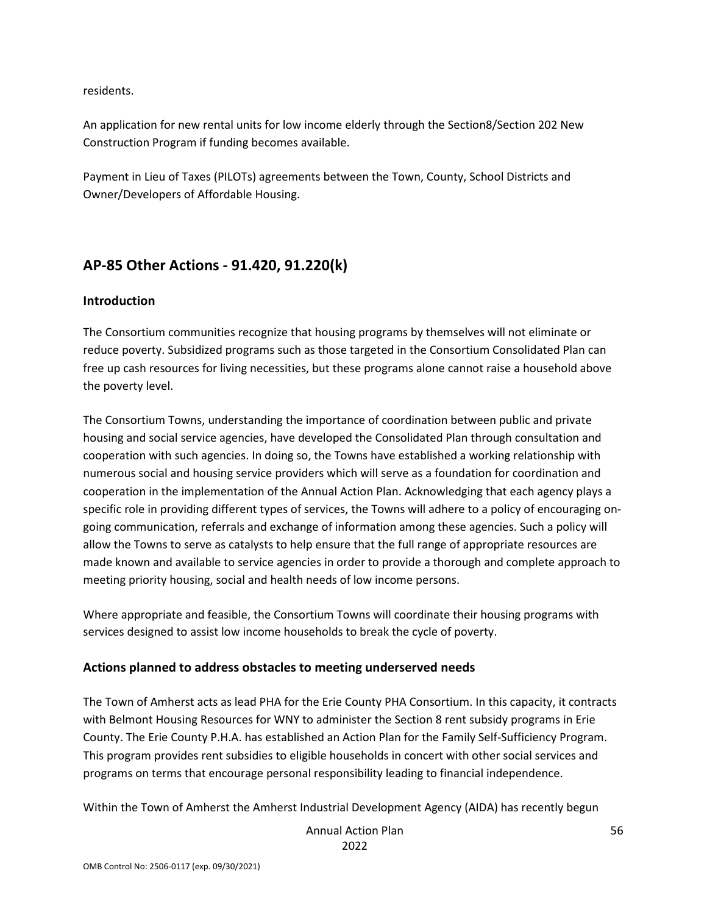residents.

An application for new rental units for low income elderly through the Section8/Section 202 New Construction Program if funding becomes available.

Payment in Lieu of Taxes (PILOTs) agreements between the Town, County, School Districts and Owner/Developers of Affordable Housing.

## AP-85 Other Actions - 91.420, 91.220(k)

### Introduction

The Consortium communities recognize that housing programs by themselves will not eliminate or reduce poverty. Subsidized programs such as those targeted in the Consortium Consolidated Plan can free up cash resources for living necessities, but these programs alone cannot raise a household above the poverty level.

The Consortium Towns, understanding the importance of coordination between public and private housing and social service agencies, have developed the Consolidated Plan through consultation and cooperation with such agencies. In doing so, the Towns have established a working relationship with numerous social and housing service providers which will serve as a foundation for coordination and cooperation in the implementation of the Annual Action Plan. Acknowledging that each agency plays a specific role in providing different types of services, the Towns will adhere to a policy of encouraging on-going communication, referrals and exchange of information among these agencies. Such a policy will allow the Towns to serve as catalysts to help ensure that the full range of appropriate resources are made known and available to service agencies in order to provide a thorough and complete approach to meeting priority housing, social and health needs of low income persons.

Where appropriate and feasible, the Consortium Towns will coordinate their housing programs with services designed to assist low income households to break the cycle of poverty.

### Actions planned to address obstacles to meeting underserved needs

The Town of Amherst acts as lead PHA for the Erie County PHA Consortium. In this capacity, it contracts with Belmont Housing Resources for WNY to administer the Section 8 rent subsidy programs in Erie County. The Erie County P.H.A. has established an Action Plan for the Family Self-Sufficiency Program. This program provides rent subsidies to eligible households in concert with other social services and programs on terms that encourage personal responsibility leading to financial independence.

Within the Town of Amherst the Amherst Industrial Development Agency (AIDA) has recently begun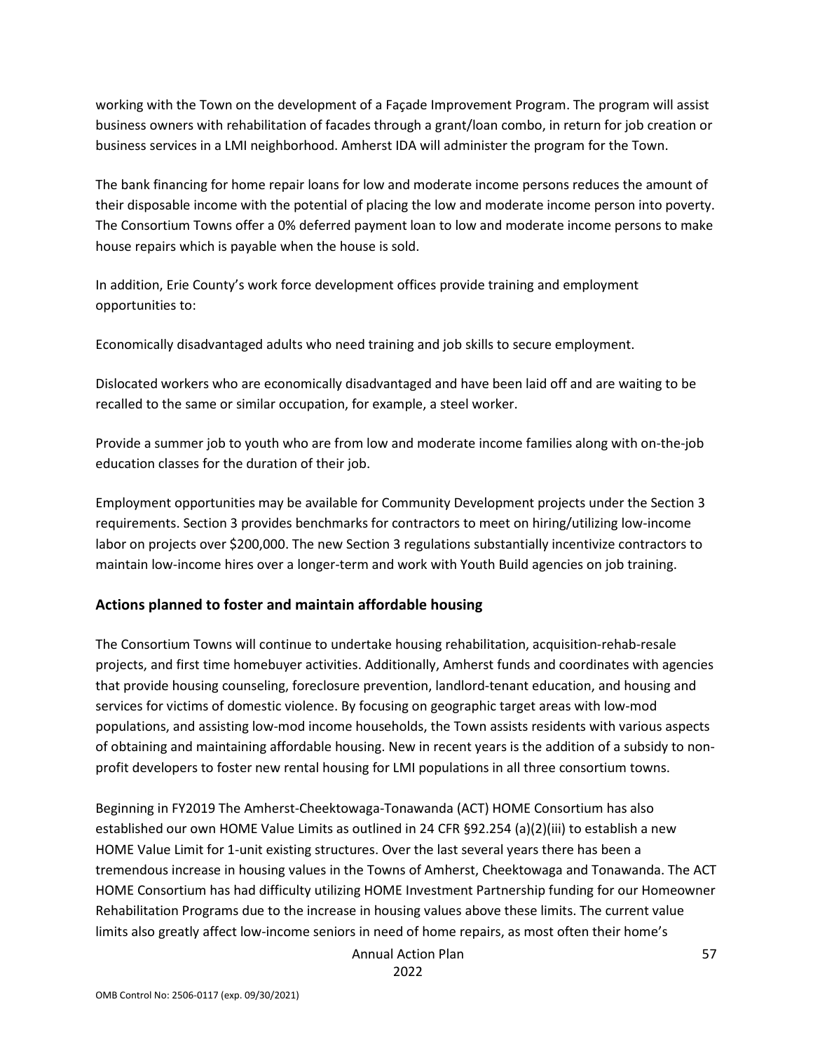working with the Town on the development of a Façade Improvement Program. The program will assist business owners with rehabilitation of facades through a grant/loan combo, in return for job creation or business services in a LMI neighborhood. Amherst IDA will administer the program for the Town.

The bank financing for home repair loans for low and moderate income persons reduces the amount of their disposable income with the potential of placing the low and moderate income person into poverty. The Consortium Towns offer a 0% deferred payment loan to low and moderate income persons to make house repairs which is payable when the house is sold.

In addition, Erie County's work force development offices provide training and employment opportunities to:

Economically disadvantaged adults who need training and job skills to secure employment.

Dislocated workers who are economically disadvantaged and have been laid off and are waiting to be recalled to the same or similar occupation, for example, a steel worker.

Provide a summer job to youth who are from low and moderate income families along with on-the-job education classes for the duration of their job.

Employment opportunities may be available for Community Development projects under the Section 3 requirements. Section 3 provides benchmarks for contractors to meet on hiring/utilizing low-income labor on projects over $200,000. The new Section 3 regulations substantially incentivize contractors to maintain low-income hires over a longer-term and work with Youth Build agencies on job training.

## Actions planned to foster and maintain affordable housing

The Consortium Towns will continue to undertake housing rehabilitation, acquisition-rehab-resale projects, and first time homebuyer activities. Additionally, Amherst funds and coordinates with agencies that provide housing counseling, foreclosure prevention, landlord-tenant education, and housing and services for victims of domestic violence. By focusing on geographic target areas with low-mod populations, and assisting low-mod income households, the Town assists residents with various aspects of obtaining and maintaining affordable housing. New in recent years is the addition of a subsidy to non-profit developers to foster new rental housing for LMI populations in all three consortium towns.

Beginning in FY2019 The Amherst-Cheektowaga-Tonawanda (ACT) HOME Consortium has also established our own HOME Value Limits as outlined in 24 CFR §92.254 (a)(2)(iii) to establish a new HOME Value Limit for 1-unit existing structures. Over the last several years there has been a tremendous increase in housing values in the Towns of Amherst, Cheektowaga and Tonawanda. The ACT HOME Consortium has had difficulty utilizing HOME Investment Partnership funding for our Homeowner Rehabilitation Programs due to the increase in housing values above these limits. The current value limits also greatly affect low-income seniors in need of home repairs, as most often their home's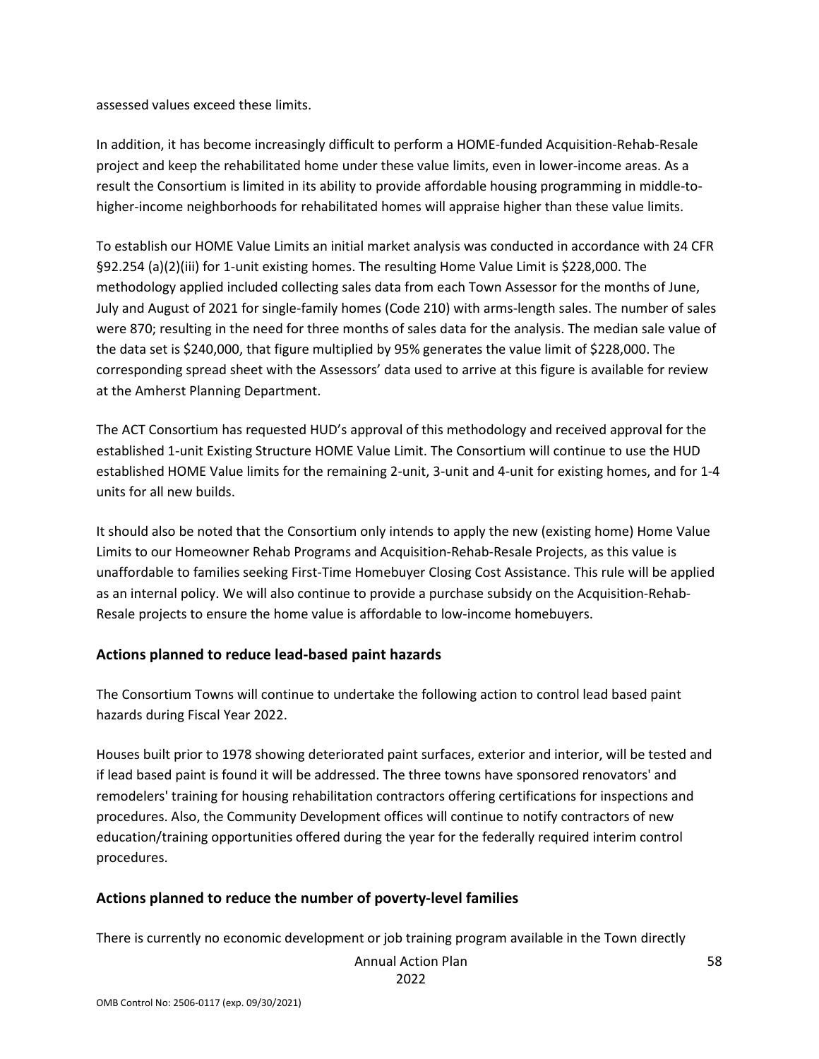assessed values exceed these limits.

In addition, it has become increasingly difficult to perform a HOME-funded Acquisition-Rehab-Resale project and keep the rehabilitated home under these value limits, even in lower-income areas. As a result the Consortium is limited in its ability to provide affordable housing programming in middle-to-higher-income neighborhoods for rehabilitated homes will appraise higher than these value limits.

To establish our HOME Value Limits an initial market analysis was conducted in accordance with 24 CFR §92.254 (a)(2)(iii) for 1-unit existing homes. The resulting Home Value Limit is $228,000. The methodology applied included collecting sales data from each Town Assessor for the months of June, July and August of 2021 for single-family homes (Code 210) with arms-length sales. The number of sales were 870; resulting in the need for three months of sales data for the analysis. The median sale value of the data set is $240,000, that figure multiplied by 95% generates the value limit of $228,000. The corresponding spread sheet with the Assessors' data used to arrive at this figure is available for review at the Amherst Planning Department.

The ACT Consortium has requested HUD's approval of this methodology and received approval for the established 1-unit Existing Structure HOME Value Limit. The Consortium will continue to use the HUD established HOME Value limits for the remaining 2-unit, 3-unit and 4-unit for existing homes, and for 1-4 units for all new builds.

It should also be noted that the Consortium only intends to apply the new (existing home) Home Value Limits to our Homeowner Rehab Programs and Acquisition-Rehab-Resale Projects, as this value is unaffordable to families seeking First-Time Homebuyer Closing Cost Assistance. This rule will be applied as an internal policy. We will also continue to provide a purchase subsidy on the Acquisition-Rehab-Resale projects to ensure the home value is affordable to low-income homebuyers.

## Actions planned to reduce lead-based paint hazards

The Consortium Towns will continue to undertake the following action to control lead based paint hazards during Fiscal Year 2022.

Houses built prior to 1978 showing deteriorated paint surfaces, exterior and interior, will be tested and if lead based paint is found it will be addressed. The three towns have sponsored renovators' and remodelers' training for housing rehabilitation contractors offering certifications for inspections and procedures. Also, the Community Development offices will continue to notify contractors of new education/training opportunities offered during the year for the federally required interim control procedures.

## Actions planned to reduce the number of poverty-level families

There is currently no economic development or job training program available in the Town directly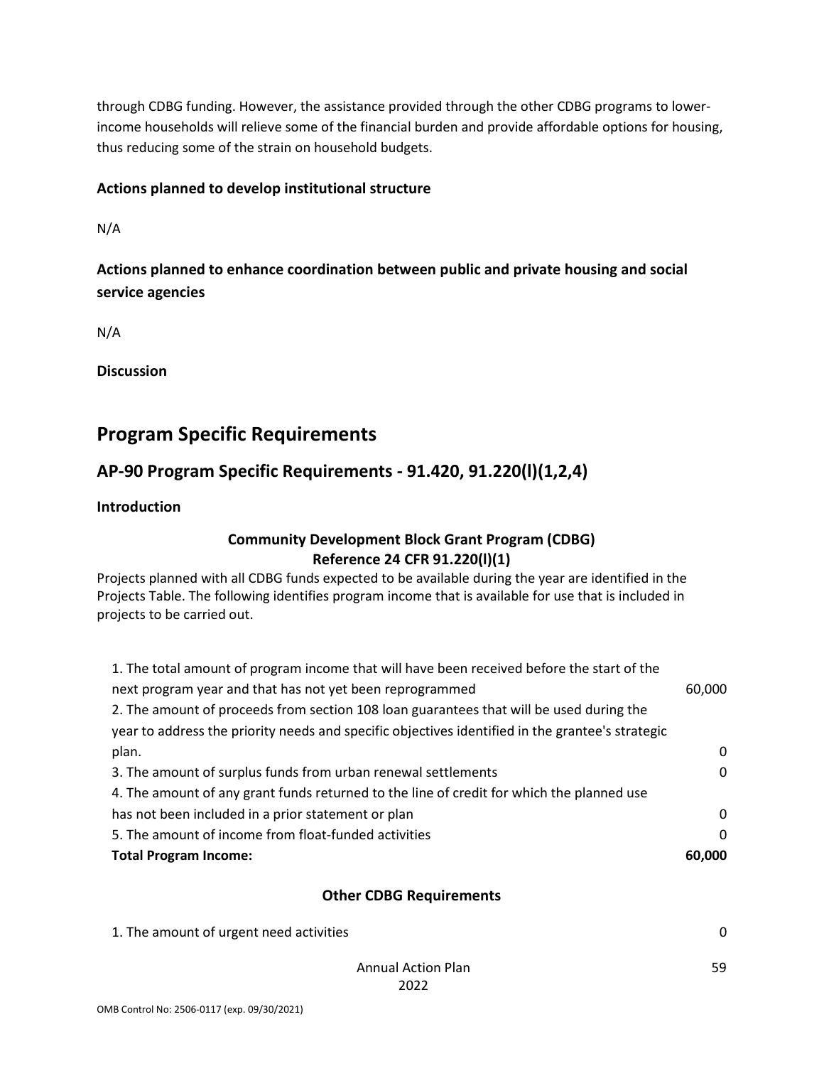through CDBG funding. However, the assistance provided through the other CDBG programs to lower-income households will relieve some of the financial burden and provide affordable options for housing, thus reducing some of the strain on household budgets.

**Actions planned to develop institutional structure**

N/A

**Actions planned to enhance coordination between public and private housing and social service agencies**

N/A

**Discussion**

# Program Specific Requirements

## AP-90 Program Specific Requirements - 91.420, 91.220(l)(1,2,4)

**Introduction**

**Community Development Block Grant Program (CDBG)**
**Reference 24 CFR 91.220(l)(1)**

Projects planned with all CDBG funds expected to be available during the year are identified in the Projects Table. The following identifies program income that is available for use that is included in projects to be carried out.

| | |
|---|---|
| 1. The total amount of program income that will have been received before the start of the next program year and that has not yet been reprogrammed | 60,000 |
| 2. The amount of proceeds from section 108 loan guarantees that will be used during the year to address the priority needs and specific objectives identified in the grantee's strategic plan. | 0 |
| 3. The amount of surplus funds from urban renewal settlements | 0 |
| 4. The amount of any grant funds returned to the line of credit for which the planned use has not been included in a prior statement or plan | 0 |
| 5. The amount of income from float-funded activities | 0 |
| **Total Program Income:** | **60,000** |

**Other CDBG Requirements**

| | |
|---|---|
| 1. The amount of urgent need activities | 0 |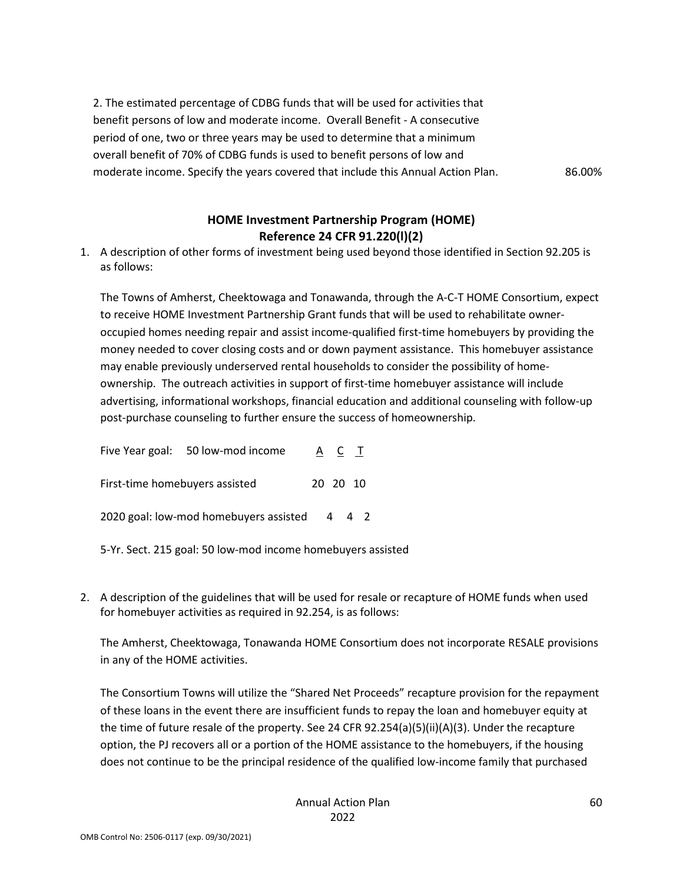2. The estimated percentage of CDBG funds that will be used for activities that benefit persons of low and moderate income. Overall Benefit - A consecutive period of one, two or three years may be used to determine that a minimum overall benefit of 70% of CDBG funds is used to benefit persons of low and moderate income. Specify the years covered that include this Annual Action Plan. 86.00%

## HOME Investment Partnership Program (HOME) Reference 24 CFR 91.220(l)(2)

1. A description of other forms of investment being used beyond those identified in Section 92.205 is as follows:

   The Towns of Amherst, Cheektowaga and Tonawanda, through the A-C-T HOME Consortium, expect to receive HOME Investment Partnership Grant funds that will be used to rehabilitate owner-occupied homes needing repair and assist income-qualified first-time homebuyers by providing the money needed to cover closing costs and or down payment assistance. This homebuyer assistance may enable previously underserved rental households to consider the possibility of home-ownership. The outreach activities in support of first-time homebuyer assistance will include advertising, informational workshops, financial education and additional counseling with follow-up post-purchase counseling to further ensure the success of homeownership.

   | Five Year goal: 50 low-mod income | A | C | T |
   |---|---|---|---|
   | First-time homebuyers assisted | 20 | 20 | 10 |
   | 2020 goal: low-mod homebuyers assisted | 4 | 4 | 2 |

   5-Yr. Sect. 215 goal: 50 low-mod income homebuyers assisted

2. A description of the guidelines that will be used for resale or recapture of HOME funds when used for homebuyer activities as required in 92.254, is as follows:

   The Amherst, Cheektowaga, Tonawanda HOME Consortium does not incorporate RESALE provisions in any of the HOME activities.

   The Consortium Towns will utilize the "Shared Net Proceeds" recapture provision for the repayment of these loans in the event there are insufficient funds to repay the loan and homebuyer equity at the time of future resale of the property. See 24 CFR 92.254(a)(5)(ii)(A)(3). Under the recapture option, the PJ recovers all or a portion of the HOME assistance to the homebuyers, if the housing does not continue to be the principal residence of the qualified low-income family that purchased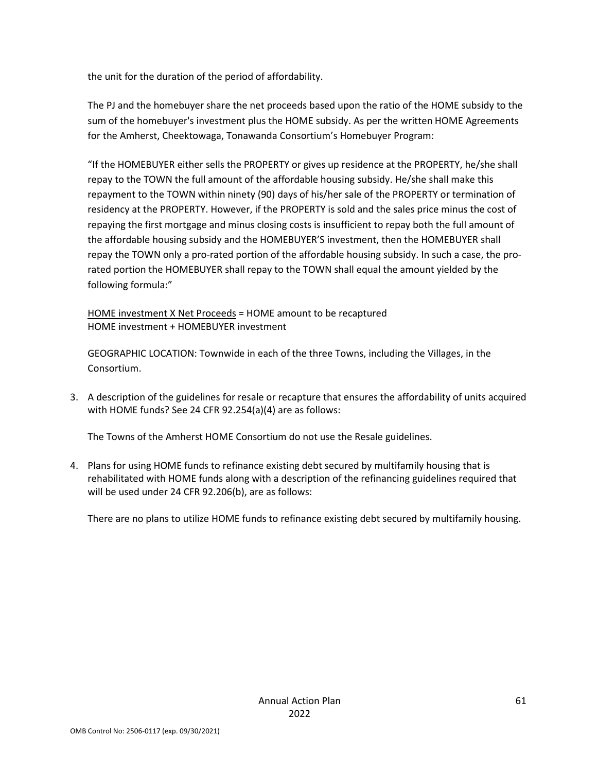the unit for the duration of the period of affordability.

The PJ and the homebuyer share the net proceeds based upon the ratio of the HOME subsidy to the sum of the homebuyer's investment plus the HOME subsidy. As per the written HOME Agreements for the Amherst, Cheektowaga, Tonawanda Consortium's Homebuyer Program:

"If the HOMEBUYER either sells the PROPERTY or gives up residence at the PROPERTY, he/she shall repay to the TOWN the full amount of the affordable housing subsidy. He/she shall make this repayment to the TOWN within ninety (90) days of his/her sale of the PROPERTY or termination of residency at the PROPERTY. However, if the PROPERTY is sold and the sales price minus the cost of repaying the first mortgage and minus closing costs is insufficient to repay both the full amount of the affordable housing subsidy and the HOMEBUYER'S investment, then the HOMEBUYER shall repay the TOWN only a pro-rated portion of the affordable housing subsidy. In such a case, the pro-rated portion the HOMEBUYER shall repay to the TOWN shall equal the amount yielded by the following formula:"

$$\frac{\text{HOME investment X Net Proceeds}}{\text{HOME investment + HOMEBUYER investment}} = \text{HOME amount to be recaptured}$$

GEOGRAPHIC LOCATION: Townwide in each of the three Towns, including the Villages, in the Consortium.

3. A description of the guidelines for resale or recapture that ensures the affordability of units acquired with HOME funds? See 24 CFR 92.254(a)(4) are as follows:

   The Towns of the Amherst HOME Consortium do not use the Resale guidelines.

4. Plans for using HOME funds to refinance existing debt secured by multifamily housing that is rehabilitated with HOME funds along with a description of the refinancing guidelines required that will be used under 24 CFR 92.206(b), are as follows:

   There are no plans to utilize HOME funds to refinance existing debt secured by multifamily housing.